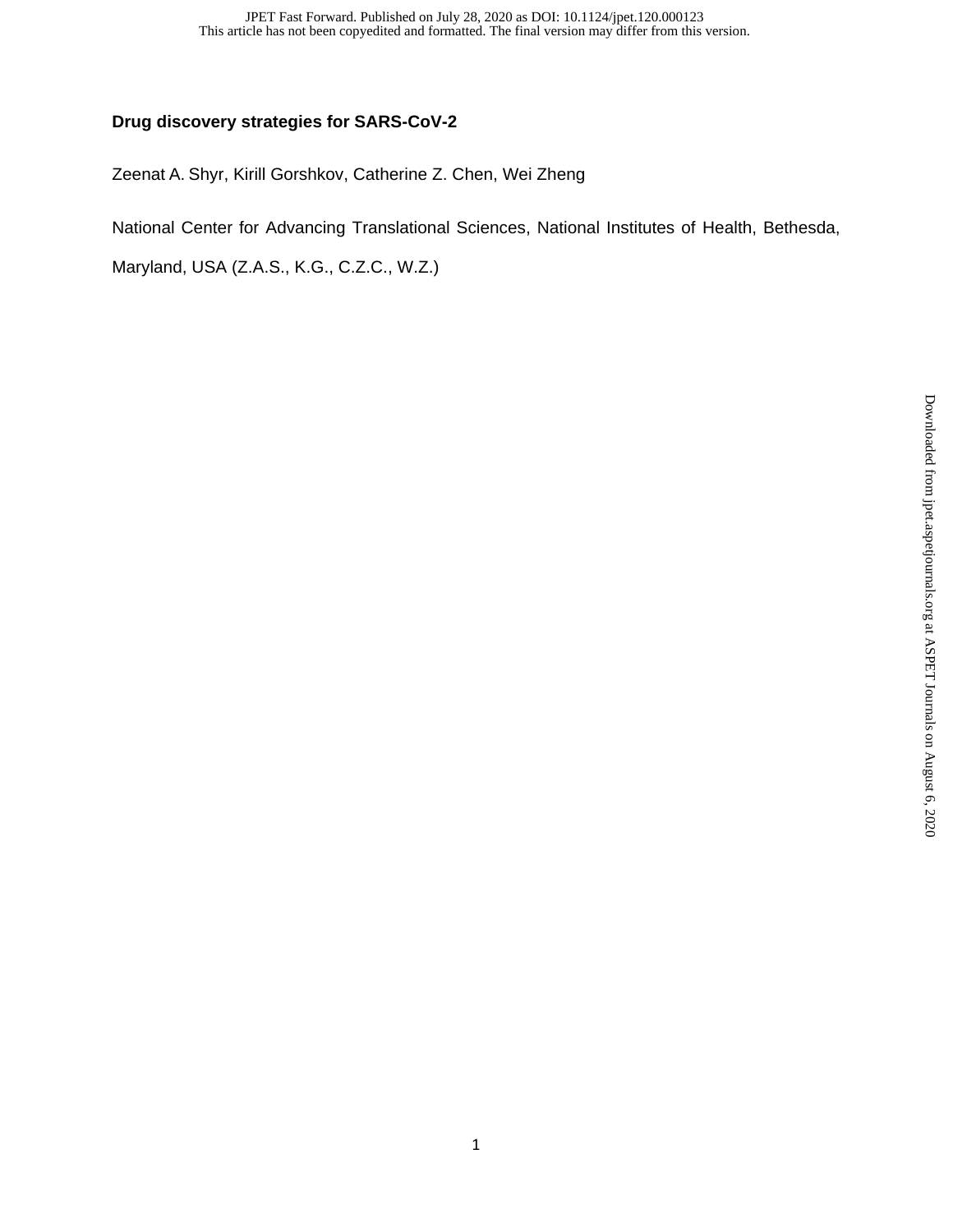# Drug discovery strategies for SARS-CoV-2

Zeenat A. Shyr, Kirill Gorshkov, Catherine Z. Chen, Wei Zheng

National Center for Advancing Translational Sciences, National Institutes of Health, Bethesda, Maryland, USA (Z.A.S., K.G., C.Z.C., W.Z.)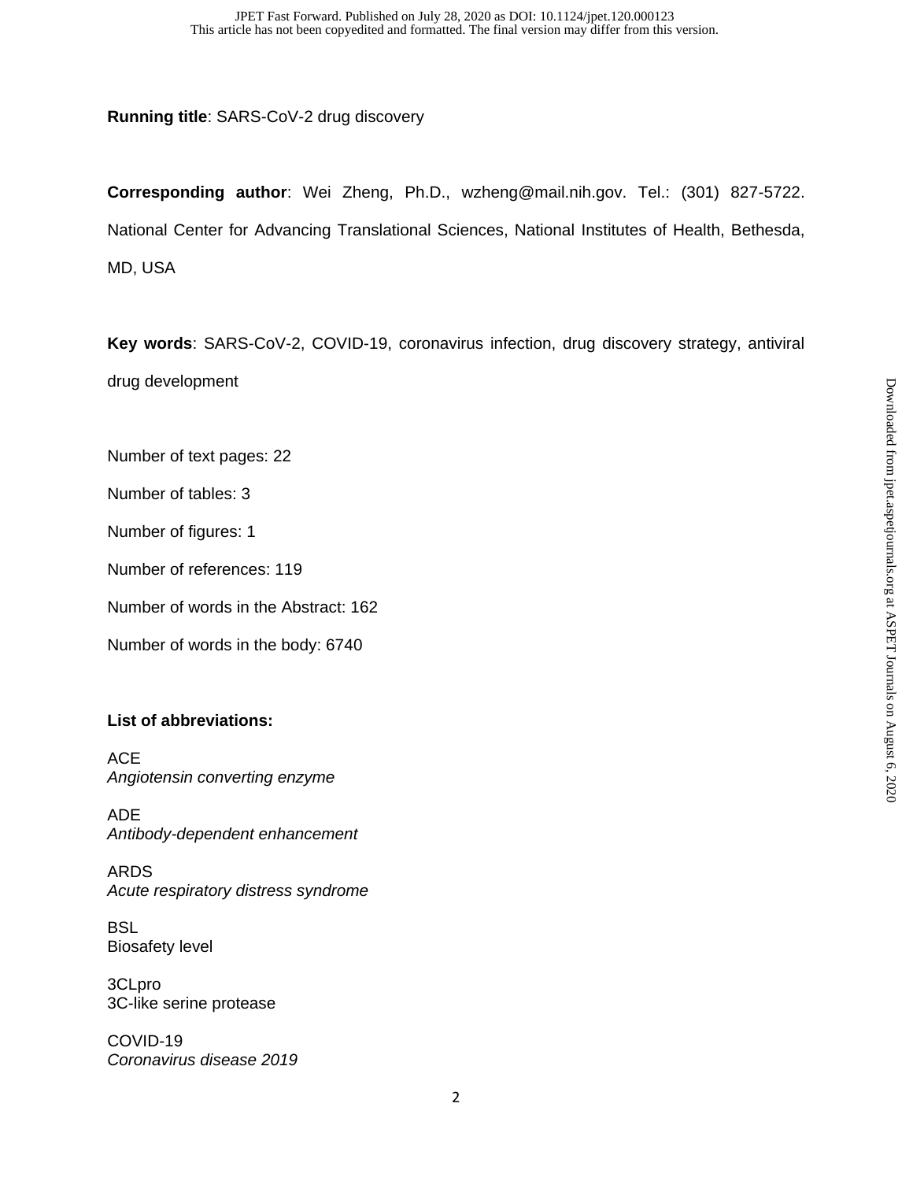**Running title**: SARS-CoV-2 drug discovery

**Corresponding author**: Wei Zheng, Ph.D., wzheng@mail.nih.gov. Tel.: (301) 827-5722. National Center for Advancing Translational Sciences, National Institutes of Health, Bethesda, MD, USA

**Key words**: SARS-CoV-2, COVID-19, coronavirus infection, drug discovery strategy, antiviral drug development

Number of text pages: 22

Number of tables: 3

Number of figures: 1

Number of references: 119

Number of words in the Abstract: 162

Number of words in the body: 6740

**List of abbreviations:**

ACE
*Angiotensin converting enzyme*

ADE
*Antibody-dependent enhancement*

ARDS
*Acute respiratory distress syndrome*

BSL
Biosafety level

3CLpro
3C-like serine protease

COVID-19
*Coronavirus disease 2019*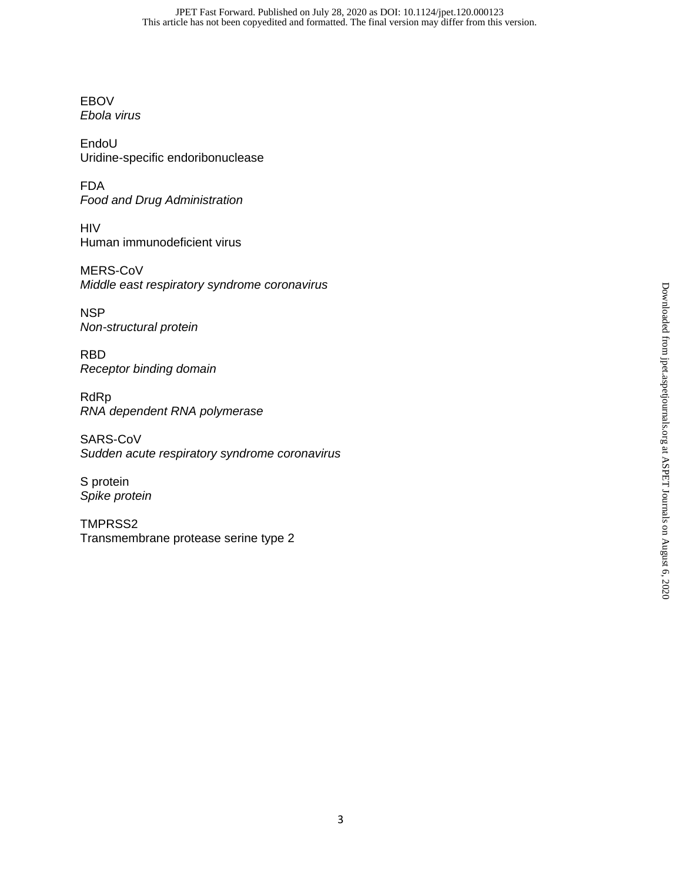EBOV
*Ebola virus*

EndoU
Uridine-specific endoribonuclease

FDA
*Food and Drug Administration*

HIV
Human immunodeficient virus

MERS-CoV
*Middle east respiratory syndrome coronavirus*

NSP
*Non-structural protein*

RBD
*Receptor binding domain*

RdRp
*RNA dependent RNA polymerase*

SARS-CoV
*Sudden acute respiratory syndrome coronavirus*

S protein
*Spike protein*

TMPRSS2
Transmembrane protease serine type 2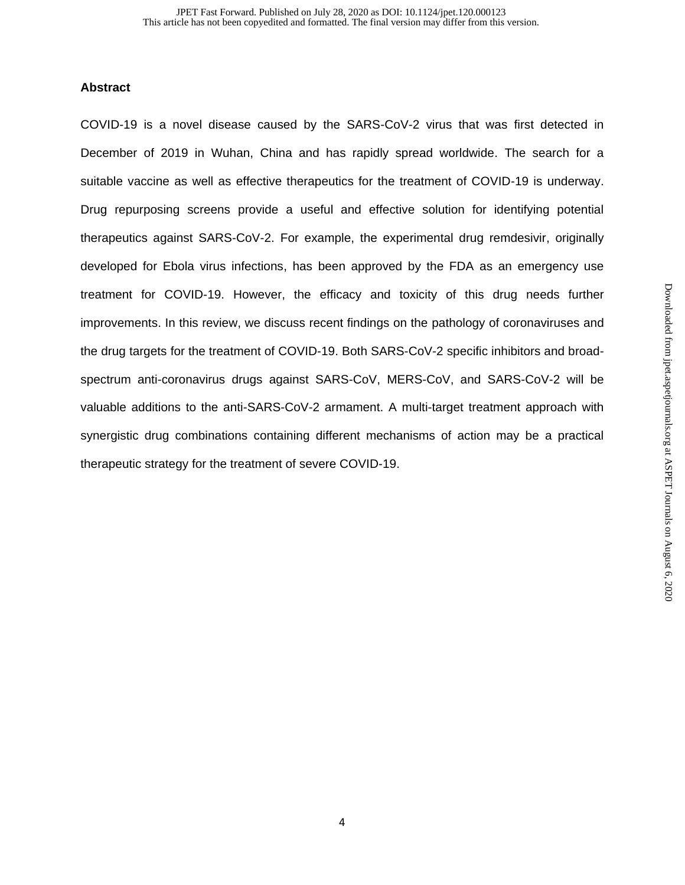## Abstract

COVID-19 is a novel disease caused by the SARS-CoV-2 virus that was first detected in December of 2019 in Wuhan, China and has rapidly spread worldwide. The search for a suitable vaccine as well as effective therapeutics for the treatment of COVID-19 is underway. Drug repurposing screens provide a useful and effective solution for identifying potential therapeutics against SARS-CoV-2. For example, the experimental drug remdesivir, originally developed for Ebola virus infections, has been approved by the FDA as an emergency use treatment for COVID-19. However, the efficacy and toxicity of this drug needs further improvements. In this review, we discuss recent findings on the pathology of coronaviruses and the drug targets for the treatment of COVID-19. Both SARS-CoV-2 specific inhibitors and broad-spectrum anti-coronavirus drugs against SARS-CoV, MERS-CoV, and SARS-CoV-2 will be valuable additions to the anti-SARS-CoV-2 armament. A multi-target treatment approach with synergistic drug combinations containing different mechanisms of action may be a practical therapeutic strategy for the treatment of severe COVID-19.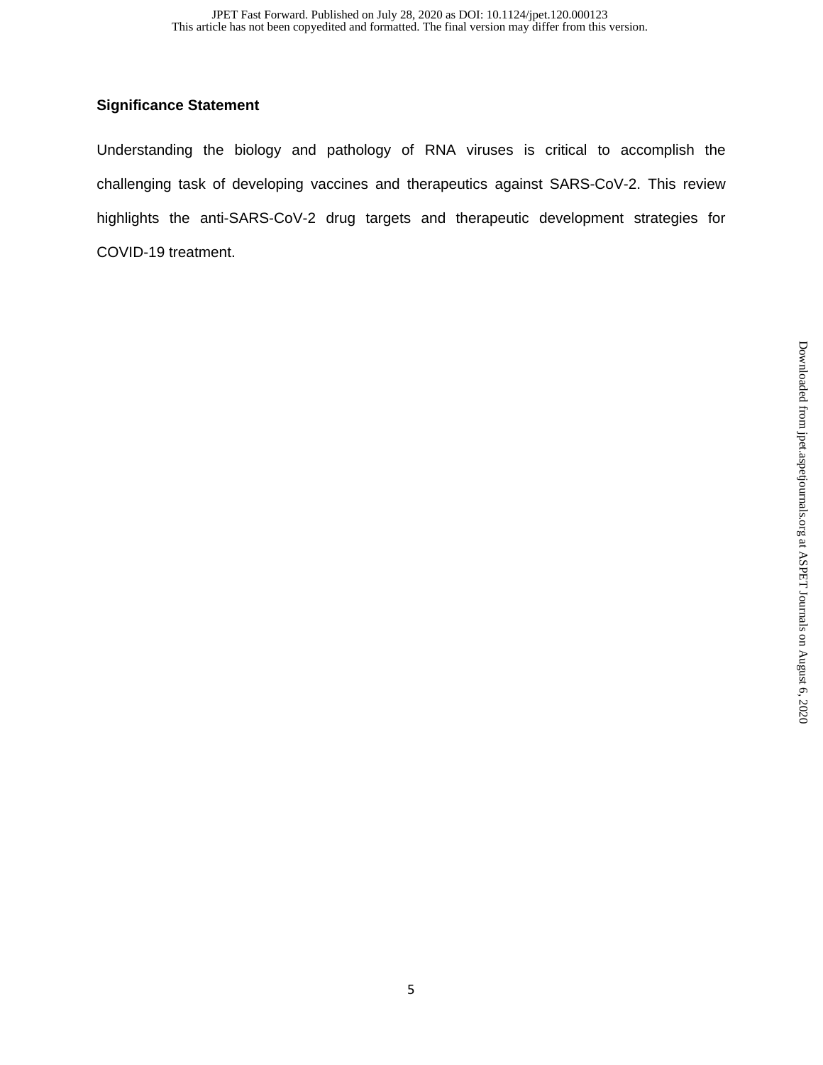**Significance Statement**

Understanding the biology and pathology of RNA viruses is critical to accomplish the challenging task of developing vaccines and therapeutics against SARS-CoV-2. This review highlights the anti-SARS-CoV-2 drug targets and therapeutic development strategies for COVID-19 treatment.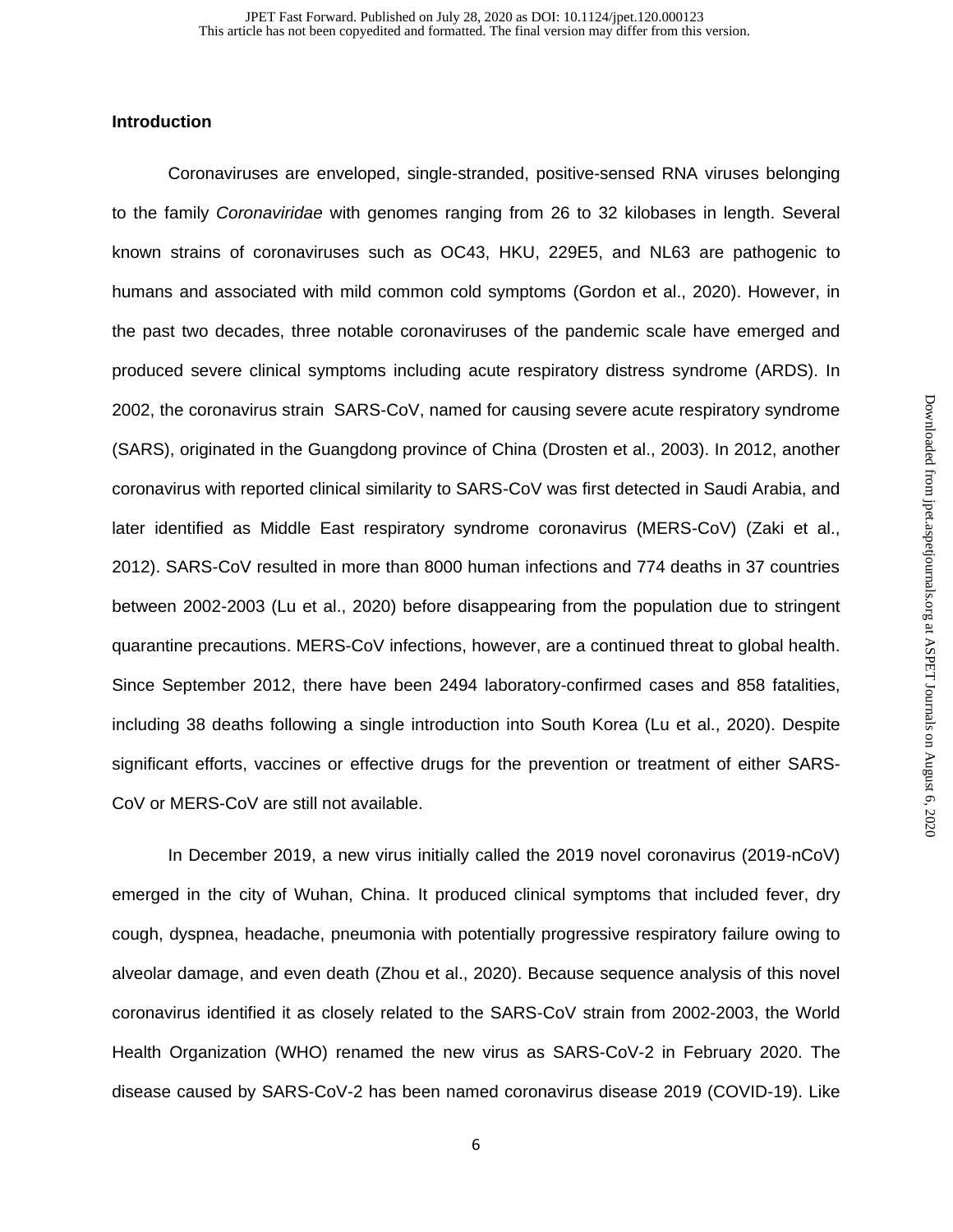### Introduction

Coronaviruses are enveloped, single-stranded, positive-sensed RNA viruses belonging to the family *Coronaviridae* with genomes ranging from 26 to 32 kilobases in length. Several known strains of coronaviruses such as OC43, HKU, 229E5, and NL63 are pathogenic to humans and associated with mild common cold symptoms (Gordon et al., 2020). However, in the past two decades, three notable coronaviruses of the pandemic scale have emerged and produced severe clinical symptoms including acute respiratory distress syndrome (ARDS). In 2002, the coronavirus strain SARS-CoV, named for causing severe acute respiratory syndrome (SARS), originated in the Guangdong province of China (Drosten et al., 2003). In 2012, another coronavirus with reported clinical similarity to SARS-CoV was first detected in Saudi Arabia, and later identified as Middle East respiratory syndrome coronavirus (MERS-CoV) (Zaki et al., 2012). SARS-CoV resulted in more than 8000 human infections and 774 deaths in 37 countries between 2002-2003 (Lu et al., 2020) before disappearing from the population due to stringent quarantine precautions. MERS-CoV infections, however, are a continued threat to global health. Since September 2012, there have been 2494 laboratory-confirmed cases and 858 fatalities, including 38 deaths following a single introduction into South Korea (Lu et al., 2020). Despite significant efforts, vaccines or effective drugs for the prevention or treatment of either SARS-CoV or MERS-CoV are still not available.

In December 2019, a new virus initially called the 2019 novel coronavirus (2019-nCoV) emerged in the city of Wuhan, China. It produced clinical symptoms that included fever, dry cough, dyspnea, headache, pneumonia with potentially progressive respiratory failure owing to alveolar damage, and even death (Zhou et al., 2020). Because sequence analysis of this novel coronavirus identified it as closely related to the SARS-CoV strain from 2002-2003, the World Health Organization (WHO) renamed the new virus as SARS-CoV-2 in February 2020. The disease caused by SARS-CoV-2 has been named coronavirus disease 2019 (COVID-19). Like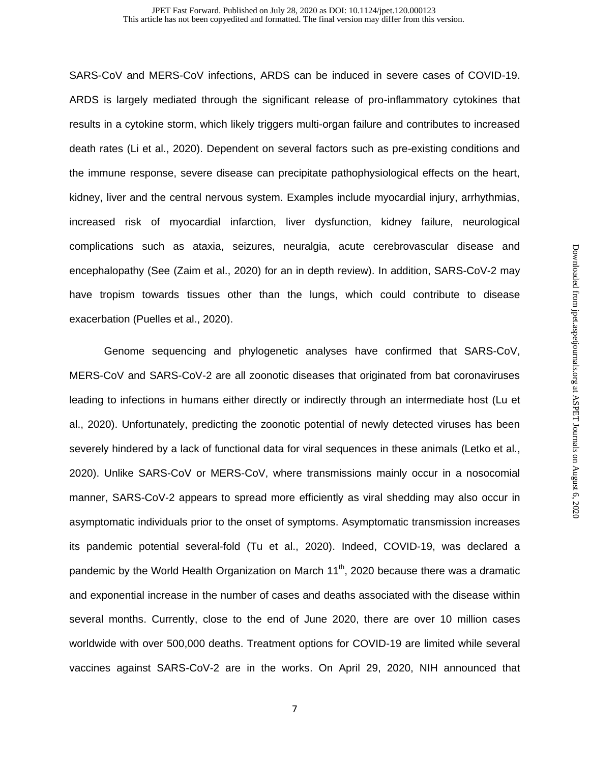SARS-CoV and MERS-CoV infections, ARDS can be induced in severe cases of COVID-19. ARDS is largely mediated through the significant release of pro-inflammatory cytokines that results in a cytokine storm, which likely triggers multi-organ failure and contributes to increased death rates (Li et al., 2020). Dependent on several factors such as pre-existing conditions and the immune response, severe disease can precipitate pathophysiological effects on the heart, kidney, liver and the central nervous system. Examples include myocardial injury, arrhythmias, increased risk of myocardial infarction, liver dysfunction, kidney failure, neurological complications such as ataxia, seizures, neuralgia, acute cerebrovascular disease and encephalopathy (See (Zaim et al., 2020) for an in depth review). In addition, SARS-CoV-2 may have tropism towards tissues other than the lungs, which could contribute to disease exacerbation (Puelles et al., 2020).

Genome sequencing and phylogenetic analyses have confirmed that SARS-CoV, MERS-CoV and SARS-CoV-2 are all zoonotic diseases that originated from bat coronaviruses leading to infections in humans either directly or indirectly through an intermediate host (Lu et al., 2020). Unfortunately, predicting the zoonotic potential of newly detected viruses has been severely hindered by a lack of functional data for viral sequences in these animals (Letko et al., 2020). Unlike SARS-CoV or MERS-CoV, where transmissions mainly occur in a nosocomial manner, SARS-CoV-2 appears to spread more efficiently as viral shedding may also occur in asymptomatic individuals prior to the onset of symptoms. Asymptomatic transmission increases its pandemic potential several-fold (Tu et al., 2020). Indeed, COVID-19, was declared a pandemic by the World Health Organization on March 11th, 2020 because there was a dramatic and exponential increase in the number of cases and deaths associated with the disease within several months. Currently, close to the end of June 2020, there are over 10 million cases worldwide with over 500,000 deaths. Treatment options for COVID-19 are limited while several vaccines against SARS-CoV-2 are in the works. On April 29, 2020, NIH announced that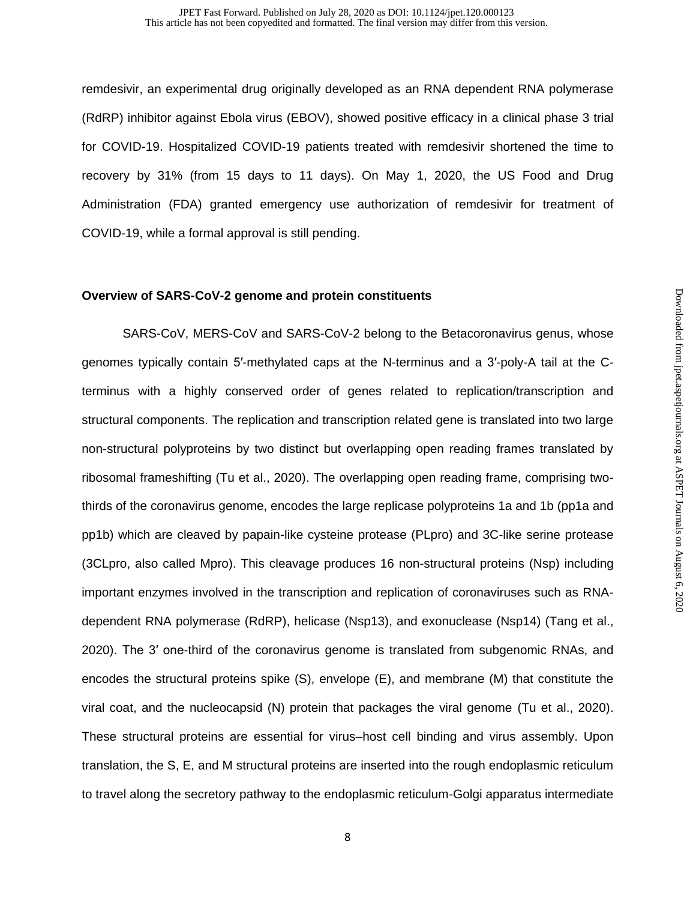remdesivir, an experimental drug originally developed as an RNA dependent RNA polymerase (RdRP) inhibitor against Ebola virus (EBOV), showed positive efficacy in a clinical phase 3 trial for COVID-19. Hospitalized COVID-19 patients treated with remdesivir shortened the time to recovery by 31% (from 15 days to 11 days). On May 1, 2020, the US Food and Drug Administration (FDA) granted emergency use authorization of remdesivir for treatment of COVID-19, while a formal approval is still pending.

### Overview of SARS-CoV-2 genome and protein constituents

SARS-CoV, MERS-CoV and SARS-CoV-2 belong to the Betacoronavirus genus, whose genomes typically contain 5′-methylated caps at the N-terminus and a 3′-poly-A tail at the C-terminus with a highly conserved order of genes related to replication/transcription and structural components. The replication and transcription related gene is translated into two large non-structural polyproteins by two distinct but overlapping open reading frames translated by ribosomal frameshifting (Tu et al., 2020). The overlapping open reading frame, comprising two-thirds of the coronavirus genome, encodes the large replicase polyproteins 1a and 1b (pp1a and pp1b) which are cleaved by papain-like cysteine protease (PLpro) and 3C-like serine protease (3CLpro, also called Mpro). This cleavage produces 16 non-structural proteins (Nsp) including important enzymes involved in the transcription and replication of coronaviruses such as RNA-dependent RNA polymerase (RdRP), helicase (Nsp13), and exonuclease (Nsp14) (Tang et al., 2020). The 3′ one-third of the coronavirus genome is translated from subgenomic RNAs, and encodes the structural proteins spike (S), envelope (E), and membrane (M) that constitute the viral coat, and the nucleocapsid (N) protein that packages the viral genome (Tu et al., 2020). These structural proteins are essential for virus–host cell binding and virus assembly. Upon translation, the S, E, and M structural proteins are inserted into the rough endoplasmic reticulum to travel along the secretory pathway to the endoplasmic reticulum-Golgi apparatus intermediate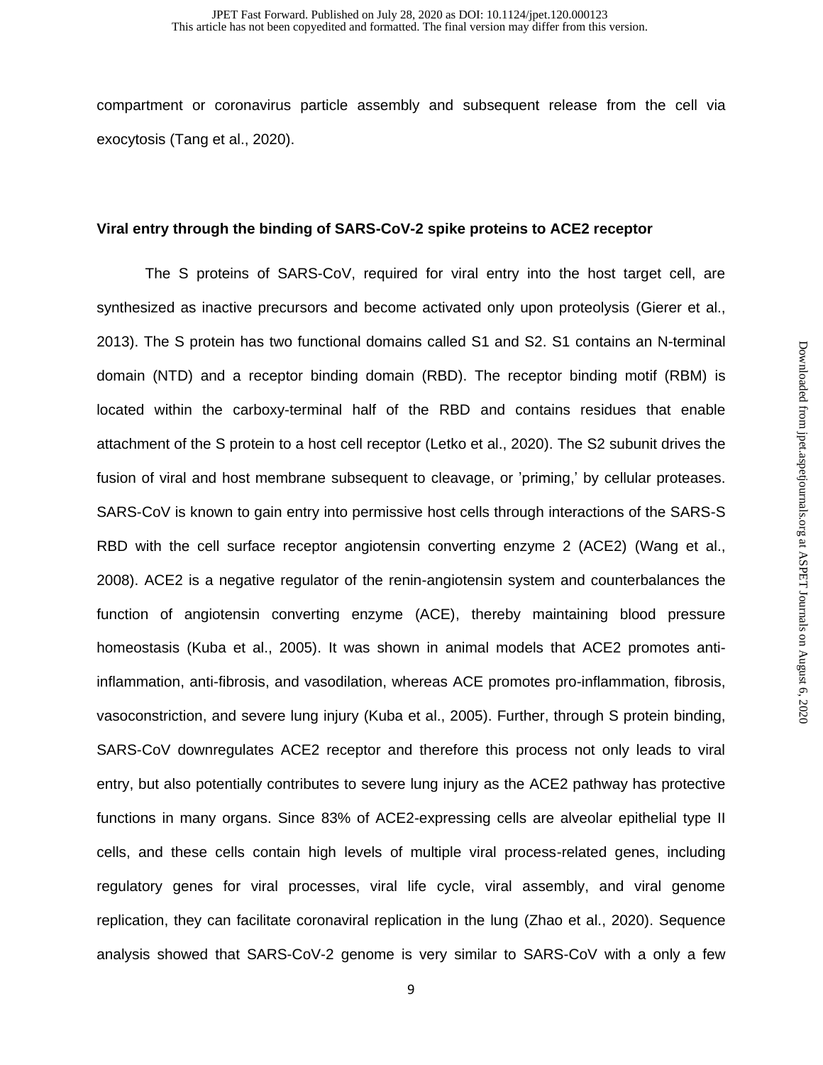compartment or coronavirus particle assembly and subsequent release from the cell via exocytosis (Tang et al., 2020).

**Viral entry through the binding of SARS-CoV-2 spike proteins to ACE2 receptor**

The S proteins of SARS-CoV, required for viral entry into the host target cell, are synthesized as inactive precursors and become activated only upon proteolysis (Gierer et al., 2013). The S protein has two functional domains called S1 and S2. S1 contains an N-terminal domain (NTD) and a receptor binding domain (RBD). The receptor binding motif (RBM) is located within the carboxy-terminal half of the RBD and contains residues that enable attachment of the S protein to a host cell receptor (Letko et al., 2020). The S2 subunit drives the fusion of viral and host membrane subsequent to cleavage, or 'priming,' by cellular proteases. SARS-CoV is known to gain entry into permissive host cells through interactions of the SARS-S RBD with the cell surface receptor angiotensin converting enzyme 2 (ACE2) (Wang et al., 2008). ACE2 is a negative regulator of the renin-angiotensin system and counterbalances the function of angiotensin converting enzyme (ACE), thereby maintaining blood pressure homeostasis (Kuba et al., 2005). It was shown in animal models that ACE2 promotes anti-inflammation, anti-fibrosis, and vasodilation, whereas ACE promotes pro-inflammation, fibrosis, vasoconstriction, and severe lung injury (Kuba et al., 2005). Further, through S protein binding, SARS-CoV downregulates ACE2 receptor and therefore this process not only leads to viral entry, but also potentially contributes to severe lung injury as the ACE2 pathway has protective functions in many organs. Since 83% of ACE2-expressing cells are alveolar epithelial type II cells, and these cells contain high levels of multiple viral process-related genes, including regulatory genes for viral processes, viral life cycle, viral assembly, and viral genome replication, they can facilitate coronaviral replication in the lung (Zhao et al., 2020). Sequence analysis showed that SARS-CoV-2 genome is very similar to SARS-CoV with a only a few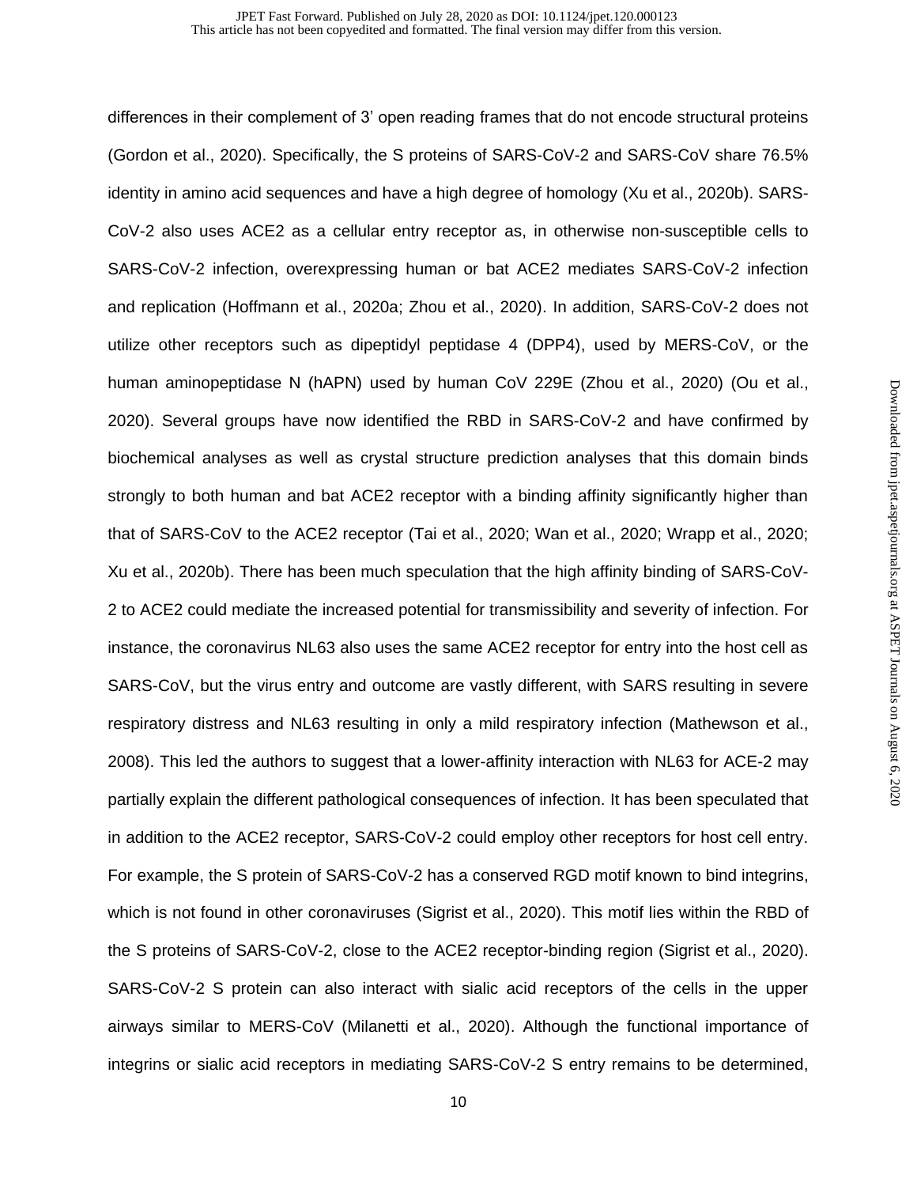differences in their complement of 3' open reading frames that do not encode structural proteins (Gordon et al., 2020). Specifically, the S proteins of SARS-CoV-2 and SARS-CoV share 76.5% identity in amino acid sequences and have a high degree of homology (Xu et al., 2020b). SARS-CoV-2 also uses ACE2 as a cellular entry receptor as, in otherwise non-susceptible cells to SARS-CoV-2 infection, overexpressing human or bat ACE2 mediates SARS-CoV-2 infection and replication (Hoffmann et al., 2020a; Zhou et al., 2020). In addition, SARS-CoV-2 does not utilize other receptors such as dipeptidyl peptidase 4 (DPP4), used by MERS-CoV, or the human aminopeptidase N (hAPN) used by human CoV 229E (Zhou et al., 2020) (Ou et al., 2020). Several groups have now identified the RBD in SARS-CoV-2 and have confirmed by biochemical analyses as well as crystal structure prediction analyses that this domain binds strongly to both human and bat ACE2 receptor with a binding affinity significantly higher than that of SARS-CoV to the ACE2 receptor (Tai et al., 2020; Wan et al., 2020; Wrapp et al., 2020; Xu et al., 2020b). There has been much speculation that the high affinity binding of SARS-CoV-2 to ACE2 could mediate the increased potential for transmissibility and severity of infection. For instance, the coronavirus NL63 also uses the same ACE2 receptor for entry into the host cell as SARS-CoV, but the virus entry and outcome are vastly different, with SARS resulting in severe respiratory distress and NL63 resulting in only a mild respiratory infection (Mathewson et al., 2008). This led the authors to suggest that a lower-affinity interaction with NL63 for ACE-2 may partially explain the different pathological consequences of infection. It has been speculated that in addition to the ACE2 receptor, SARS-CoV-2 could employ other receptors for host cell entry. For example, the S protein of SARS-CoV-2 has a conserved RGD motif known to bind integrins, which is not found in other coronaviruses (Sigrist et al., 2020). This motif lies within the RBD of the S proteins of SARS-CoV-2, close to the ACE2 receptor-binding region (Sigrist et al., 2020). SARS-CoV-2 S protein can also interact with sialic acid receptors of the cells in the upper airways similar to MERS-CoV (Milanetti et al., 2020). Although the functional importance of integrins or sialic acid receptors in mediating SARS-CoV-2 S entry remains to be determined,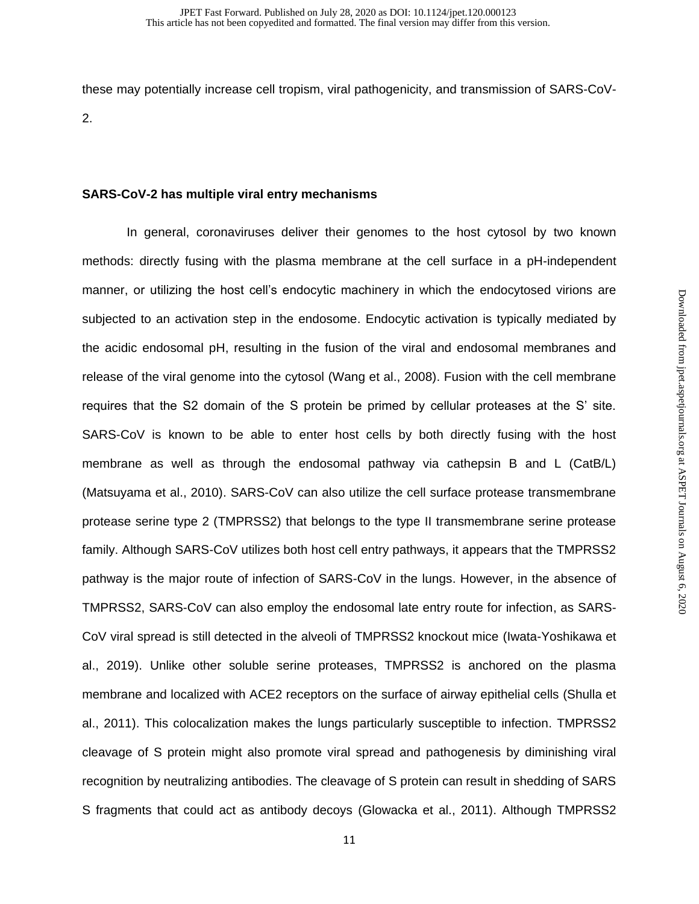these may potentially increase cell tropism, viral pathogenicity, and transmission of SARS-CoV-2.

**SARS-CoV-2 has multiple viral entry mechanisms**

In general, coronaviruses deliver their genomes to the host cytosol by two known methods: directly fusing with the plasma membrane at the cell surface in a pH-independent manner, or utilizing the host cell's endocytic machinery in which the endocytosed virions are subjected to an activation step in the endosome. Endocytic activation is typically mediated by the acidic endosomal pH, resulting in the fusion of the viral and endosomal membranes and release of the viral genome into the cytosol (Wang et al., 2008). Fusion with the cell membrane requires that the S2 domain of the S protein be primed by cellular proteases at the S' site. SARS-CoV is known to be able to enter host cells by both directly fusing with the host membrane as well as through the endosomal pathway via cathepsin B and L (CatB/L) (Matsuyama et al., 2010). SARS-CoV can also utilize the cell surface protease transmembrane protease serine type 2 (TMPRSS2) that belongs to the type II transmembrane serine protease family. Although SARS-CoV utilizes both host cell entry pathways, it appears that the TMPRSS2 pathway is the major route of infection of SARS-CoV in the lungs. However, in the absence of TMPRSS2, SARS-CoV can also employ the endosomal late entry route for infection, as SARS-CoV viral spread is still detected in the alveoli of TMPRSS2 knockout mice (Iwata-Yoshikawa et al., 2019). Unlike other soluble serine proteases, TMPRSS2 is anchored on the plasma membrane and localized with ACE2 receptors on the surface of airway epithelial cells (Shulla et al., 2011). This colocalization makes the lungs particularly susceptible to infection. TMPRSS2 cleavage of S protein might also promote viral spread and pathogenesis by diminishing viral recognition by neutralizing antibodies. The cleavage of S protein can result in shedding of SARS S fragments that could act as antibody decoys (Glowacka et al., 2011). Although TMPRSS2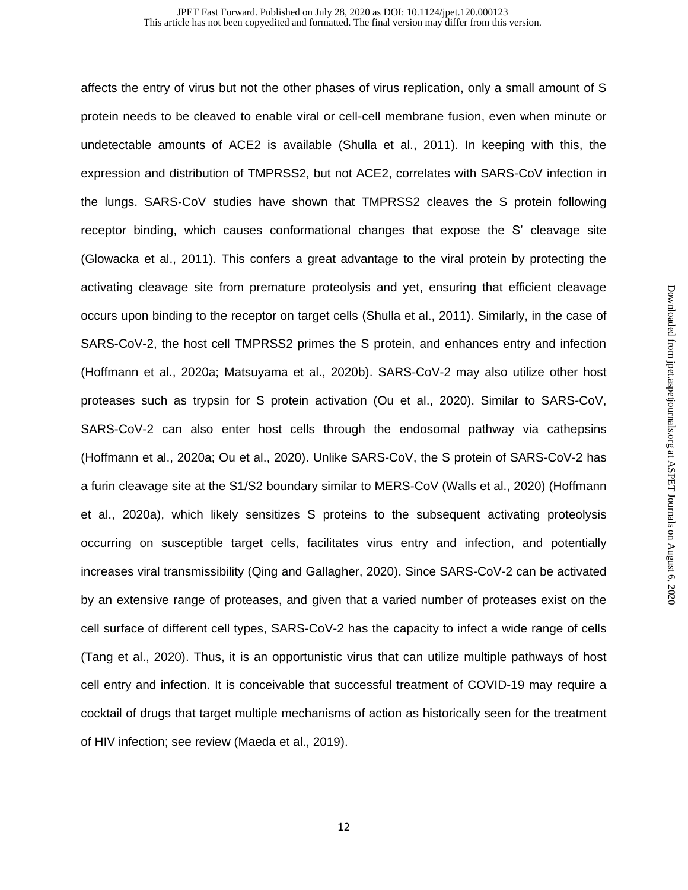affects the entry of virus but not the other phases of virus replication, only a small amount of S protein needs to be cleaved to enable viral or cell-cell membrane fusion, even when minute or undetectable amounts of ACE2 is available (Shulla et al., 2011). In keeping with this, the expression and distribution of TMPRSS2, but not ACE2, correlates with SARS-CoV infection in the lungs. SARS-CoV studies have shown that TMPRSS2 cleaves the S protein following receptor binding, which causes conformational changes that expose the S' cleavage site (Glowacka et al., 2011). This confers a great advantage to the viral protein by protecting the activating cleavage site from premature proteolysis and yet, ensuring that efficient cleavage occurs upon binding to the receptor on target cells (Shulla et al., 2011). Similarly, in the case of SARS-CoV-2, the host cell TMPRSS2 primes the S protein, and enhances entry and infection (Hoffmann et al., 2020a; Matsuyama et al., 2020b). SARS-CoV-2 may also utilize other host proteases such as trypsin for S protein activation (Ou et al., 2020). Similar to SARS-CoV, SARS-CoV-2 can also enter host cells through the endosomal pathway via cathepsins (Hoffmann et al., 2020a; Ou et al., 2020). Unlike SARS-CoV, the S protein of SARS-CoV-2 has a furin cleavage site at the S1/S2 boundary similar to MERS-CoV (Walls et al., 2020) (Hoffmann et al., 2020a), which likely sensitizes S proteins to the subsequent activating proteolysis occurring on susceptible target cells, facilitates virus entry and infection, and potentially increases viral transmissibility (Qing and Gallagher, 2020). Since SARS-CoV-2 can be activated by an extensive range of proteases, and given that a varied number of proteases exist on the cell surface of different cell types, SARS-CoV-2 has the capacity to infect a wide range of cells (Tang et al., 2020). Thus, it is an opportunistic virus that can utilize multiple pathways of host cell entry and infection. It is conceivable that successful treatment of COVID-19 may require a cocktail of drugs that target multiple mechanisms of action as historically seen for the treatment of HIV infection; see review (Maeda et al., 2019).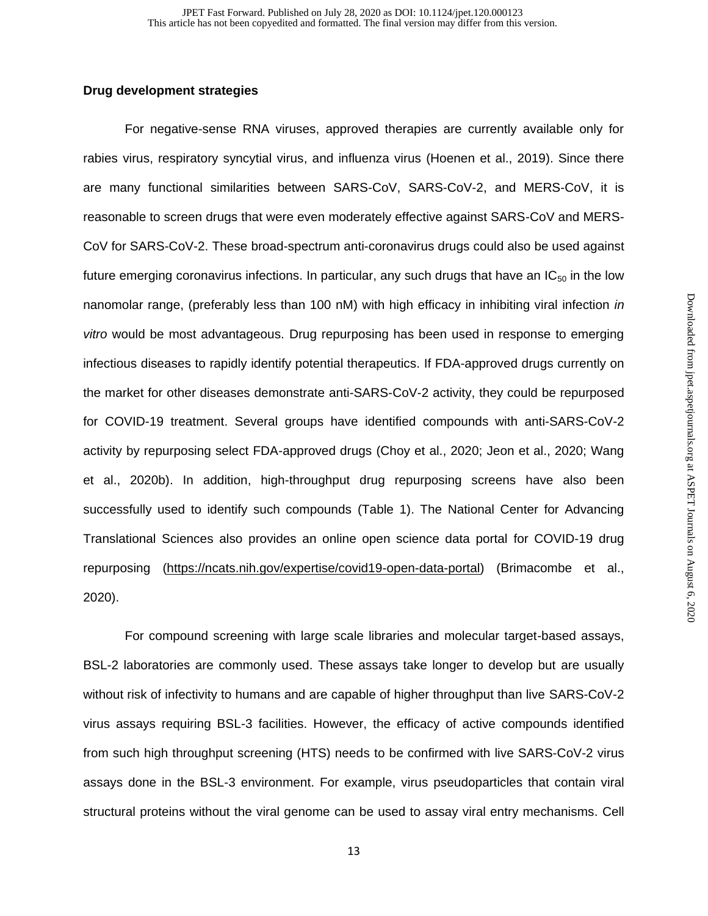## Drug development strategies

For negative-sense RNA viruses, approved therapies are currently available only for rabies virus, respiratory syncytial virus, and influenza virus (Hoenen et al., 2019). Since there are many functional similarities between SARS-CoV, SARS-CoV-2, and MERS-CoV, it is reasonable to screen drugs that were even moderately effective against SARS-CoV and MERS-CoV for SARS-CoV-2. These broad-spectrum anti-coronavirus drugs could also be used against future emerging coronavirus infections. In particular, any such drugs that have an $IC_{50}$ in the low nanomolar range, (preferably less than 100 nM) with high efficacy in inhibiting viral infection *in vitro* would be most advantageous. Drug repurposing has been used in response to emerging infectious diseases to rapidly identify potential therapeutics. If FDA-approved drugs currently on the market for other diseases demonstrate anti-SARS-CoV-2 activity, they could be repurposed for COVID-19 treatment. Several groups have identified compounds with anti-SARS-CoV-2 activity by repurposing select FDA-approved drugs (Choy et al., 2020; Jeon et al., 2020; Wang et al., 2020b). In addition, high-throughput drug repurposing screens have also been successfully used to identify such compounds (Table 1). The National Center for Advancing Translational Sciences also provides an online open science data portal for COVID-19 drug repurposing (https://ncats.nih.gov/expertise/covid19-open-data-portal) (Brimacombe et al., 2020).

For compound screening with large scale libraries and molecular target-based assays, BSL-2 laboratories are commonly used. These assays take longer to develop but are usually without risk of infectivity to humans and are capable of higher throughput than live SARS-CoV-2 virus assays requiring BSL-3 facilities. However, the efficacy of active compounds identified from such high throughput screening (HTS) needs to be confirmed with live SARS-CoV-2 virus assays done in the BSL-3 environment. For example, virus pseudoparticles that contain viral structural proteins without the viral genome can be used to assay viral entry mechanisms. Cell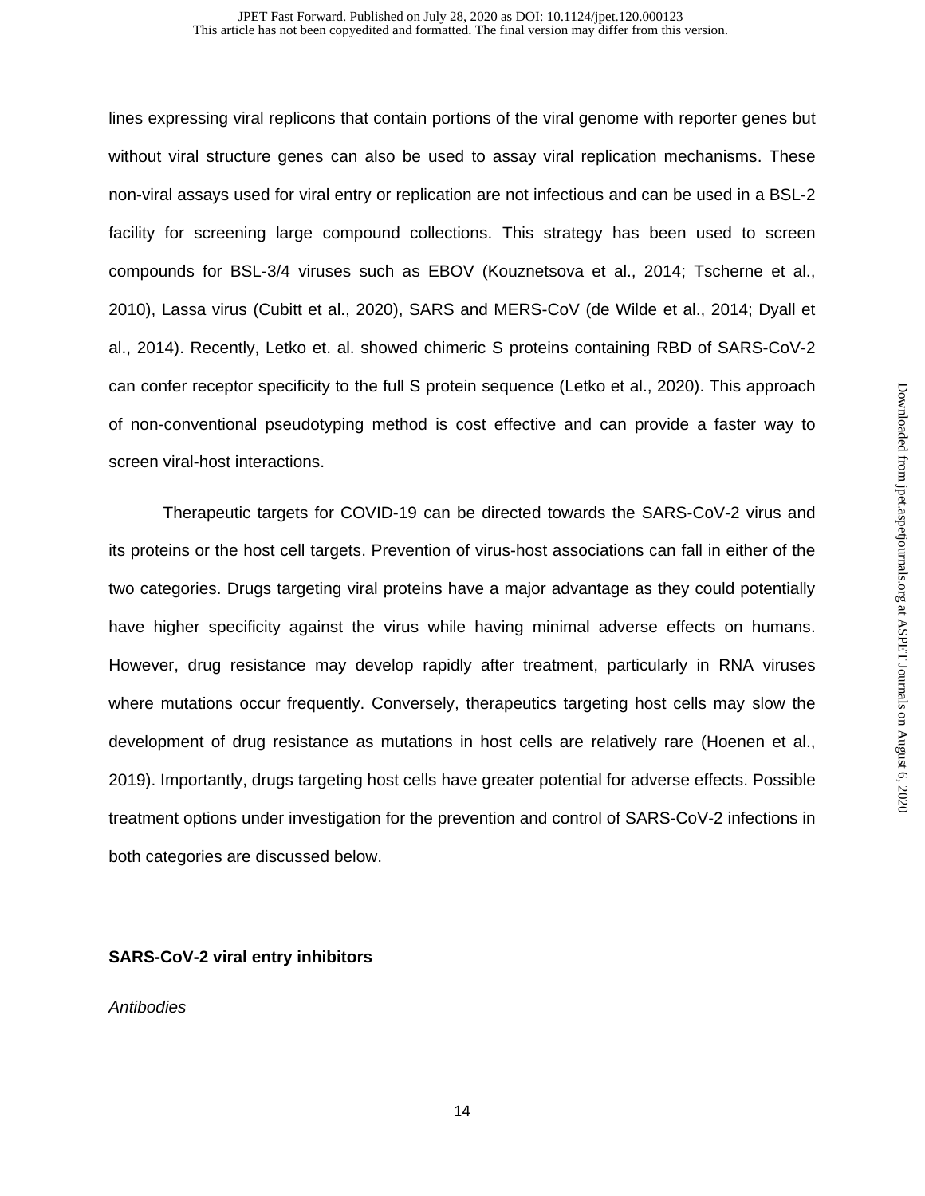lines expressing viral replicons that contain portions of the viral genome with reporter genes but without viral structure genes can also be used to assay viral replication mechanisms. These non-viral assays used for viral entry or replication are not infectious and can be used in a BSL-2 facility for screening large compound collections. This strategy has been used to screen compounds for BSL-3/4 viruses such as EBOV (Kouznetsova et al., 2014; Tscherne et al., 2010), Lassa virus (Cubitt et al., 2020), SARS and MERS-CoV (de Wilde et al., 2014; Dyall et al., 2014). Recently, Letko et. al. showed chimeric S proteins containing RBD of SARS-CoV-2 can confer receptor specificity to the full S protein sequence (Letko et al., 2020). This approach of non-conventional pseudotyping method is cost effective and can provide a faster way to screen viral-host interactions.

Therapeutic targets for COVID-19 can be directed towards the SARS-CoV-2 virus and its proteins or the host cell targets. Prevention of virus-host associations can fall in either of the two categories. Drugs targeting viral proteins have a major advantage as they could potentially have higher specificity against the virus while having minimal adverse effects on humans. However, drug resistance may develop rapidly after treatment, particularly in RNA viruses where mutations occur frequently. Conversely, therapeutics targeting host cells may slow the development of drug resistance as mutations in host cells are relatively rare (Hoenen et al., 2019). Importantly, drugs targeting host cells have greater potential for adverse effects. Possible treatment options under investigation for the prevention and control of SARS-CoV-2 infections in both categories are discussed below.

**SARS-CoV-2 viral entry inhibitors**

*Antibodies*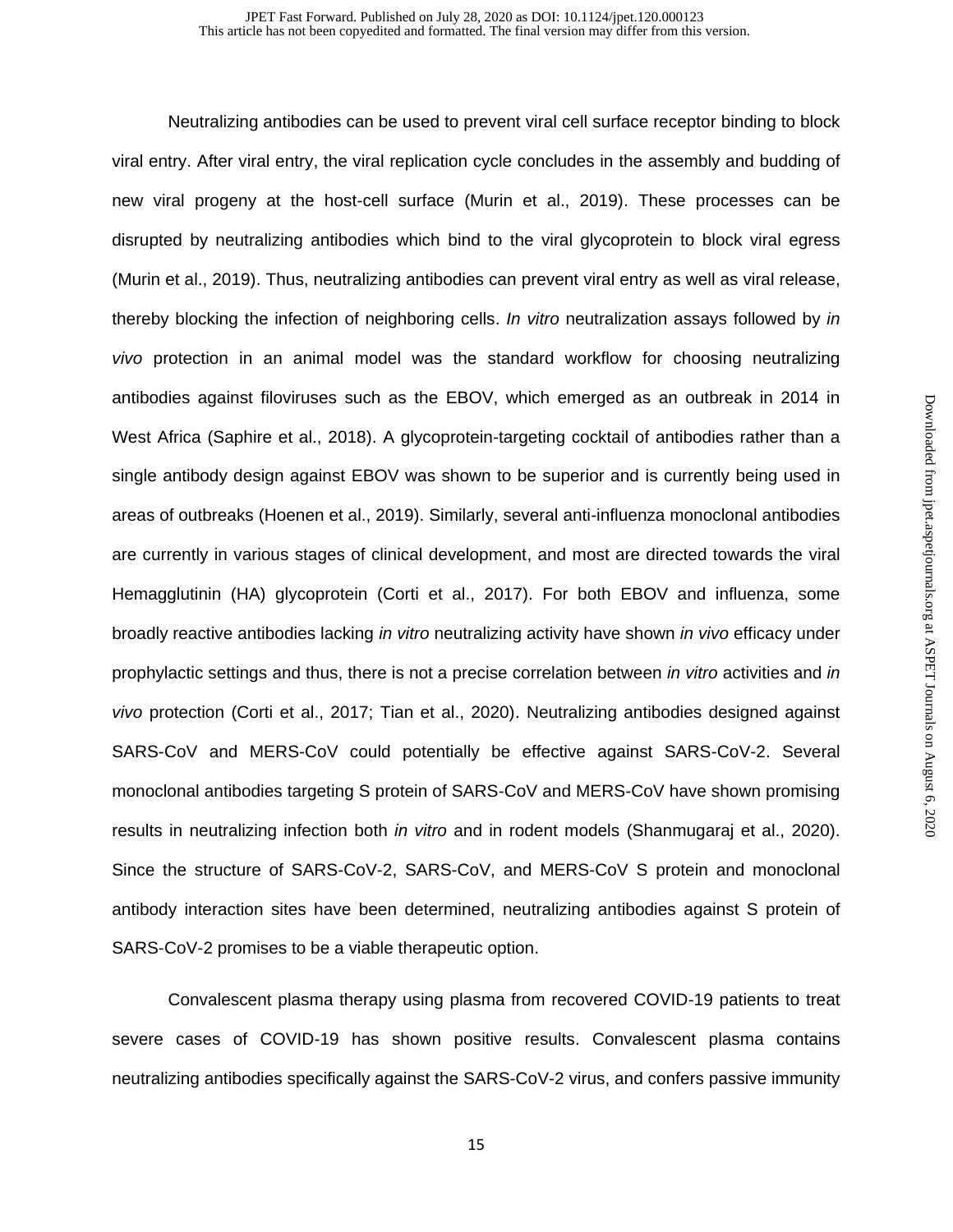Neutralizing antibodies can be used to prevent viral cell surface receptor binding to block viral entry. After viral entry, the viral replication cycle concludes in the assembly and budding of new viral progeny at the host-cell surface (Murin et al., 2019). These processes can be disrupted by neutralizing antibodies which bind to the viral glycoprotein to block viral egress (Murin et al., 2019). Thus, neutralizing antibodies can prevent viral entry as well as viral release, thereby blocking the infection of neighboring cells. *In vitro* neutralization assays followed by *in vivo* protection in an animal model was the standard workflow for choosing neutralizing antibodies against filoviruses such as the EBOV, which emerged as an outbreak in 2014 in West Africa (Saphire et al., 2018). A glycoprotein-targeting cocktail of antibodies rather than a single antibody design against EBOV was shown to be superior and is currently being used in areas of outbreaks (Hoenen et al., 2019). Similarly, several anti-influenza monoclonal antibodies are currently in various stages of clinical development, and most are directed towards the viral Hemagglutinin (HA) glycoprotein (Corti et al., 2017). For both EBOV and influenza, some broadly reactive antibodies lacking *in vitro* neutralizing activity have shown *in vivo* efficacy under prophylactic settings and thus, there is not a precise correlation between *in vitro* activities and *in vivo* protection (Corti et al., 2017; Tian et al., 2020). Neutralizing antibodies designed against SARS-CoV and MERS-CoV could potentially be effective against SARS-CoV-2. Several monoclonal antibodies targeting S protein of SARS-CoV and MERS-CoV have shown promising results in neutralizing infection both *in vitro* and in rodent models (Shanmugaraj et al., 2020). Since the structure of SARS-CoV-2, SARS-CoV, and MERS-CoV S protein and monoclonal antibody interaction sites have been determined, neutralizing antibodies against S protein of SARS-CoV-2 promises to be a viable therapeutic option.

Convalescent plasma therapy using plasma from recovered COVID-19 patients to treat severe cases of COVID-19 has shown positive results. Convalescent plasma contains neutralizing antibodies specifically against the SARS-CoV-2 virus, and confers passive immunity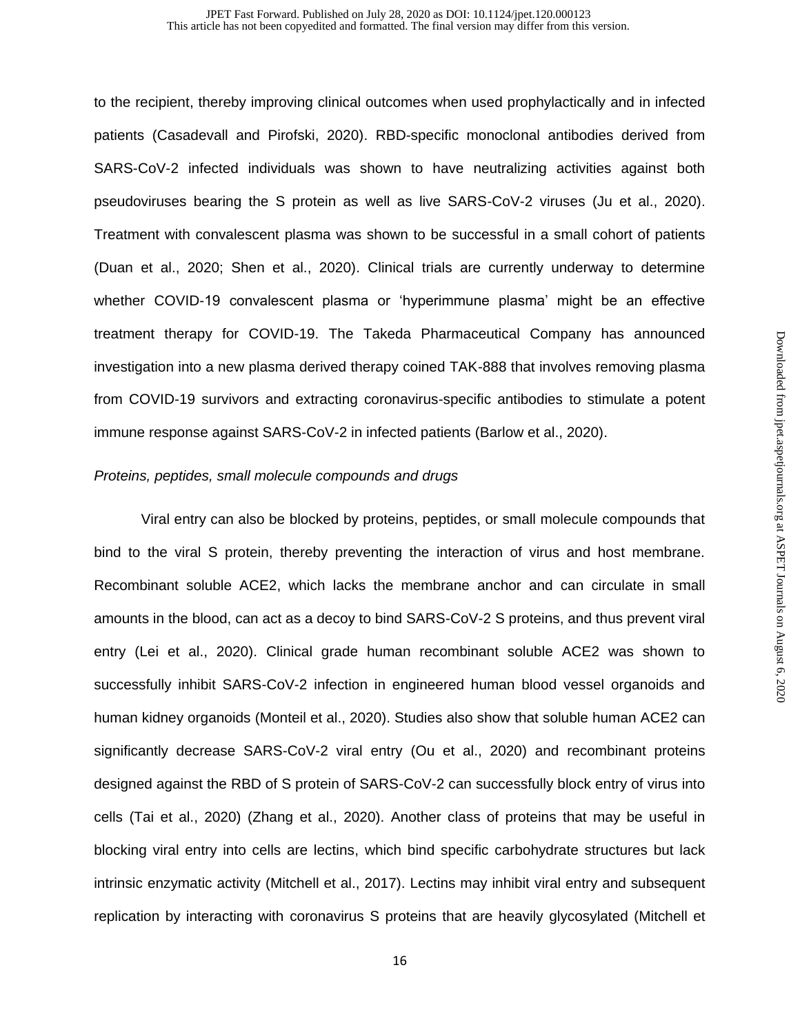to the recipient, thereby improving clinical outcomes when used prophylactically and in infected patients (Casadevall and Pirofski, 2020). RBD-specific monoclonal antibodies derived from SARS-CoV-2 infected individuals was shown to have neutralizing activities against both pseudoviruses bearing the S protein as well as live SARS-CoV-2 viruses (Ju et al., 2020). Treatment with convalescent plasma was shown to be successful in a small cohort of patients (Duan et al., 2020; Shen et al., 2020). Clinical trials are currently underway to determine whether COVID-19 convalescent plasma or 'hyperimmune plasma' might be an effective treatment therapy for COVID-19. The Takeda Pharmaceutical Company has announced investigation into a new plasma derived therapy coined TAK-888 that involves removing plasma from COVID-19 survivors and extracting coronavirus-specific antibodies to stimulate a potent immune response against SARS-CoV-2 in infected patients (Barlow et al., 2020).

*Proteins, peptides, small molecule compounds and drugs*

Viral entry can also be blocked by proteins, peptides, or small molecule compounds that bind to the viral S protein, thereby preventing the interaction of virus and host membrane. Recombinant soluble ACE2, which lacks the membrane anchor and can circulate in small amounts in the blood, can act as a decoy to bind SARS-CoV-2 S proteins, and thus prevent viral entry (Lei et al., 2020). Clinical grade human recombinant soluble ACE2 was shown to successfully inhibit SARS-CoV-2 infection in engineered human blood vessel organoids and human kidney organoids (Monteil et al., 2020). Studies also show that soluble human ACE2 can significantly decrease SARS-CoV-2 viral entry (Ou et al., 2020) and recombinant proteins designed against the RBD of S protein of SARS-CoV-2 can successfully block entry of virus into cells (Tai et al., 2020) (Zhang et al., 2020). Another class of proteins that may be useful in blocking viral entry into cells are lectins, which bind specific carbohydrate structures but lack intrinsic enzymatic activity (Mitchell et al., 2017). Lectins may inhibit viral entry and subsequent replication by interacting with coronavirus S proteins that are heavily glycosylated (Mitchell et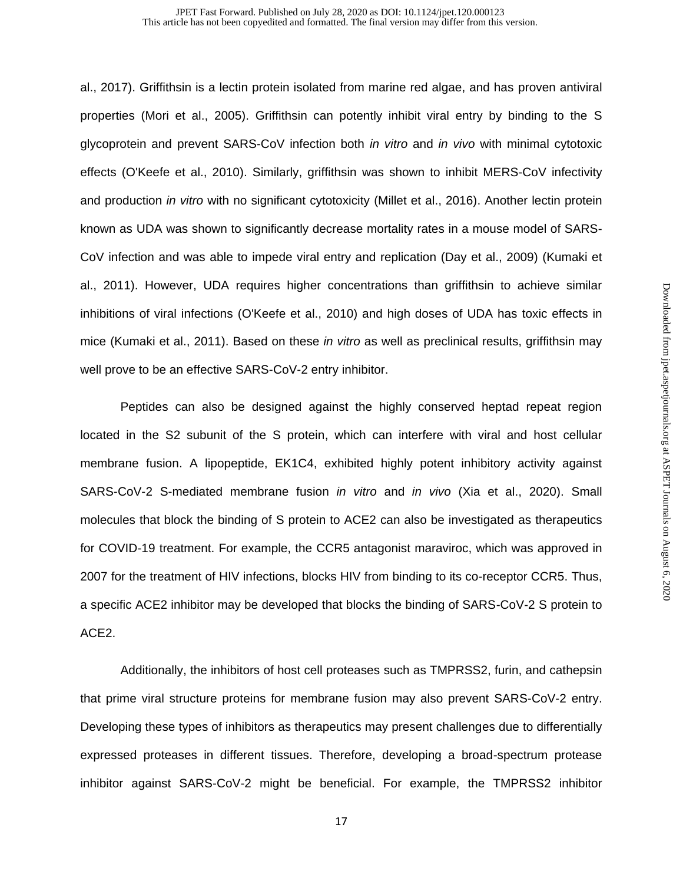al., 2017). Griffithsin is a lectin protein isolated from marine red algae, and has proven antiviral properties (Mori et al., 2005). Griffithsin can potently inhibit viral entry by binding to the S glycoprotein and prevent SARS-CoV infection both *in vitro* and *in vivo* with minimal cytotoxic effects (O'Keefe et al., 2010). Similarly, griffithsin was shown to inhibit MERS-CoV infectivity and production *in vitro* with no significant cytotoxicity (Millet et al., 2016). Another lectin protein known as UDA was shown to significantly decrease mortality rates in a mouse model of SARS-CoV infection and was able to impede viral entry and replication (Day et al., 2009) (Kumaki et al., 2011). However, UDA requires higher concentrations than griffithsin to achieve similar inhibitions of viral infections (O'Keefe et al., 2010) and high doses of UDA has toxic effects in mice (Kumaki et al., 2011). Based on these *in vitro* as well as preclinical results, griffithsin may well prove to be an effective SARS-CoV-2 entry inhibitor.

Peptides can also be designed against the highly conserved heptad repeat region located in the S2 subunit of the S protein, which can interfere with viral and host cellular membrane fusion. A lipopeptide, EK1C4, exhibited highly potent inhibitory activity against SARS-CoV-2 S-mediated membrane fusion *in vitro* and *in vivo* (Xia et al., 2020). Small molecules that block the binding of S protein to ACE2 can also be investigated as therapeutics for COVID-19 treatment. For example, the CCR5 antagonist maraviroc, which was approved in 2007 for the treatment of HIV infections, blocks HIV from binding to its co-receptor CCR5. Thus, a specific ACE2 inhibitor may be developed that blocks the binding of SARS-CoV-2 S protein to ACE2.

Additionally, the inhibitors of host cell proteases such as TMPRSS2, furin, and cathepsin that prime viral structure proteins for membrane fusion may also prevent SARS-CoV-2 entry. Developing these types of inhibitors as therapeutics may present challenges due to differentially expressed proteases in different tissues. Therefore, developing a broad-spectrum protease inhibitor against SARS-CoV-2 might be beneficial. For example, the TMPRSS2 inhibitor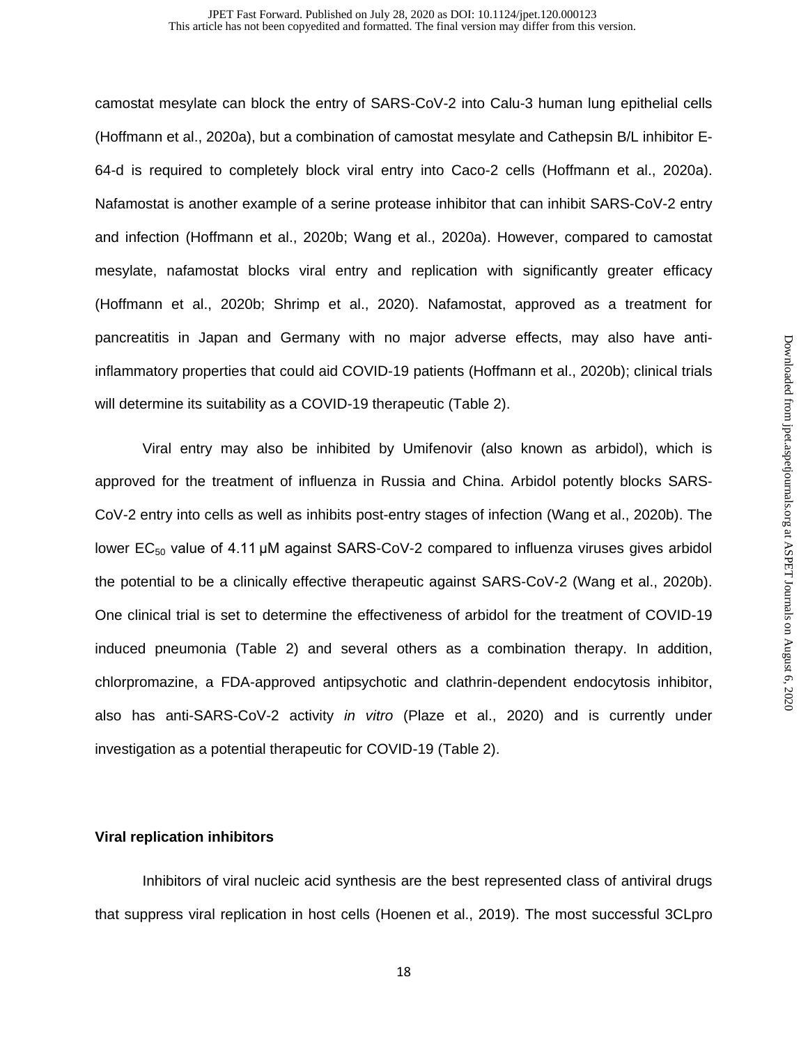camostat mesylate can block the entry of SARS-CoV-2 into Calu-3 human lung epithelial cells (Hoffmann et al., 2020a), but a combination of camostat mesylate and Cathepsin B/L inhibitor E-64-d is required to completely block viral entry into Caco-2 cells (Hoffmann et al., 2020a). Nafamostat is another example of a serine protease inhibitor that can inhibit SARS-CoV-2 entry and infection (Hoffmann et al., 2020b; Wang et al., 2020a). However, compared to camostat mesylate, nafamostat blocks viral entry and replication with significantly greater efficacy (Hoffmann et al., 2020b; Shrimp et al., 2020). Nafamostat, approved as a treatment for pancreatitis in Japan and Germany with no major adverse effects, may also have anti-inflammatory properties that could aid COVID-19 patients (Hoffmann et al., 2020b); clinical trials will determine its suitability as a COVID-19 therapeutic (Table 2).

Viral entry may also be inhibited by Umifenovir (also known as arbidol), which is approved for the treatment of influenza in Russia and China. Arbidol potently blocks SARS-CoV-2 entry into cells as well as inhibits post-entry stages of infection (Wang et al., 2020b). The lower $EC_{50}$ value of 4.11 μM against SARS-CoV-2 compared to influenza viruses gives arbidol the potential to be a clinically effective therapeutic against SARS-CoV-2 (Wang et al., 2020b). One clinical trial is set to determine the effectiveness of arbidol for the treatment of COVID-19 induced pneumonia (Table 2) and several others as a combination therapy. In addition, chlorpromazine, a FDA-approved antipsychotic and clathrin-dependent endocytosis inhibitor, also has anti-SARS-CoV-2 activity *in vitro* (Plaze et al., 2020) and is currently under investigation as a potential therapeutic for COVID-19 (Table 2).

**Viral replication inhibitors**

Inhibitors of viral nucleic acid synthesis are the best represented class of antiviral drugs that suppress viral replication in host cells (Hoenen et al., 2019). The most successful 3CLpro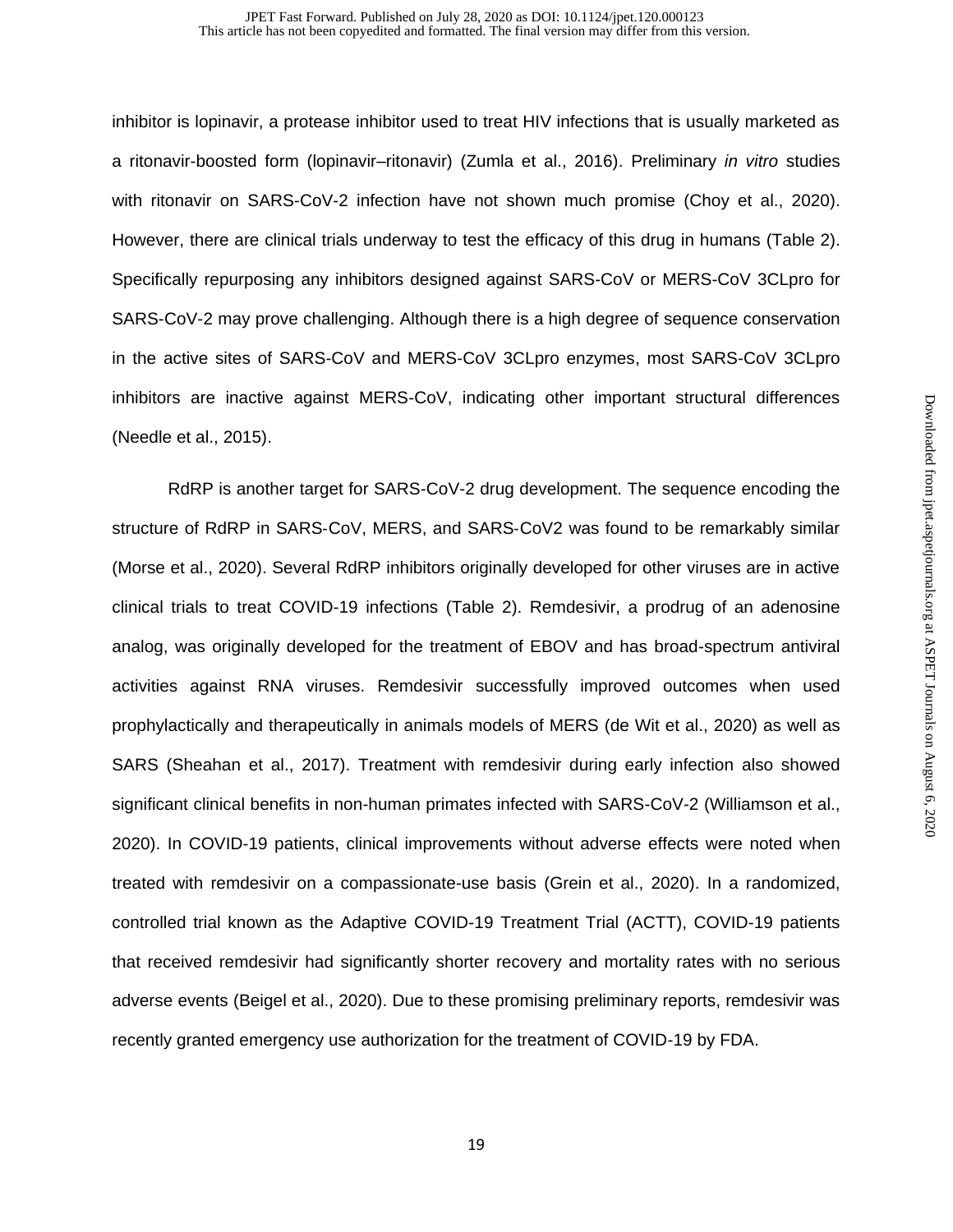inhibitor is lopinavir, a protease inhibitor used to treat HIV infections that is usually marketed as a ritonavir-boosted form (lopinavir–ritonavir) (Zumla et al., 2016). Preliminary *in vitro* studies with ritonavir on SARS-CoV-2 infection have not shown much promise (Choy et al., 2020). However, there are clinical trials underway to test the efficacy of this drug in humans (Table 2). Specifically repurposing any inhibitors designed against SARS-CoV or MERS-CoV 3CLpro for SARS-CoV-2 may prove challenging. Although there is a high degree of sequence conservation in the active sites of SARS-CoV and MERS-CoV 3CLpro enzymes, most SARS-CoV 3CLpro inhibitors are inactive against MERS-CoV, indicating other important structural differences (Needle et al., 2015).

RdRP is another target for SARS-CoV-2 drug development. The sequence encoding the structure of RdRP in SARS-CoV, MERS, and SARS-CoV2 was found to be remarkably similar (Morse et al., 2020). Several RdRP inhibitors originally developed for other viruses are in active clinical trials to treat COVID-19 infections (Table 2). Remdesivir, a prodrug of an adenosine analog, was originally developed for the treatment of EBOV and has broad-spectrum antiviral activities against RNA viruses. Remdesivir successfully improved outcomes when used prophylactically and therapeutically in animals models of MERS (de Wit et al., 2020) as well as SARS (Sheahan et al., 2017). Treatment with remdesivir during early infection also showed significant clinical benefits in non-human primates infected with SARS-CoV-2 (Williamson et al., 2020). In COVID-19 patients, clinical improvements without adverse effects were noted when treated with remdesivir on a compassionate-use basis (Grein et al., 2020). In a randomized, controlled trial known as the Adaptive COVID-19 Treatment Trial (ACTT), COVID-19 patients that received remdesivir had significantly shorter recovery and mortality rates with no serious adverse events (Beigel et al., 2020). Due to these promising preliminary reports, remdesivir was recently granted emergency use authorization for the treatment of COVID-19 by FDA.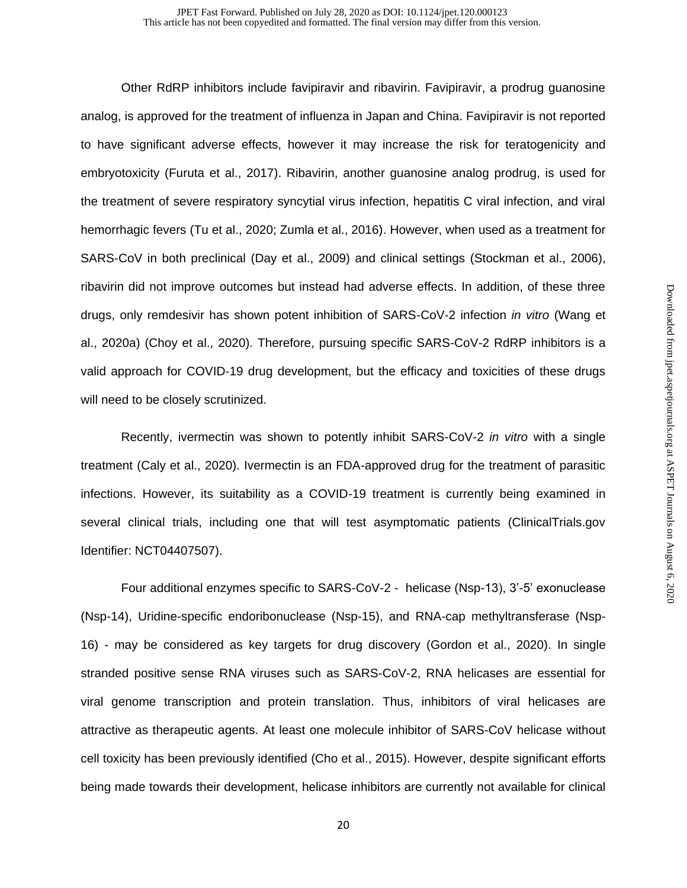Other RdRP inhibitors include favipiravir and ribavirin. Favipiravir, a prodrug guanosine analog, is approved for the treatment of influenza in Japan and China. Favipiravir is not reported to have significant adverse effects, however it may increase the risk for teratogenicity and embryotoxicity (Furuta et al., 2017). Ribavirin, another guanosine analog prodrug, is used for the treatment of severe respiratory syncytial virus infection, hepatitis C viral infection, and viral hemorrhagic fevers (Tu et al., 2020; Zumla et al., 2016). However, when used as a treatment for SARS-CoV in both preclinical (Day et al., 2009) and clinical settings (Stockman et al., 2006), ribavirin did not improve outcomes but instead had adverse effects. In addition, of these three drugs, only remdesivir has shown potent inhibition of SARS-CoV-2 infection *in vitro* (Wang et al., 2020a) (Choy et al., 2020). Therefore, pursuing specific SARS-CoV-2 RdRP inhibitors is a valid approach for COVID-19 drug development, but the efficacy and toxicities of these drugs will need to be closely scrutinized.

Recently, ivermectin was shown to potently inhibit SARS-CoV-2 *in vitro* with a single treatment (Caly et al., 2020). Ivermectin is an FDA-approved drug for the treatment of parasitic infections. However, its suitability as a COVID-19 treatment is currently being examined in several clinical trials, including one that will test asymptomatic patients (ClinicalTrials.gov Identifier: NCT04407507).

Four additional enzymes specific to SARS-CoV-2 - helicase (Nsp-13), 3'-5' exonuclease (Nsp-14), Uridine-specific endoribonuclease (Nsp-15), and RNA-cap methyltransferase (Nsp-16) - may be considered as key targets for drug discovery (Gordon et al., 2020). In single stranded positive sense RNA viruses such as SARS-CoV-2, RNA helicases are essential for viral genome transcription and protein translation. Thus, inhibitors of viral helicases are attractive as therapeutic agents. At least one molecule inhibitor of SARS-CoV helicase without cell toxicity has been previously identified (Cho et al., 2015). However, despite significant efforts being made towards their development, helicase inhibitors are currently not available for clinical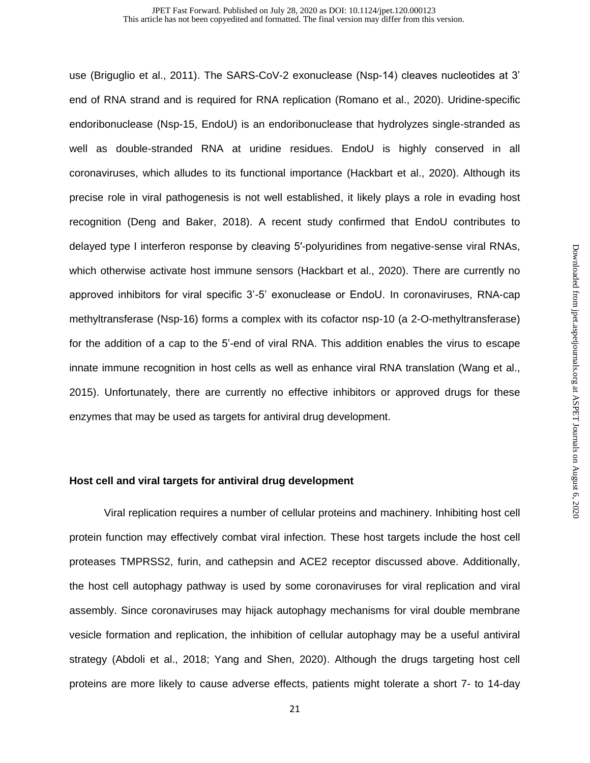use (Briguglio et al., 2011). The SARS-CoV-2 exonuclease (Nsp-14) cleaves nucleotides at 3' end of RNA strand and is required for RNA replication (Romano et al., 2020). Uridine-specific endoribonuclease (Nsp-15, EndoU) is an endoribonuclease that hydrolyzes single-stranded as well as double-stranded RNA at uridine residues. EndoU is highly conserved in all coronaviruses, which alludes to its functional importance (Hackbart et al., 2020). Although its precise role in viral pathogenesis is not well established, it likely plays a role in evading host recognition (Deng and Baker, 2018). A recent study confirmed that EndoU contributes to delayed type I interferon response by cleaving 5′-polyuridines from negative-sense viral RNAs, which otherwise activate host immune sensors (Hackbart et al., 2020). There are currently no approved inhibitors for viral specific 3'-5' exonuclease or EndoU. In coronaviruses, RNA-cap methyltransferase (Nsp-16) forms a complex with its cofactor nsp-10 (a 2-O-methyltransferase) for the addition of a cap to the 5'-end of viral RNA. This addition enables the virus to escape innate immune recognition in host cells as well as enhance viral RNA translation (Wang et al., 2015). Unfortunately, there are currently no effective inhibitors or approved drugs for these enzymes that may be used as targets for antiviral drug development.

**Host cell and viral targets for antiviral drug development**

Viral replication requires a number of cellular proteins and machinery. Inhibiting host cell protein function may effectively combat viral infection. These host targets include the host cell proteases TMPRSS2, furin, and cathepsin and ACE2 receptor discussed above. Additionally, the host cell autophagy pathway is used by some coronaviruses for viral replication and viral assembly. Since coronaviruses may hijack autophagy mechanisms for viral double membrane vesicle formation and replication, the inhibition of cellular autophagy may be a useful antiviral strategy (Abdoli et al., 2018; Yang and Shen, 2020). Although the drugs targeting host cell proteins are more likely to cause adverse effects, patients might tolerate a short 7- to 14-day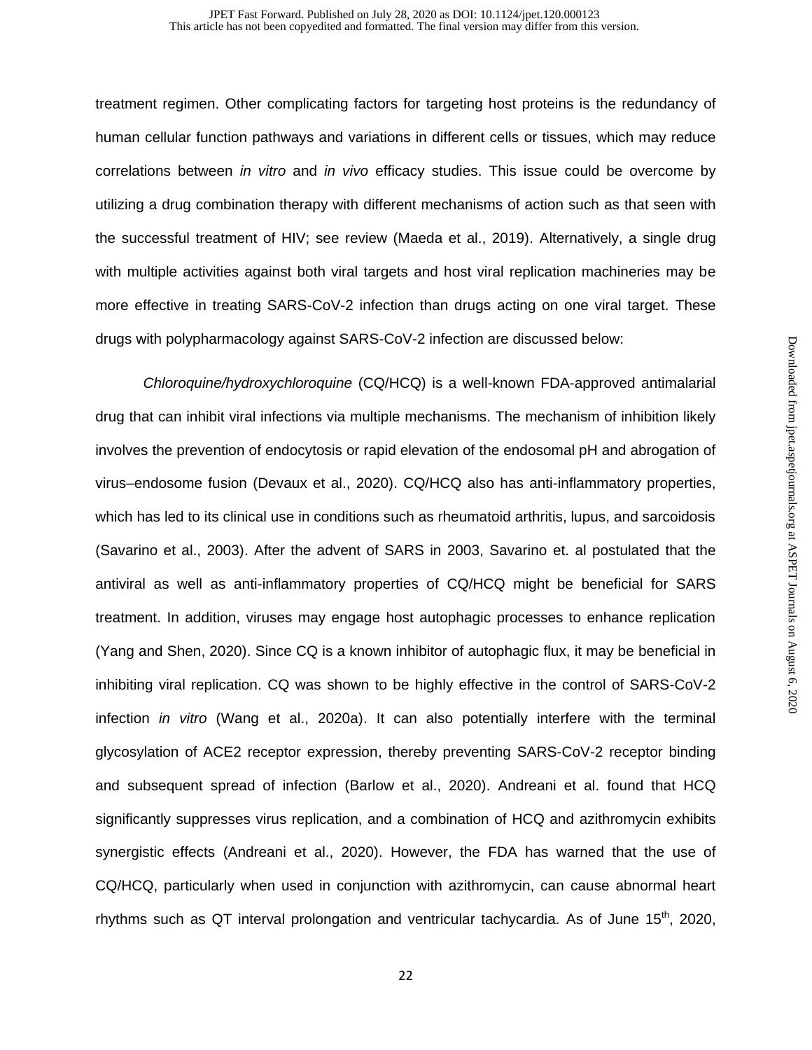treatment regimen. Other complicating factors for targeting host proteins is the redundancy of human cellular function pathways and variations in different cells or tissues, which may reduce correlations between *in vitro* and *in vivo* efficacy studies. This issue could be overcome by utilizing a drug combination therapy with different mechanisms of action such as that seen with the successful treatment of HIV; see review (Maeda et al., 2019). Alternatively, a single drug with multiple activities against both viral targets and host viral replication machineries may be more effective in treating SARS-CoV-2 infection than drugs acting on one viral target. These drugs with polypharmacology against SARS-CoV-2 infection are discussed below:

*Chloroquine/hydroxychloroquine* (CQ/HCQ) is a well-known FDA-approved antimalarial drug that can inhibit viral infections via multiple mechanisms. The mechanism of inhibition likely involves the prevention of endocytosis or rapid elevation of the endosomal pH and abrogation of virus–endosome fusion (Devaux et al., 2020). CQ/HCQ also has anti-inflammatory properties, which has led to its clinical use in conditions such as rheumatoid arthritis, lupus, and sarcoidosis (Savarino et al., 2003). After the advent of SARS in 2003, Savarino et. al postulated that the antiviral as well as anti-inflammatory properties of CQ/HCQ might be beneficial for SARS treatment. In addition, viruses may engage host autophagic processes to enhance replication (Yang and Shen, 2020). Since CQ is a known inhibitor of autophagic flux, it may be beneficial in inhibiting viral replication. CQ was shown to be highly effective in the control of SARS-CoV-2 infection *in vitro* (Wang et al., 2020a). It can also potentially interfere with the terminal glycosylation of ACE2 receptor expression, thereby preventing SARS-CoV-2 receptor binding and subsequent spread of infection (Barlow et al., 2020). Andreani et al. found that HCQ significantly suppresses virus replication, and a combination of HCQ and azithromycin exhibits synergistic effects (Andreani et al., 2020). However, the FDA has warned that the use of CQ/HCQ, particularly when used in conjunction with azithromycin, can cause abnormal heart rhythms such as QT interval prolongation and ventricular tachycardia. As of June 15th, 2020,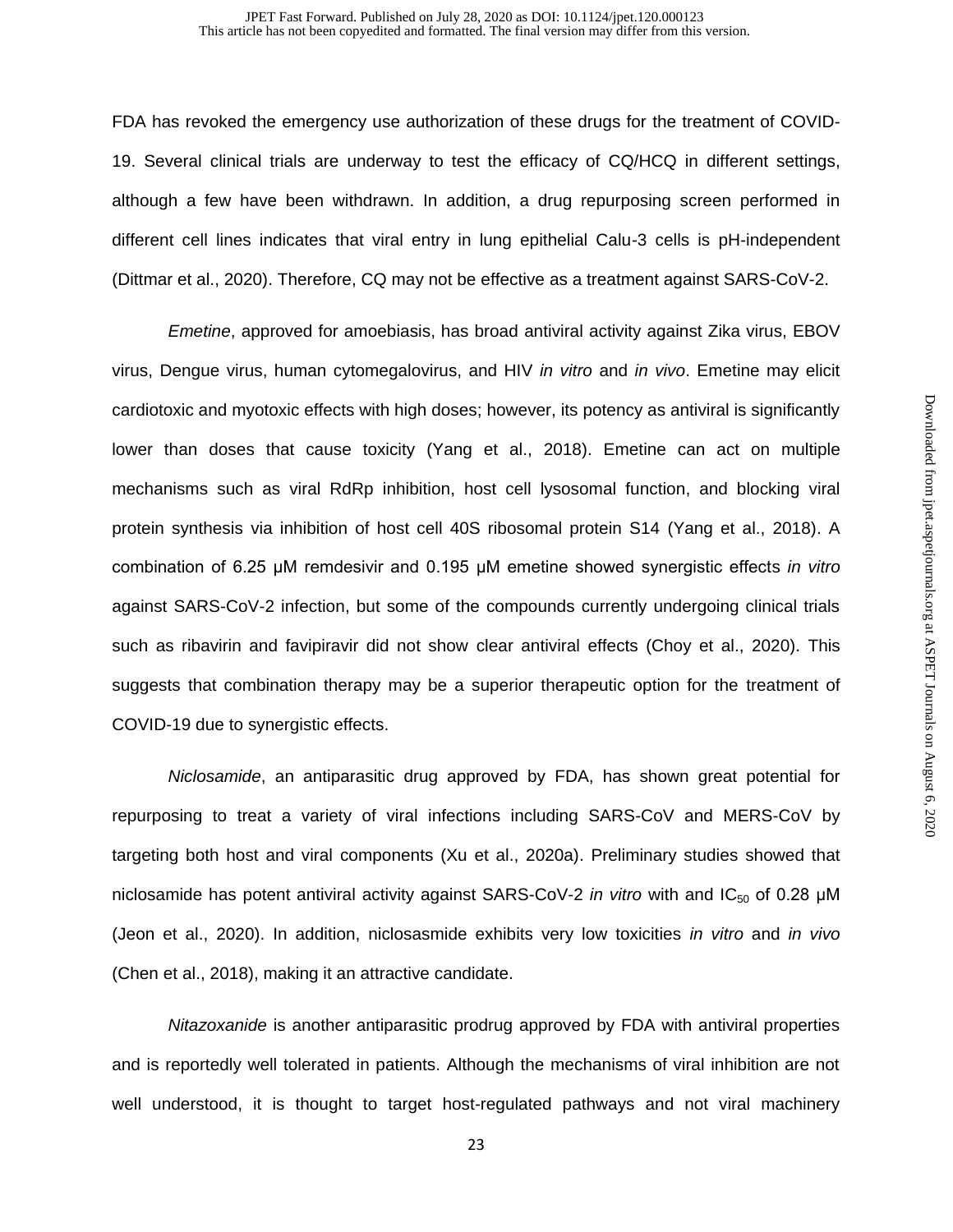FDA has revoked the emergency use authorization of these drugs for the treatment of COVID-19. Several clinical trials are underway to test the efficacy of CQ/HCQ in different settings, although a few have been withdrawn. In addition, a drug repurposing screen performed in different cell lines indicates that viral entry in lung epithelial Calu-3 cells is pH-independent (Dittmar et al., 2020). Therefore, CQ may not be effective as a treatment against SARS-CoV-2.

*Emetine*, approved for amoebiasis, has broad antiviral activity against Zika virus, EBOV virus, Dengue virus, human cytomegalovirus, and HIV *in vitro* and *in vivo*. Emetine may elicit cardiotoxic and myotoxic effects with high doses; however, its potency as antiviral is significantly lower than doses that cause toxicity (Yang et al., 2018). Emetine can act on multiple mechanisms such as viral RdRp inhibition, host cell lysosomal function, and blocking viral protein synthesis via inhibition of host cell 40S ribosomal protein S14 (Yang et al., 2018). A combination of 6.25 μM remdesivir and 0.195 μM emetine showed synergistic effects *in vitro* against SARS-CoV-2 infection, but some of the compounds currently undergoing clinical trials such as ribavirin and favipiravir did not show clear antiviral effects (Choy et al., 2020). This suggests that combination therapy may be a superior therapeutic option for the treatment of COVID-19 due to synergistic effects.

*Niclosamide*, an antiparasitic drug approved by FDA, has shown great potential for repurposing to treat a variety of viral infections including SARS-CoV and MERS-CoV by targeting both host and viral components (Xu et al., 2020a). Preliminary studies showed that niclosamide has potent antiviral activity against SARS-CoV-2 *in vitro* with and $IC_{50}$ of 0.28 μM (Jeon et al., 2020). In addition, niclosasmide exhibits very low toxicities *in vitro* and *in vivo* (Chen et al., 2018), making it an attractive candidate.

*Nitazoxanide* is another antiparasitic prodrug approved by FDA with antiviral properties and is reportedly well tolerated in patients. Although the mechanisms of viral inhibition are not well understood, it is thought to target host-regulated pathways and not viral machinery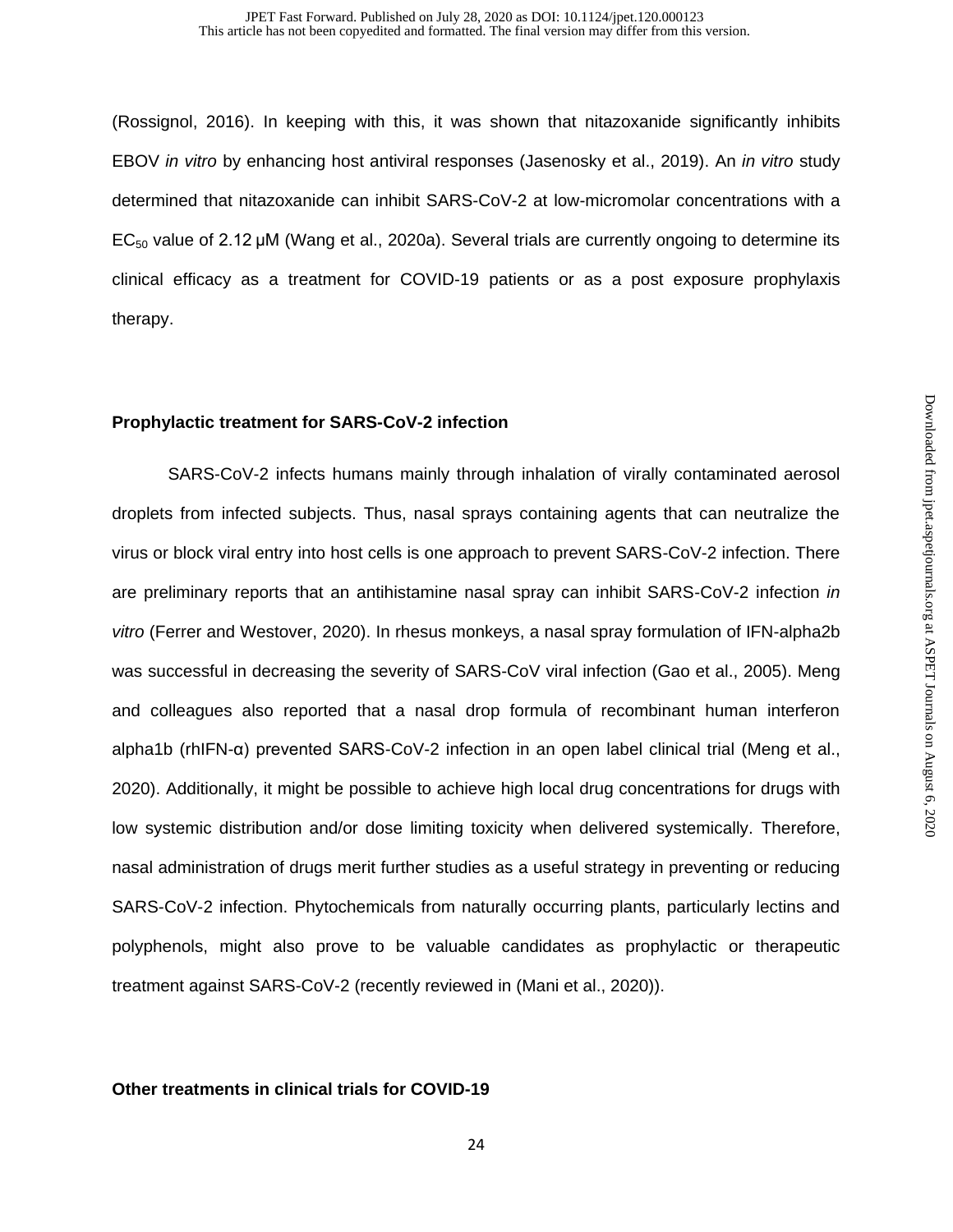(Rossignol, 2016). In keeping with this, it was shown that nitazoxanide significantly inhibits EBOV *in vitro* by enhancing host antiviral responses (Jasenosky et al., 2019). An *in vitro* study determined that nitazoxanide can inhibit SARS-CoV-2 at low-micromolar concentrations with a $EC_{50}$ value of 2.12 μM (Wang et al., 2020a). Several trials are currently ongoing to determine its clinical efficacy as a treatment for COVID-19 patients or as a post exposure prophylaxis therapy.

**Prophylactic treatment for SARS-CoV-2 infection**

SARS-CoV-2 infects humans mainly through inhalation of virally contaminated aerosol droplets from infected subjects. Thus, nasal sprays containing agents that can neutralize the virus or block viral entry into host cells is one approach to prevent SARS-CoV-2 infection. There are preliminary reports that an antihistamine nasal spray can inhibit SARS-CoV-2 infection *in vitro* (Ferrer and Westover, 2020). In rhesus monkeys, a nasal spray formulation of IFN-alpha2b was successful in decreasing the severity of SARS-CoV viral infection (Gao et al., 2005). Meng and colleagues also reported that a nasal drop formula of recombinant human interferon alpha1b (rhIFN-α) prevented SARS-CoV-2 infection in an open label clinical trial (Meng et al., 2020). Additionally, it might be possible to achieve high local drug concentrations for drugs with low systemic distribution and/or dose limiting toxicity when delivered systemically. Therefore, nasal administration of drugs merit further studies as a useful strategy in preventing or reducing SARS-CoV-2 infection. Phytochemicals from naturally occurring plants, particularly lectins and polyphenols, might also prove to be valuable candidates as prophylactic or therapeutic treatment against SARS-CoV-2 (recently reviewed in (Mani et al., 2020)).

**Other treatments in clinical trials for COVID-19**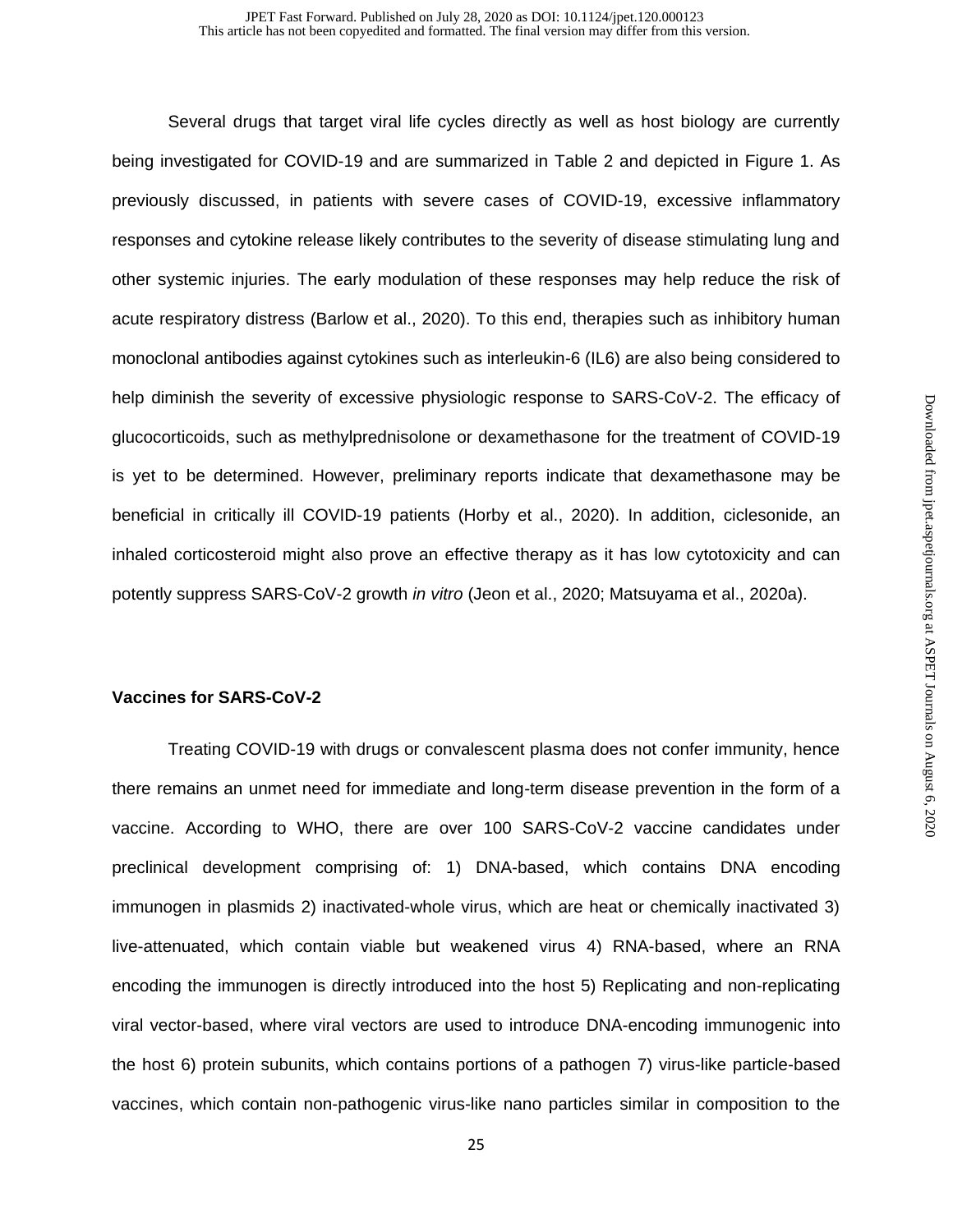Several drugs that target viral life cycles directly as well as host biology are currently being investigated for COVID-19 and are summarized in Table 2 and depicted in Figure 1. As previously discussed, in patients with severe cases of COVID-19, excessive inflammatory responses and cytokine release likely contributes to the severity of disease stimulating lung and other systemic injuries. The early modulation of these responses may help reduce the risk of acute respiratory distress (Barlow et al., 2020). To this end, therapies such as inhibitory human monoclonal antibodies against cytokines such as interleukin-6 (IL6) are also being considered to help diminish the severity of excessive physiologic response to SARS-CoV-2. The efficacy of glucocorticoids, such as methylprednisolone or dexamethasone for the treatment of COVID-19 is yet to be determined. However, preliminary reports indicate that dexamethasone may be beneficial in critically ill COVID-19 patients (Horby et al., 2020). In addition, ciclesonide, an inhaled corticosteroid might also prove an effective therapy as it has low cytotoxicity and can potently suppress SARS-CoV-2 growth *in vitro* (Jeon et al., 2020; Matsuyama et al., 2020a).

### Vaccines for SARS-CoV-2

Treating COVID-19 with drugs or convalescent plasma does not confer immunity, hence there remains an unmet need for immediate and long-term disease prevention in the form of a vaccine. According to WHO, there are over 100 SARS-CoV-2 vaccine candidates under preclinical development comprising of: 1) DNA-based, which contains DNA encoding immunogen in plasmids 2) inactivated-whole virus, which are heat or chemically inactivated 3) live-attenuated, which contain viable but weakened virus 4) RNA-based, where an RNA encoding the immunogen is directly introduced into the host 5) Replicating and non-replicating viral vector-based, where viral vectors are used to introduce DNA-encoding immunogenic into the host 6) protein subunits, which contains portions of a pathogen 7) virus-like particle-based vaccines, which contain non-pathogenic virus-like nano particles similar in composition to the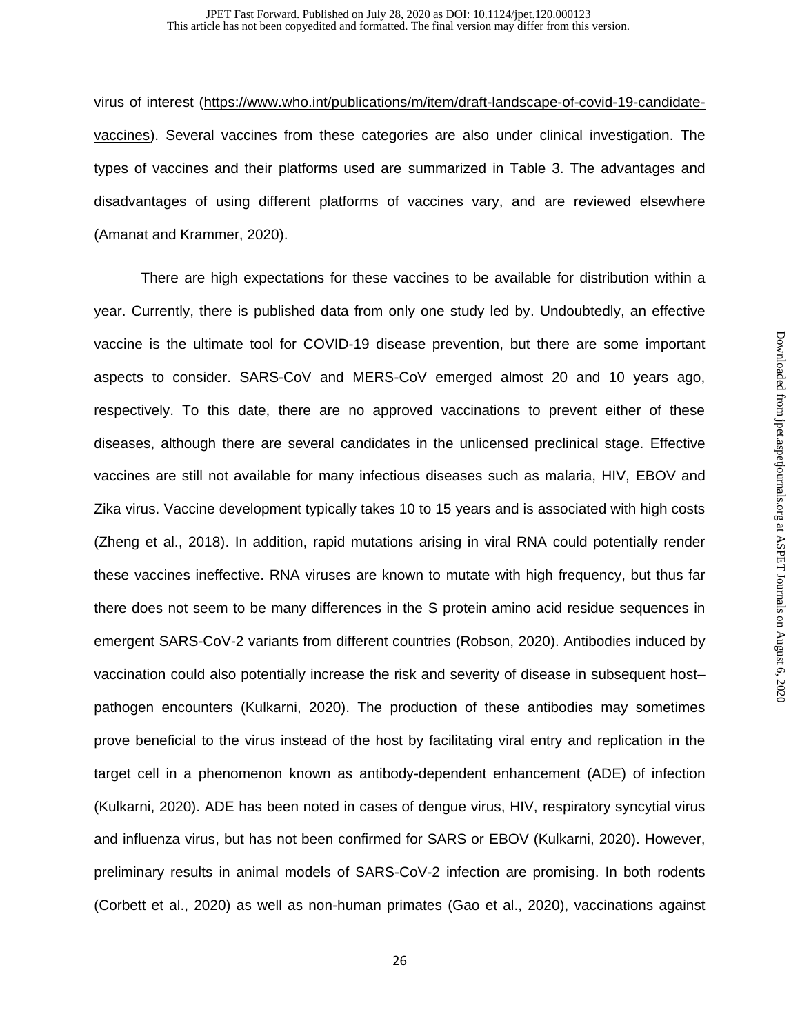virus of interest (https://www.who.int/publications/m/item/draft-landscape-of-covid-19-candidate-vaccines). Several vaccines from these categories are also under clinical investigation. The types of vaccines and their platforms used are summarized in Table 3. The advantages and disadvantages of using different platforms of vaccines vary, and are reviewed elsewhere (Amanat and Krammer, 2020).

There are high expectations for these vaccines to be available for distribution within a year. Currently, there is published data from only one study led by. Undoubtedly, an effective vaccine is the ultimate tool for COVID-19 disease prevention, but there are some important aspects to consider. SARS-CoV and MERS-CoV emerged almost 20 and 10 years ago, respectively. To this date, there are no approved vaccinations to prevent either of these diseases, although there are several candidates in the unlicensed preclinical stage. Effective vaccines are still not available for many infectious diseases such as malaria, HIV, EBOV and Zika virus. Vaccine development typically takes 10 to 15 years and is associated with high costs (Zheng et al., 2018). In addition, rapid mutations arising in viral RNA could potentially render these vaccines ineffective. RNA viruses are known to mutate with high frequency, but thus far there does not seem to be many differences in the S protein amino acid residue sequences in emergent SARS-CoV-2 variants from different countries (Robson, 2020). Antibodies induced by vaccination could also potentially increase the risk and severity of disease in subsequent host–pathogen encounters (Kulkarni, 2020). The production of these antibodies may sometimes prove beneficial to the virus instead of the host by facilitating viral entry and replication in the target cell in a phenomenon known as antibody-dependent enhancement (ADE) of infection (Kulkarni, 2020). ADE has been noted in cases of dengue virus, HIV, respiratory syncytial virus and influenza virus, but has not been confirmed for SARS or EBOV (Kulkarni, 2020). However, preliminary results in animal models of SARS-CoV-2 infection are promising. In both rodents (Corbett et al., 2020) as well as non-human primates (Gao et al., 2020), vaccinations against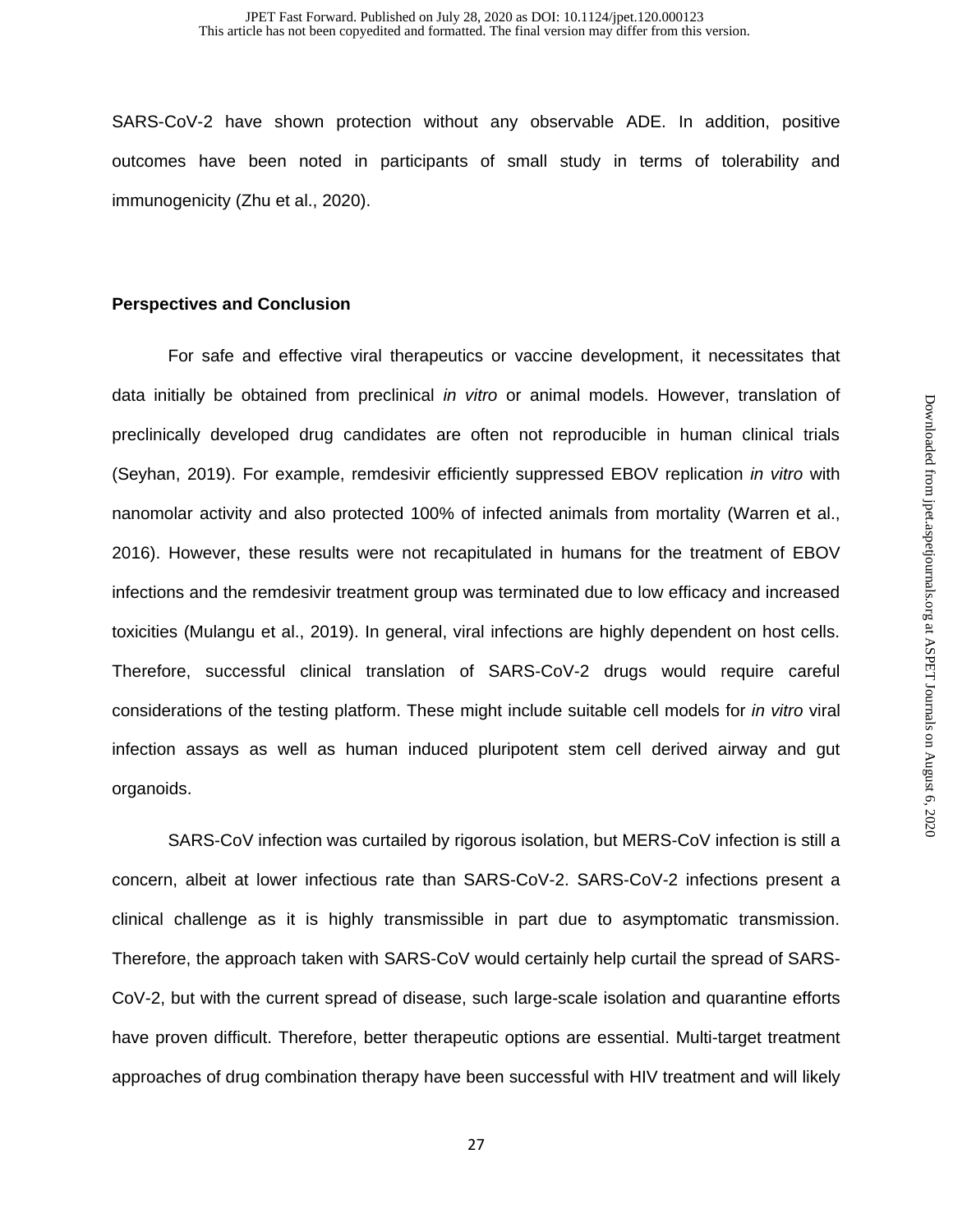SARS-CoV-2 have shown protection without any observable ADE. In addition, positive outcomes have been noted in participants of small study in terms of tolerability and immunogenicity (Zhu et al., 2020).

## Perspectives and Conclusion

For safe and effective viral therapeutics or vaccine development, it necessitates that data initially be obtained from preclinical *in vitro* or animal models. However, translation of preclinically developed drug candidates are often not reproducible in human clinical trials (Seyhan, 2019). For example, remdesivir efficiently suppressed EBOV replication *in vitro* with nanomolar activity and also protected 100% of infected animals from mortality (Warren et al., 2016). However, these results were not recapitulated in humans for the treatment of EBOV infections and the remdesivir treatment group was terminated due to low efficacy and increased toxicities (Mulangu et al., 2019). In general, viral infections are highly dependent on host cells. Therefore, successful clinical translation of SARS-CoV-2 drugs would require careful considerations of the testing platform. These might include suitable cell models for *in vitro* viral infection assays as well as human induced pluripotent stem cell derived airway and gut organoids.

SARS-CoV infection was curtailed by rigorous isolation, but MERS-CoV infection is still a concern, albeit at lower infectious rate than SARS-CoV-2. SARS-CoV-2 infections present a clinical challenge as it is highly transmissible in part due to asymptomatic transmission. Therefore, the approach taken with SARS-CoV would certainly help curtail the spread of SARS-CoV-2, but with the current spread of disease, such large-scale isolation and quarantine efforts have proven difficult. Therefore, better therapeutic options are essential. Multi-target treatment approaches of drug combination therapy have been successful with HIV treatment and will likely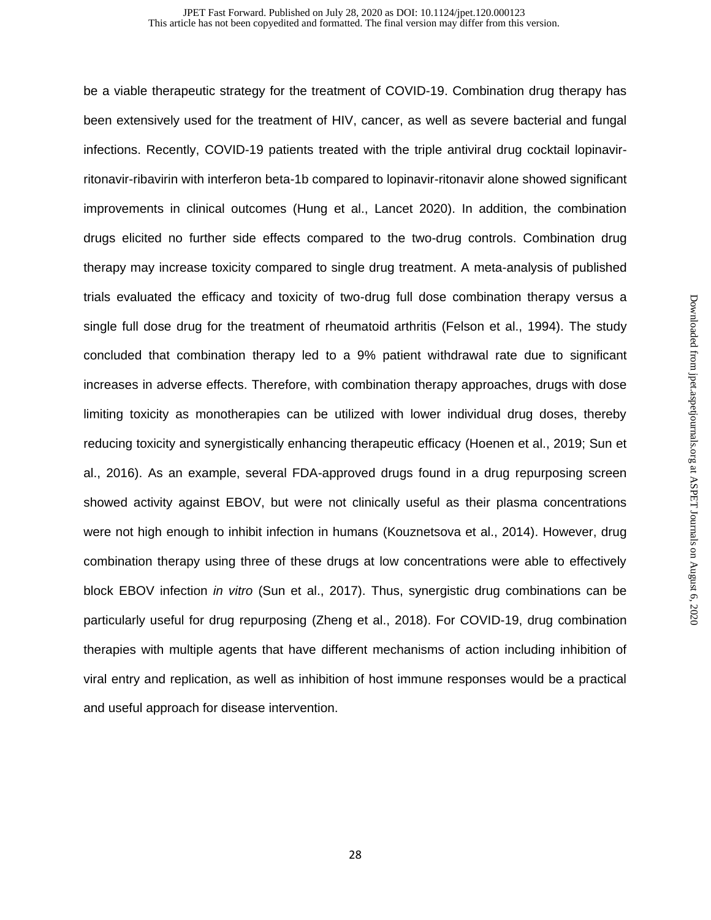be a viable therapeutic strategy for the treatment of COVID-19. Combination drug therapy has been extensively used for the treatment of HIV, cancer, as well as severe bacterial and fungal infections. Recently, COVID-19 patients treated with the triple antiviral drug cocktail lopinavir-ritonavir-ribavirin with interferon beta-1b compared to lopinavir-ritonavir alone showed significant improvements in clinical outcomes (Hung et al., Lancet 2020). In addition, the combination drugs elicited no further side effects compared to the two-drug controls. Combination drug therapy may increase toxicity compared to single drug treatment. A meta-analysis of published trials evaluated the efficacy and toxicity of two-drug full dose combination therapy versus a single full dose drug for the treatment of rheumatoid arthritis (Felson et al., 1994). The study concluded that combination therapy led to a 9% patient withdrawal rate due to significant increases in adverse effects. Therefore, with combination therapy approaches, drugs with dose limiting toxicity as monotherapies can be utilized with lower individual drug doses, thereby reducing toxicity and synergistically enhancing therapeutic efficacy (Hoenen et al., 2019; Sun et al., 2016). As an example, several FDA-approved drugs found in a drug repurposing screen showed activity against EBOV, but were not clinically useful as their plasma concentrations were not high enough to inhibit infection in humans (Kouznetsova et al., 2014). However, drug combination therapy using three of these drugs at low concentrations were able to effectively block EBOV infection *in vitro* (Sun et al., 2017). Thus, synergistic drug combinations can be particularly useful for drug repurposing (Zheng et al., 2018). For COVID-19, drug combination therapies with multiple agents that have different mechanisms of action including inhibition of viral entry and replication, as well as inhibition of host immune responses would be a practical and useful approach for disease intervention.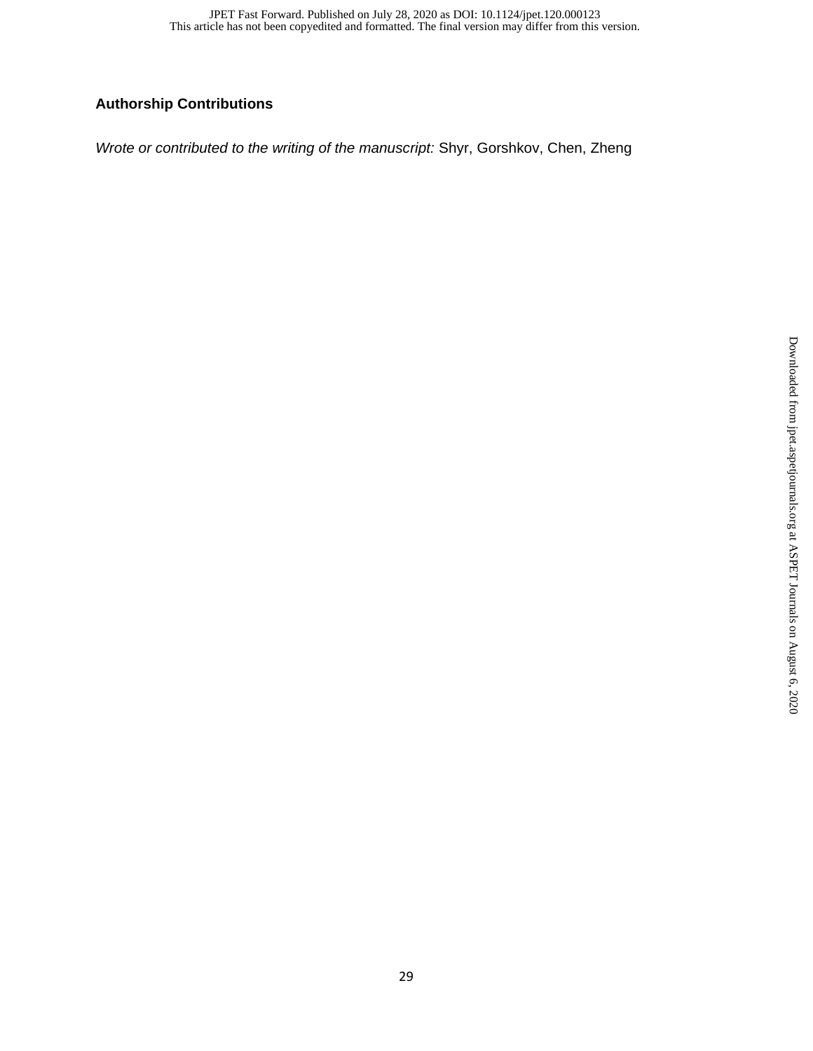## Authorship Contributions

*Wrote or contributed to the writing of the manuscript:* Shyr, Gorshkov, Chen, Zheng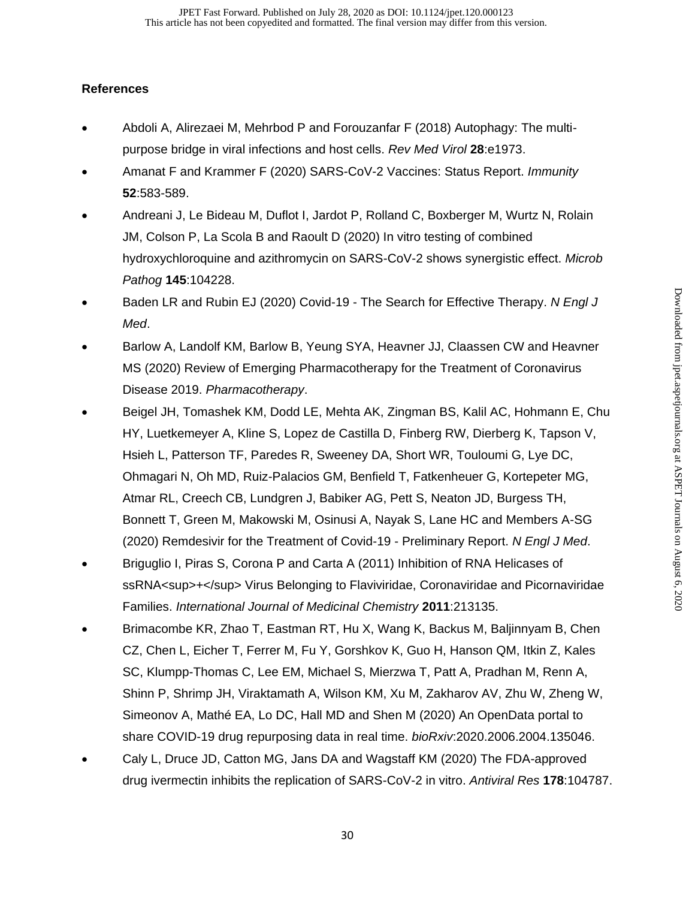## References

- Abdoli A, Alirezaei M, Mehrbod P and Forouzanfar F (2018) Autophagy: The multi-purpose bridge in viral infections and host cells. *Rev Med Virol* **28**:e1973.
- Amanat F and Krammer F (2020) SARS-CoV-2 Vaccines: Status Report. *Immunity* **52**:583-589.
- Andreani J, Le Bideau M, Duflot I, Jardot P, Rolland C, Boxberger M, Wurtz N, Rolain JM, Colson P, La Scola B and Raoult D (2020) In vitro testing of combined hydroxychloroquine and azithromycin on SARS-CoV-2 shows synergistic effect. *Microb Pathog* **145**:104228.
- Baden LR and Rubin EJ (2020) Covid-19 - The Search for Effective Therapy. *N Engl J Med*.
- Barlow A, Landolf KM, Barlow B, Yeung SYA, Heavner JJ, Claassen CW and Heavner MS (2020) Review of Emerging Pharmacotherapy for the Treatment of Coronavirus Disease 2019. *Pharmacotherapy*.
- Beigel JH, Tomashek KM, Dodd LE, Mehta AK, Zingman BS, Kalil AC, Hohmann E, Chu HY, Luetkemeyer A, Kline S, Lopez de Castilla D, Finberg RW, Dierberg K, Tapson V, Hsieh L, Patterson TF, Paredes R, Sweeney DA, Short WR, Touloumi G, Lye DC, Ohmagari N, Oh MD, Ruiz-Palacios GM, Benfield T, Fatkenheuer G, Kortepeter MG, Atmar RL, Creech CB, Lundgren J, Babiker AG, Pett S, Neaton JD, Burgess TH, Bonnett T, Green M, Makowski M, Osinusi A, Nayak S, Lane HC and Members A-SG (2020) Remdesivir for the Treatment of Covid-19 - Preliminary Report. *N Engl J Med*.
- Briguglio I, Piras S, Corona P and Carta A (2011) Inhibition of RNA Helicases of ssRNA<sup>+</sup> Virus Belonging to Flaviviridae, Coronaviridae and Picornaviridae Families. *International Journal of Medicinal Chemistry* **2011**:213135.
- Brimacombe KR, Zhao T, Eastman RT, Hu X, Wang K, Backus M, Baljinnyam B, Chen CZ, Chen L, Eicher T, Ferrer M, Fu Y, Gorshkov K, Guo H, Hanson QM, Itkin Z, Kales SC, Klumpp-Thomas C, Lee EM, Michael S, Mierzwa T, Patt A, Pradhan M, Renn A, Shinn P, Shrimp JH, Viraktamath A, Wilson KM, Xu M, Zakharov AV, Zhu W, Zheng W, Simeonov A, Mathé EA, Lo DC, Hall MD and Shen M (2020) An OpenData portal to share COVID-19 drug repurposing data in real time. *bioRxiv*:2020.2006.2004.135046.
- Caly L, Druce JD, Catton MG, Jans DA and Wagstaff KM (2020) The FDA-approved drug ivermectin inhibits the replication of SARS-CoV-2 in vitro. *Antiviral Res* **178**:104787.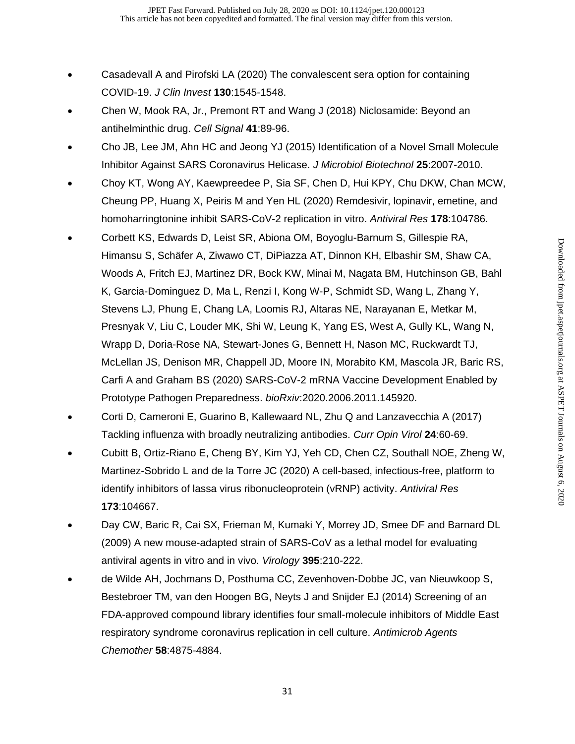- Casadevall A and Pirofski LA (2020) The convalescent sera option for containing COVID-19. *J Clin Invest* **130**:1545-1548.
- Chen W, Mook RA, Jr., Premont RT and Wang J (2018) Niclosamide: Beyond an antihelminthic drug. *Cell Signal* **41**:89-96.
- Cho JB, Lee JM, Ahn HC and Jeong YJ (2015) Identification of a Novel Small Molecule Inhibitor Against SARS Coronavirus Helicase. *J Microbiol Biotechnol* **25**:2007-2010.
- Choy KT, Wong AY, Kaewpreedee P, Sia SF, Chen D, Hui KPY, Chu DKW, Chan MCW, Cheung PP, Huang X, Peiris M and Yen HL (2020) Remdesivir, lopinavir, emetine, and homoharringtonine inhibit SARS-CoV-2 replication in vitro. *Antiviral Res* **178**:104786.
- Corbett KS, Edwards D, Leist SR, Abiona OM, Boyoglu-Barnum S, Gillespie RA, Himansu S, Schäfer A, Ziwawo CT, DiPiazza AT, Dinnon KH, Elbashir SM, Shaw CA, Woods A, Fritch EJ, Martinez DR, Bock KW, Minai M, Nagata BM, Hutchinson GB, Bahl K, Garcia-Dominguez D, Ma L, Renzi I, Kong W-P, Schmidt SD, Wang L, Zhang Y, Stevens LJ, Phung E, Chang LA, Loomis RJ, Altaras NE, Narayanan E, Metkar M, Presnyak V, Liu C, Louder MK, Shi W, Leung K, Yang ES, West A, Gully KL, Wang N, Wrapp D, Doria-Rose NA, Stewart-Jones G, Bennett H, Nason MC, Ruckwardt TJ, McLellan JS, Denison MR, Chappell JD, Moore IN, Morabito KM, Mascola JR, Baric RS, Carfi A and Graham BS (2020) SARS-CoV-2 mRNA Vaccine Development Enabled by Prototype Pathogen Preparedness. *bioRxiv*:2020.2006.2011.145920.
- Corti D, Cameroni E, Guarino B, Kallewaard NL, Zhu Q and Lanzavecchia A (2017) Tackling influenza with broadly neutralizing antibodies. *Curr Opin Virol* **24**:60-69.
- Cubitt B, Ortiz-Riano E, Cheng BY, Kim YJ, Yeh CD, Chen CZ, Southall NOE, Zheng W, Martinez-Sobrido L and de la Torre JC (2020) A cell-based, infectious-free, platform to identify inhibitors of lassa virus ribonucleoprotein (vRNP) activity. *Antiviral Res* **173**:104667.
- Day CW, Baric R, Cai SX, Frieman M, Kumaki Y, Morrey JD, Smee DF and Barnard DL (2009) A new mouse-adapted strain of SARS-CoV as a lethal model for evaluating antiviral agents in vitro and in vivo. *Virology* **395**:210-222.
- de Wilde AH, Jochmans D, Posthuma CC, Zevenhoven-Dobbe JC, van Nieuwkoop S, Bestebroer TM, van den Hoogen BG, Neyts J and Snijder EJ (2014) Screening of an FDA-approved compound library identifies four small-molecule inhibitors of Middle East respiratory syndrome coronavirus replication in cell culture. *Antimicrob Agents Chemother* **58**:4875-4884.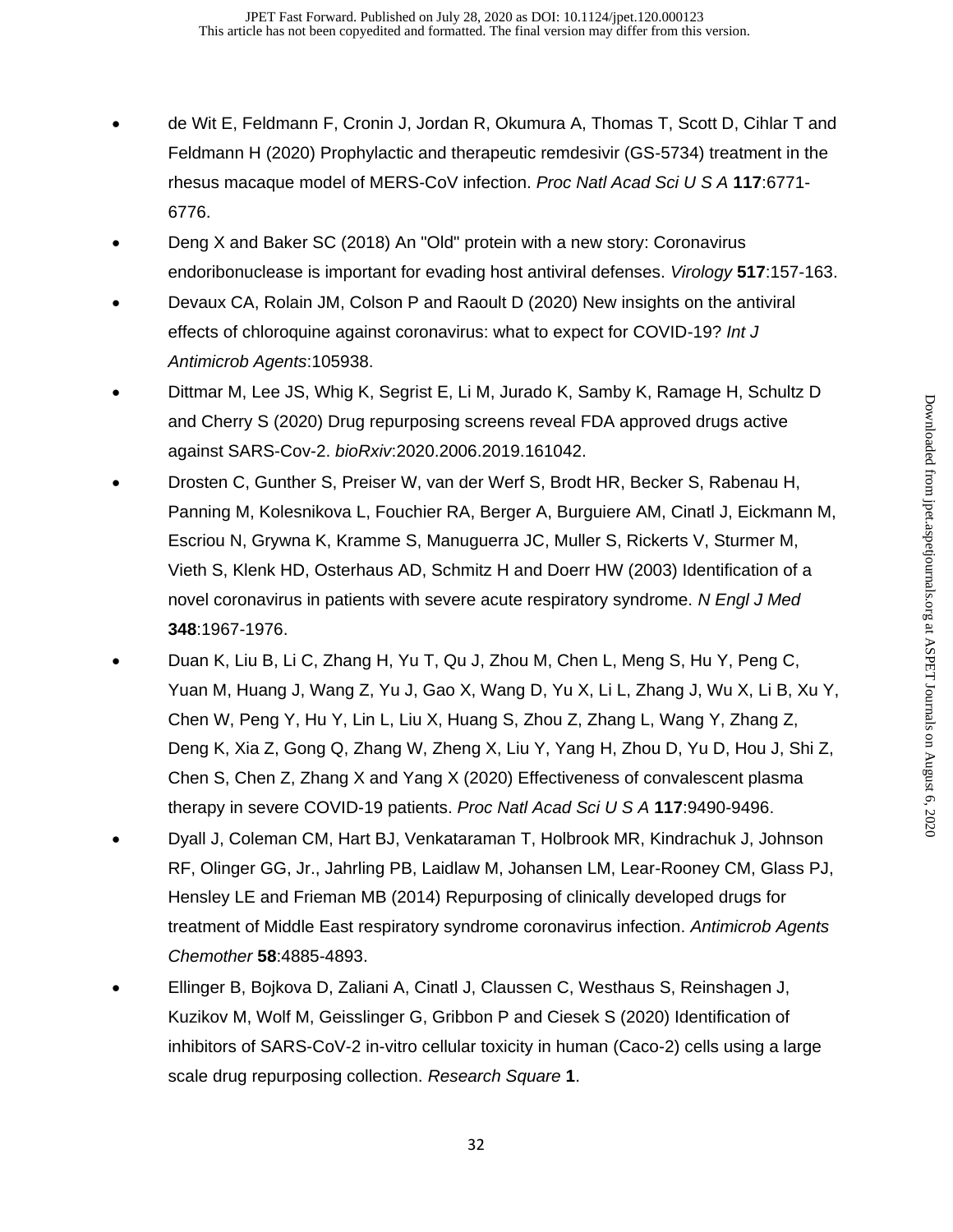- de Wit E, Feldmann F, Cronin J, Jordan R, Okumura A, Thomas T, Scott D, Cihlar T and Feldmann H (2020) Prophylactic and therapeutic remdesivir (GS-5734) treatment in the rhesus macaque model of MERS-CoV infection. *Proc Natl Acad Sci U S A* **117**:6771-6776.
- Deng X and Baker SC (2018) An "Old" protein with a new story: Coronavirus endoribonuclease is important for evading host antiviral defenses. *Virology* **517**:157-163.
- Devaux CA, Rolain JM, Colson P and Raoult D (2020) New insights on the antiviral effects of chloroquine against coronavirus: what to expect for COVID-19? *Int J Antimicrob Agents*:105938.
- Dittmar M, Lee JS, Whig K, Segrist E, Li M, Jurado K, Samby K, Ramage H, Schultz D and Cherry S (2020) Drug repurposing screens reveal FDA approved drugs active against SARS-Cov-2. *bioRxiv*:2020.2006.2019.161042.
- Drosten C, Gunther S, Preiser W, van der Werf S, Brodt HR, Becker S, Rabenau H, Panning M, Kolesnikova L, Fouchier RA, Berger A, Burguiere AM, Cinatl J, Eickmann M, Escriou N, Grywna K, Kramme S, Manuguerra JC, Muller S, Rickerts V, Sturmer M, Vieth S, Klenk HD, Osterhaus AD, Schmitz H and Doerr HW (2003) Identification of a novel coronavirus in patients with severe acute respiratory syndrome. *N Engl J Med* **348**:1967-1976.
- Duan K, Liu B, Li C, Zhang H, Yu T, Qu J, Zhou M, Chen L, Meng S, Hu Y, Peng C, Yuan M, Huang J, Wang Z, Yu J, Gao X, Wang D, Yu X, Li L, Zhang J, Wu X, Li B, Xu Y, Chen W, Peng Y, Hu Y, Lin L, Liu X, Huang S, Zhou Z, Zhang L, Wang Y, Zhang Z, Deng K, Xia Z, Gong Q, Zhang W, Zheng X, Liu Y, Yang H, Zhou D, Yu D, Hou J, Shi Z, Chen S, Chen Z, Zhang X and Yang X (2020) Effectiveness of convalescent plasma therapy in severe COVID-19 patients. *Proc Natl Acad Sci U S A* **117**:9490-9496.
- Dyall J, Coleman CM, Hart BJ, Venkataraman T, Holbrook MR, Kindrachuk J, Johnson RF, Olinger GG, Jr., Jahrling PB, Laidlaw M, Johansen LM, Lear-Rooney CM, Glass PJ, Hensley LE and Frieman MB (2014) Repurposing of clinically developed drugs for treatment of Middle East respiratory syndrome coronavirus infection. *Antimicrob Agents Chemother* **58**:4885-4893.
- Ellinger B, Bojkova D, Zaliani A, Cinatl J, Claussen C, Westhaus S, Reinshagen J, Kuzikov M, Wolf M, Geisslinger G, Gribbon P and Ciesek S (2020) Identification of inhibitors of SARS-CoV-2 in-vitro cellular toxicity in human (Caco-2) cells using a large scale drug repurposing collection. *Research Square* **1**.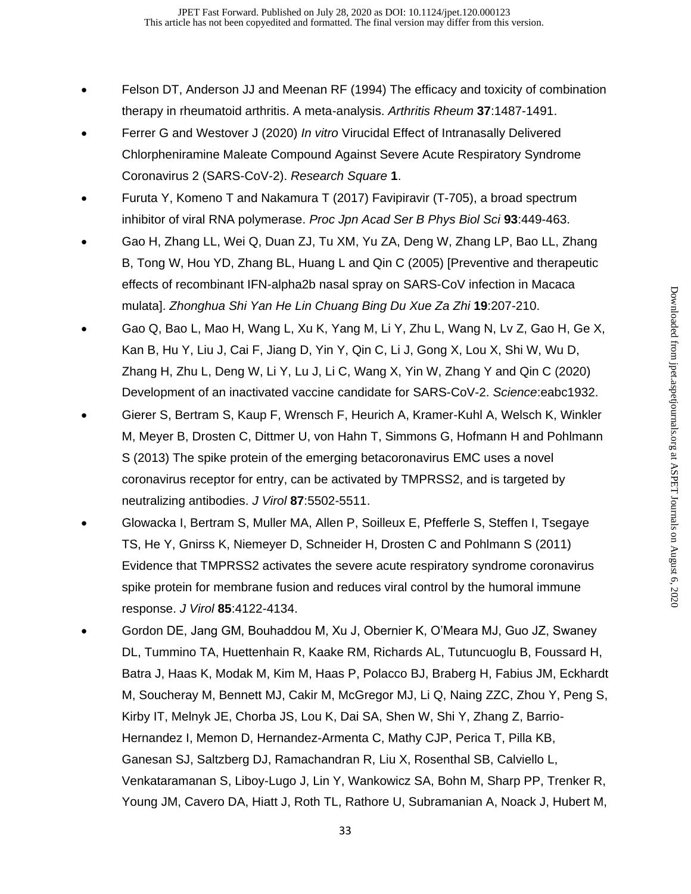- Felson DT, Anderson JJ and Meenan RF (1994) The efficacy and toxicity of combination therapy in rheumatoid arthritis. A meta-analysis. *Arthritis Rheum* **37**:1487-1491.
- Ferrer G and Westover J (2020) *In vitro* Virucidal Effect of Intranasally Delivered Chlorpheniramine Maleate Compound Against Severe Acute Respiratory Syndrome Coronavirus 2 (SARS-CoV-2). *Research Square* **1**.
- Furuta Y, Komeno T and Nakamura T (2017) Favipiravir (T-705), a broad spectrum inhibitor of viral RNA polymerase. *Proc Jpn Acad Ser B Phys Biol Sci* **93**:449-463.
- Gao H, Zhang LL, Wei Q, Duan ZJ, Tu XM, Yu ZA, Deng W, Zhang LP, Bao LL, Zhang B, Tong W, Hou YD, Zhang BL, Huang L and Qin C (2005) [Preventive and therapeutic effects of recombinant IFN-alpha2b nasal spray on SARS-CoV infection in Macaca mulata]. *Zhonghua Shi Yan He Lin Chuang Bing Du Xue Za Zhi* **19**:207-210.
- Gao Q, Bao L, Mao H, Wang L, Xu K, Yang M, Li Y, Zhu L, Wang N, Lv Z, Gao H, Ge X, Kan B, Hu Y, Liu J, Cai F, Jiang D, Yin Y, Qin C, Li J, Gong X, Lou X, Shi W, Wu D, Zhang H, Zhu L, Deng W, Li Y, Lu J, Li C, Wang X, Yin W, Zhang Y and Qin C (2020) Development of an inactivated vaccine candidate for SARS-CoV-2. *Science*:eabc1932.
- Gierer S, Bertram S, Kaup F, Wrensch F, Heurich A, Kramer-Kuhl A, Welsch K, Winkler M, Meyer B, Drosten C, Dittmer U, von Hahn T, Simmons G, Hofmann H and Pohlmann S (2013) The spike protein of the emerging betacoronavirus EMC uses a novel coronavirus receptor for entry, can be activated by TMPRSS2, and is targeted by neutralizing antibodies. *J Virol* **87**:5502-5511.
- Glowacka I, Bertram S, Muller MA, Allen P, Soilleux E, Pfefferle S, Steffen I, Tsegaye TS, He Y, Gnirss K, Niemeyer D, Schneider H, Drosten C and Pohlmann S (2011) Evidence that TMPRSS2 activates the severe acute respiratory syndrome coronavirus spike protein for membrane fusion and reduces viral control by the humoral immune response. *J Virol* **85**:4122-4134.
- Gordon DE, Jang GM, Bouhaddou M, Xu J, Obernier K, O'Meara MJ, Guo JZ, Swaney DL, Tummino TA, Huettenhain R, Kaake RM, Richards AL, Tutuncuoglu B, Foussard H, Batra J, Haas K, Modak M, Kim M, Haas P, Polacco BJ, Braberg H, Fabius JM, Eckhardt M, Soucheray M, Bennett MJ, Cakir M, McGregor MJ, Li Q, Naing ZZC, Zhou Y, Peng S, Kirby IT, Melnyk JE, Chorba JS, Lou K, Dai SA, Shen W, Shi Y, Zhang Z, Barrio-Hernandez I, Memon D, Hernandez-Armenta C, Mathy CJP, Perica T, Pilla KB, Ganesan SJ, Saltzberg DJ, Ramachandran R, Liu X, Rosenthal SB, Calviello L, Venkataramanan S, Liboy-Lugo J, Lin Y, Wankowicz SA, Bohn M, Sharp PP, Trenker R, Young JM, Cavero DA, Hiatt J, Roth TL, Rathore U, Subramanian A, Noack J, Hubert M,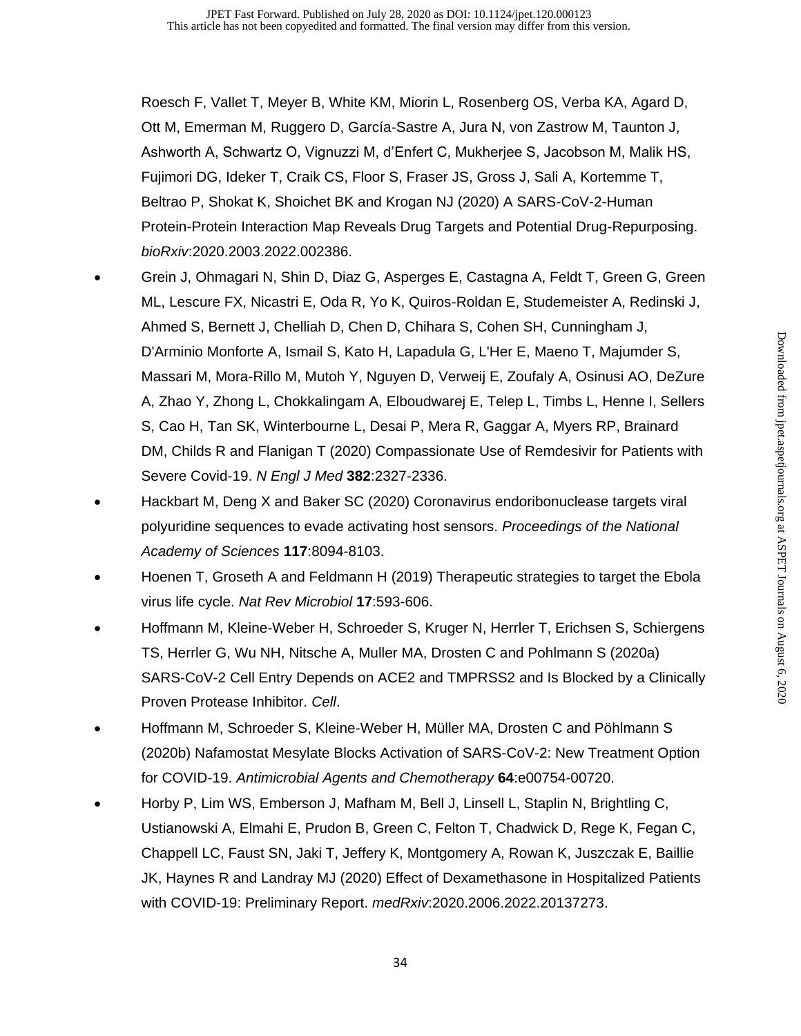Roesch F, Vallet T, Meyer B, White KM, Miorin L, Rosenberg OS, Verba KA, Agard D, Ott M, Emerman M, Ruggero D, García-Sastre A, Jura N, von Zastrow M, Taunton J, Ashworth A, Schwartz O, Vignuzzi M, d'Enfert C, Mukherjee S, Jacobson M, Malik HS, Fujimori DG, Ideker T, Craik CS, Floor S, Fraser JS, Gross J, Sali A, Kortemme T, Beltrao P, Shokat K, Shoichet BK and Krogan NJ (2020) A SARS-CoV-2-Human Protein-Protein Interaction Map Reveals Drug Targets and Potential Drug-Repurposing. *bioRxiv*:2020.2003.2022.002386.

- Grein J, Ohmagari N, Shin D, Diaz G, Asperges E, Castagna A, Feldt T, Green G, Green ML, Lescure FX, Nicastri E, Oda R, Yo K, Quiros-Roldan E, Studemeister A, Redinski J, Ahmed S, Bernett J, Chelliah D, Chen D, Chihara S, Cohen SH, Cunningham J, D'Arminio Monforte A, Ismail S, Kato H, Lapadula G, L'Her E, Maeno T, Majumder S, Massari M, Mora-Rillo M, Mutoh Y, Nguyen D, Verweij E, Zoufaly A, Osinusi AO, DeZure A, Zhao Y, Zhong L, Chokkalingam A, Elboudwarej E, Telep L, Timbs L, Henne I, Sellers S, Cao H, Tan SK, Winterbourne L, Desai P, Mera R, Gaggar A, Myers RP, Brainard DM, Childs R and Flanigan T (2020) Compassionate Use of Remdesivir for Patients with Severe Covid-19. *N Engl J Med* **382**:2327-2336.
- Hackbart M, Deng X and Baker SC (2020) Coronavirus endoribonuclease targets viral polyuridine sequences to evade activating host sensors. *Proceedings of the National Academy of Sciences* **117**:8094-8103.
- Hoenen T, Groseth A and Feldmann H (2019) Therapeutic strategies to target the Ebola virus life cycle. *Nat Rev Microbiol* **17**:593-606.
- Hoffmann M, Kleine-Weber H, Schroeder S, Kruger N, Herrler T, Erichsen S, Schiergens TS, Herrler G, Wu NH, Nitsche A, Muller MA, Drosten C and Pohlmann S (2020a) SARS-CoV-2 Cell Entry Depends on ACE2 and TMPRSS2 and Is Blocked by a Clinically Proven Protease Inhibitor. *Cell*.
- Hoffmann M, Schroeder S, Kleine-Weber H, Müller MA, Drosten C and Pöhlmann S (2020b) Nafamostat Mesylate Blocks Activation of SARS-CoV-2: New Treatment Option for COVID-19. *Antimicrobial Agents and Chemotherapy* **64**:e00754-00720.
- Horby P, Lim WS, Emberson J, Mafham M, Bell J, Linsell L, Staplin N, Brightling C, Ustianowski A, Elmahi E, Prudon B, Green C, Felton T, Chadwick D, Rege K, Fegan C, Chappell LC, Faust SN, Jaki T, Jeffery K, Montgomery A, Rowan K, Juszczak E, Baillie JK, Haynes R and Landray MJ (2020) Effect of Dexamethasone in Hospitalized Patients with COVID-19: Preliminary Report. *medRxiv*:2020.2006.2022.20137273.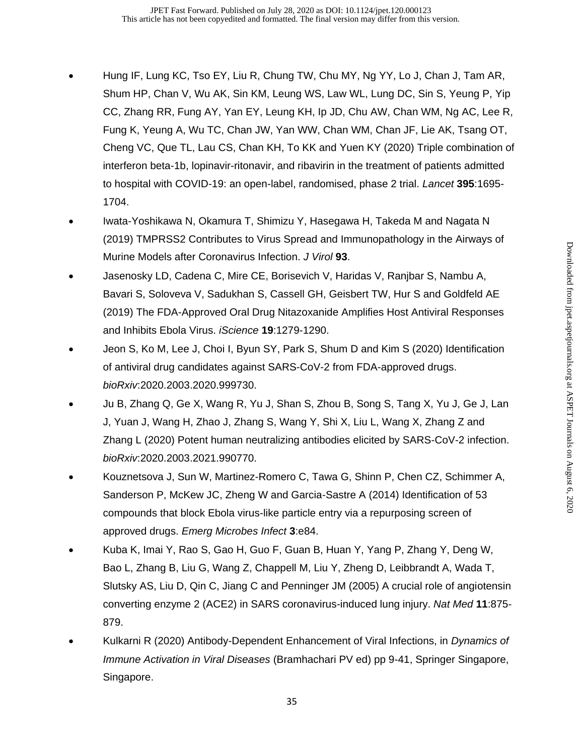- Hung IF, Lung KC, Tso EY, Liu R, Chung TW, Chu MY, Ng YY, Lo J, Chan J, Tam AR, Shum HP, Chan V, Wu AK, Sin KM, Leung WS, Law WL, Lung DC, Sin S, Yeung P, Yip CC, Zhang RR, Fung AY, Yan EY, Leung KH, Ip JD, Chu AW, Chan WM, Ng AC, Lee R, Fung K, Yeung A, Wu TC, Chan JW, Yan WW, Chan WM, Chan JF, Lie AK, Tsang OT, Cheng VC, Que TL, Lau CS, Chan KH, To KK and Yuen KY (2020) Triple combination of interferon beta-1b, lopinavir-ritonavir, and ribavirin in the treatment of patients admitted to hospital with COVID-19: an open-label, randomised, phase 2 trial. *Lancet* **395**:1695-1704.
- Iwata-Yoshikawa N, Okamura T, Shimizu Y, Hasegawa H, Takeda M and Nagata N (2019) TMPRSS2 Contributes to Virus Spread and Immunopathology in the Airways of Murine Models after Coronavirus Infection. *J Virol* **93**.
- Jasenosky LD, Cadena C, Mire CE, Borisevich V, Haridas V, Ranjbar S, Nambu A, Bavari S, Soloveva V, Sadukhan S, Cassell GH, Geisbert TW, Hur S and Goldfeld AE (2019) The FDA-Approved Oral Drug Nitazoxanide Amplifies Host Antiviral Responses and Inhibits Ebola Virus. *iScience* **19**:1279-1290.
- Jeon S, Ko M, Lee J, Choi I, Byun SY, Park S, Shum D and Kim S (2020) Identification of antiviral drug candidates against SARS-CoV-2 from FDA-approved drugs. *bioRxiv*:2020.2003.2020.999730.
- Ju B, Zhang Q, Ge X, Wang R, Yu J, Shan S, Zhou B, Song S, Tang X, Yu J, Ge J, Lan J, Yuan J, Wang H, Zhao J, Zhang S, Wang Y, Shi X, Liu L, Wang X, Zhang Z and Zhang L (2020) Potent human neutralizing antibodies elicited by SARS-CoV-2 infection. *bioRxiv*:2020.2003.2021.990770.
- Kouznetsova J, Sun W, Martinez-Romero C, Tawa G, Shinn P, Chen CZ, Schimmer A, Sanderson P, McKew JC, Zheng W and Garcia-Sastre A (2014) Identification of 53 compounds that block Ebola virus-like particle entry via a repurposing screen of approved drugs. *Emerg Microbes Infect* **3**:e84.
- Kuba K, Imai Y, Rao S, Gao H, Guo F, Guan B, Huan Y, Yang P, Zhang Y, Deng W, Bao L, Zhang B, Liu G, Wang Z, Chappell M, Liu Y, Zheng D, Leibbrandt A, Wada T, Slutsky AS, Liu D, Qin C, Jiang C and Penninger JM (2005) A crucial role of angiotensin converting enzyme 2 (ACE2) in SARS coronavirus-induced lung injury. *Nat Med* **11**:875-879.
- Kulkarni R (2020) Antibody-Dependent Enhancement of Viral Infections, in *Dynamics of Immune Activation in Viral Diseases* (Bramhachari PV ed) pp 9-41, Springer Singapore, Singapore.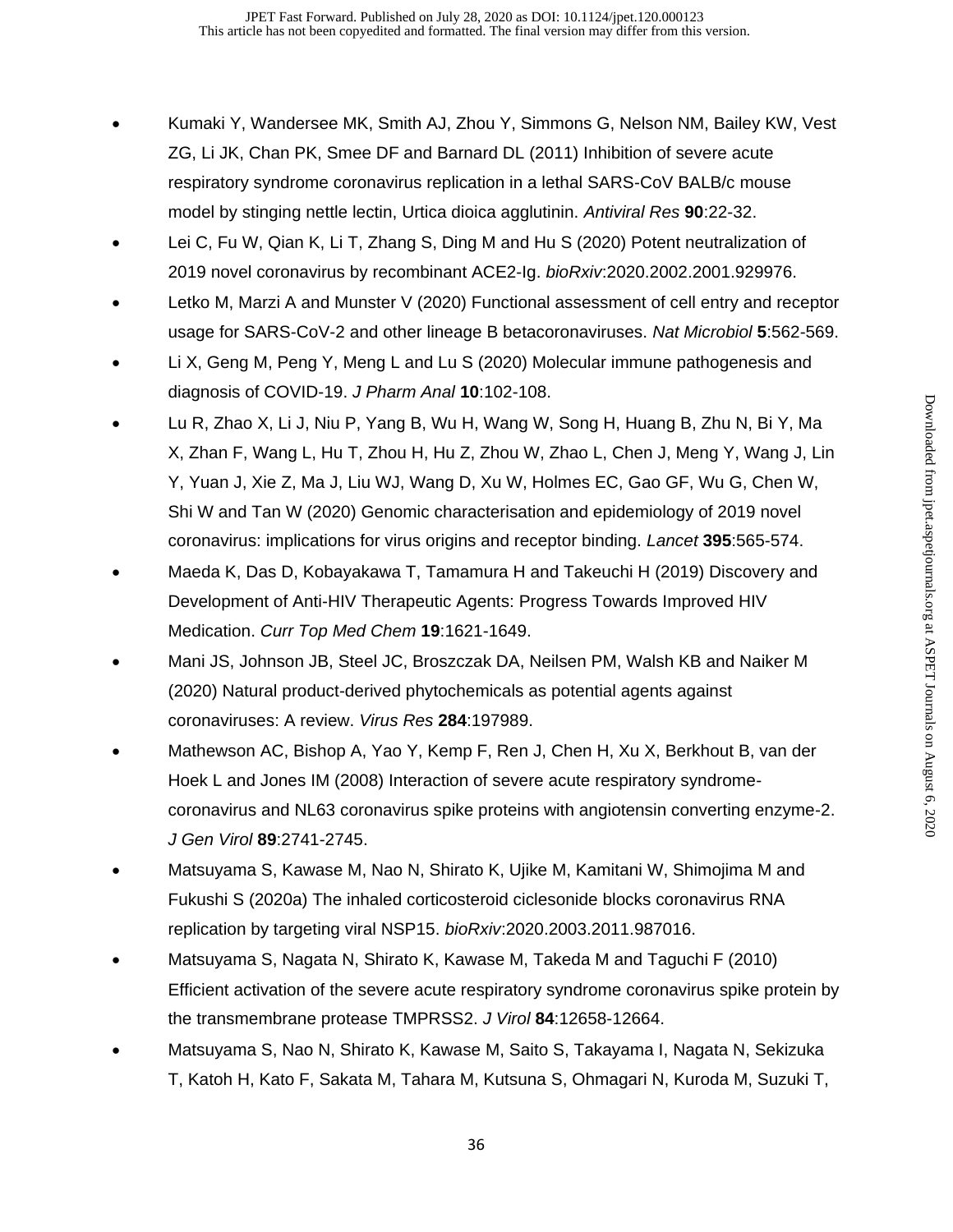- Kumaki Y, Wandersee MK, Smith AJ, Zhou Y, Simmons G, Nelson NM, Bailey KW, Vest ZG, Li JK, Chan PK, Smee DF and Barnard DL (2011) Inhibition of severe acute respiratory syndrome coronavirus replication in a lethal SARS-CoV BALB/c mouse model by stinging nettle lectin, Urtica dioica agglutinin. *Antiviral Res* **90**:22-32.
- Lei C, Fu W, Qian K, Li T, Zhang S, Ding M and Hu S (2020) Potent neutralization of 2019 novel coronavirus by recombinant ACE2-Ig. *bioRxiv*:2020.2002.2001.929976.
- Letko M, Marzi A and Munster V (2020) Functional assessment of cell entry and receptor usage for SARS-CoV-2 and other lineage B betacoronaviruses. *Nat Microbiol* **5**:562-569.
- Li X, Geng M, Peng Y, Meng L and Lu S (2020) Molecular immune pathogenesis and diagnosis of COVID-19. *J Pharm Anal* **10**:102-108.
- Lu R, Zhao X, Li J, Niu P, Yang B, Wu H, Wang W, Song H, Huang B, Zhu N, Bi Y, Ma X, Zhan F, Wang L, Hu T, Zhou H, Hu Z, Zhou W, Zhao L, Chen J, Meng Y, Wang J, Lin Y, Yuan J, Xie Z, Ma J, Liu WJ, Wang D, Xu W, Holmes EC, Gao GF, Wu G, Chen W, Shi W and Tan W (2020) Genomic characterisation and epidemiology of 2019 novel coronavirus: implications for virus origins and receptor binding. *Lancet* **395**:565-574.
- Maeda K, Das D, Kobayakawa T, Tamamura H and Takeuchi H (2019) Discovery and Development of Anti-HIV Therapeutic Agents: Progress Towards Improved HIV Medication. *Curr Top Med Chem* **19**:1621-1649.
- Mani JS, Johnson JB, Steel JC, Broszczak DA, Neilsen PM, Walsh KB and Naiker M (2020) Natural product-derived phytochemicals as potential agents against coronaviruses: A review. *Virus Res* **284**:197989.
- Mathewson AC, Bishop A, Yao Y, Kemp F, Ren J, Chen H, Xu X, Berkhout B, van der Hoek L and Jones IM (2008) Interaction of severe acute respiratory syndrome-coronavirus and NL63 coronavirus spike proteins with angiotensin converting enzyme-2. *J Gen Virol* **89**:2741-2745.
- Matsuyama S, Kawase M, Nao N, Shirato K, Ujike M, Kamitani W, Shimojima M and Fukushi S (2020a) The inhaled corticosteroid ciclesonide blocks coronavirus RNA replication by targeting viral NSP15. *bioRxiv*:2020.2003.2011.987016.
- Matsuyama S, Nagata N, Shirato K, Kawase M, Takeda M and Taguchi F (2010) Efficient activation of the severe acute respiratory syndrome coronavirus spike protein by the transmembrane protease TMPRSS2. *J Virol* **84**:12658-12664.
- Matsuyama S, Nao N, Shirato K, Kawase M, Saito S, Takayama I, Nagata N, Sekizuka T, Katoh H, Kato F, Sakata M, Tahara M, Kutsuna S, Ohmagari N, Kuroda M, Suzuki T,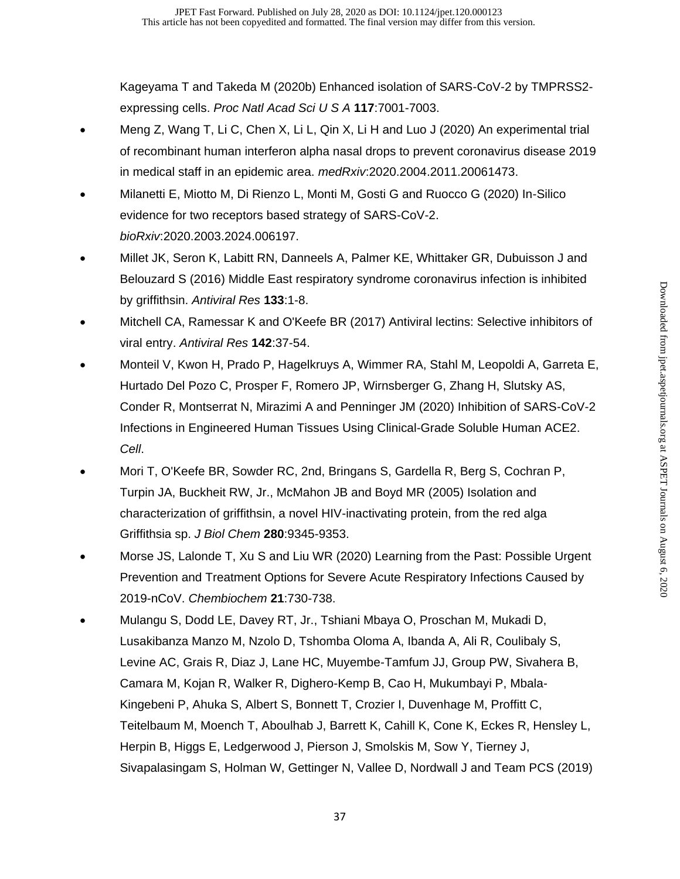Kageyama T and Takeda M (2020b) Enhanced isolation of SARS-CoV-2 by TMPRSS2-expressing cells. *Proc Natl Acad Sci U S A* **117**:7001-7003.

- Meng Z, Wang T, Li C, Chen X, Li L, Qin X, Li H and Luo J (2020) An experimental trial of recombinant human interferon alpha nasal drops to prevent coronavirus disease 2019 in medical staff in an epidemic area. *medRxiv*:2020.2004.2011.20061473.
- Milanetti E, Miotto M, Di Rienzo L, Monti M, Gosti G and Ruocco G (2020) In-Silico evidence for two receptors based strategy of SARS-CoV-2. *bioRxiv*:2020.2003.2024.006197.
- Millet JK, Seron K, Labitt RN, Danneels A, Palmer KE, Whittaker GR, Dubuisson J and Belouzard S (2016) Middle East respiratory syndrome coronavirus infection is inhibited by griffithsin. *Antiviral Res* **133**:1-8.
- Mitchell CA, Ramessar K and O'Keefe BR (2017) Antiviral lectins: Selective inhibitors of viral entry. *Antiviral Res* **142**:37-54.
- Monteil V, Kwon H, Prado P, Hagelkruys A, Wimmer RA, Stahl M, Leopoldi A, Garreta E, Hurtado Del Pozo C, Prosper F, Romero JP, Wirnsberger G, Zhang H, Slutsky AS, Conder R, Montserrat N, Mirazimi A and Penninger JM (2020) Inhibition of SARS-CoV-2 Infections in Engineered Human Tissues Using Clinical-Grade Soluble Human ACE2. *Cell*.
- Mori T, O'Keefe BR, Sowder RC, 2nd, Bringans S, Gardella R, Berg S, Cochran P, Turpin JA, Buckheit RW, Jr., McMahon JB and Boyd MR (2005) Isolation and characterization of griffithsin, a novel HIV-inactivating protein, from the red alga Griffithsia sp. *J Biol Chem* **280**:9345-9353.
- Morse JS, Lalonde T, Xu S and Liu WR (2020) Learning from the Past: Possible Urgent Prevention and Treatment Options for Severe Acute Respiratory Infections Caused by 2019-nCoV. *Chembiochem* **21**:730-738.
- Mulangu S, Dodd LE, Davey RT, Jr., Tshiani Mbaya O, Proschan M, Mukadi D, Lusakibanza Manzo M, Nzolo D, Tshomba Oloma A, Ibanda A, Ali R, Coulibaly S, Levine AC, Grais R, Diaz J, Lane HC, Muyembe-Tamfum JJ, Group PW, Sivahera B, Camara M, Kojan R, Walker R, Dighero-Kemp B, Cao H, Mukumbayi P, Mbala-Kingebeni P, Ahuka S, Albert S, Bonnett T, Crozier I, Duvenhage M, Proffitt C, Teitelbaum M, Moench T, Aboulhab J, Barrett K, Cahill K, Cone K, Eckes R, Hensley L, Herpin B, Higgs E, Ledgerwood J, Pierson J, Smolskis M, Sow Y, Tierney J, Sivapalasingam S, Holman W, Gettinger N, Vallee D, Nordwall J and Team PCS (2019)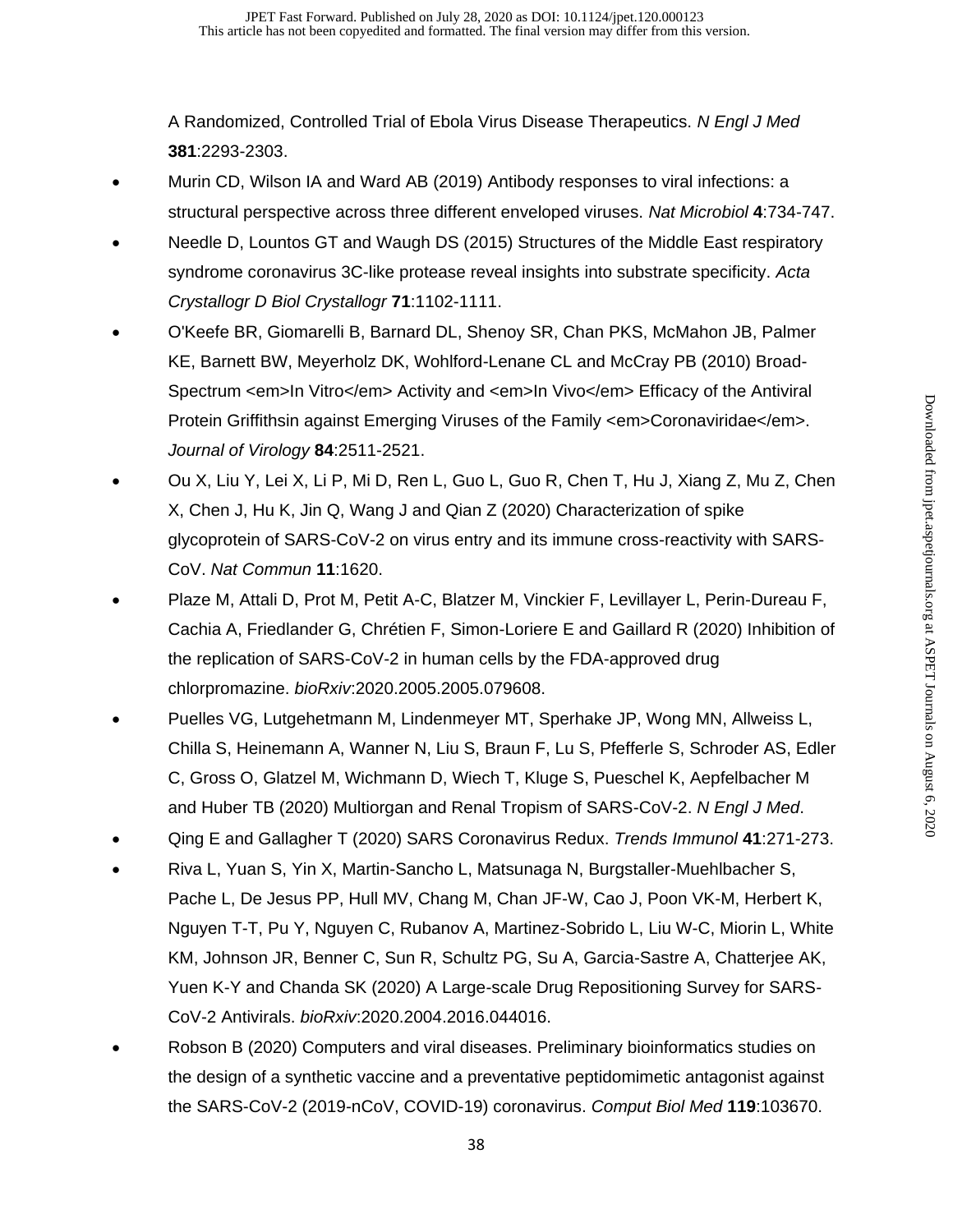A Randomized, Controlled Trial of Ebola Virus Disease Therapeutics. *N Engl J Med* **381**:2293-2303.

- Murin CD, Wilson IA and Ward AB (2019) Antibody responses to viral infections: a structural perspective across three different enveloped viruses. *Nat Microbiol* **4**:734-747.
- Needle D, Lountos GT and Waugh DS (2015) Structures of the Middle East respiratory syndrome coronavirus 3C-like protease reveal insights into substrate specificity. *Acta Crystallogr D Biol Crystallogr* **71**:1102-1111.
- O'Keefe BR, Giomarelli B, Barnard DL, Shenoy SR, Chan PKS, McMahon JB, Palmer KE, Barnett BW, Meyerholz DK, Wohlford-Lenane CL and McCray PB (2010) Broad-Spectrum <em>In Vitro</em> Activity and <em>In Vivo</em> Efficacy of the Antiviral Protein Griffithsin against Emerging Viruses of the Family <em>Coronaviridae</em>. *Journal of Virology* **84**:2511-2521.
- Ou X, Liu Y, Lei X, Li P, Mi D, Ren L, Guo L, Guo R, Chen T, Hu J, Xiang Z, Mu Z, Chen X, Chen J, Hu K, Jin Q, Wang J and Qian Z (2020) Characterization of spike glycoprotein of SARS-CoV-2 on virus entry and its immune cross-reactivity with SARS-CoV. *Nat Commun* **11**:1620.
- Plaze M, Attali D, Prot M, Petit A-C, Blatzer M, Vinckier F, Levillayer L, Perin-Dureau F, Cachia A, Friedlander G, Chrétien F, Simon-Loriere E and Gaillard R (2020) Inhibition of the replication of SARS-CoV-2 in human cells by the FDA-approved drug chlorpromazine. *bioRxiv*:2020.2005.2005.079608.
- Puelles VG, Lutgehetmann M, Lindenmeyer MT, Sperhake JP, Wong MN, Allweiss L, Chilla S, Heinemann A, Wanner N, Liu S, Braun F, Lu S, Pfefferle S, Schroder AS, Edler C, Gross O, Glatzel M, Wichmann D, Wiech T, Kluge S, Pueschel K, Aepfelbacher M and Huber TB (2020) Multiorgan and Renal Tropism of SARS-CoV-2. *N Engl J Med*.
- Qing E and Gallagher T (2020) SARS Coronavirus Redux. *Trends Immunol* **41**:271-273.
- Riva L, Yuan S, Yin X, Martin-Sancho L, Matsunaga N, Burgstaller-Muehlbacher S, Pache L, De Jesus PP, Hull MV, Chang M, Chan JF-W, Cao J, Poon VK-M, Herbert K, Nguyen T-T, Pu Y, Nguyen C, Rubanov A, Martinez-Sobrido L, Liu W-C, Miorin L, White KM, Johnson JR, Benner C, Sun R, Schultz PG, Su A, Garcia-Sastre A, Chatterjee AK, Yuen K-Y and Chanda SK (2020) A Large-scale Drug Repositioning Survey for SARS-CoV-2 Antivirals. *bioRxiv*:2020.2004.2016.044016.
- Robson B (2020) Computers and viral diseases. Preliminary bioinformatics studies on the design of a synthetic vaccine and a preventative peptidomimetic antagonist against the SARS-CoV-2 (2019-nCoV, COVID-19) coronavirus. *Comput Biol Med* **119**:103670.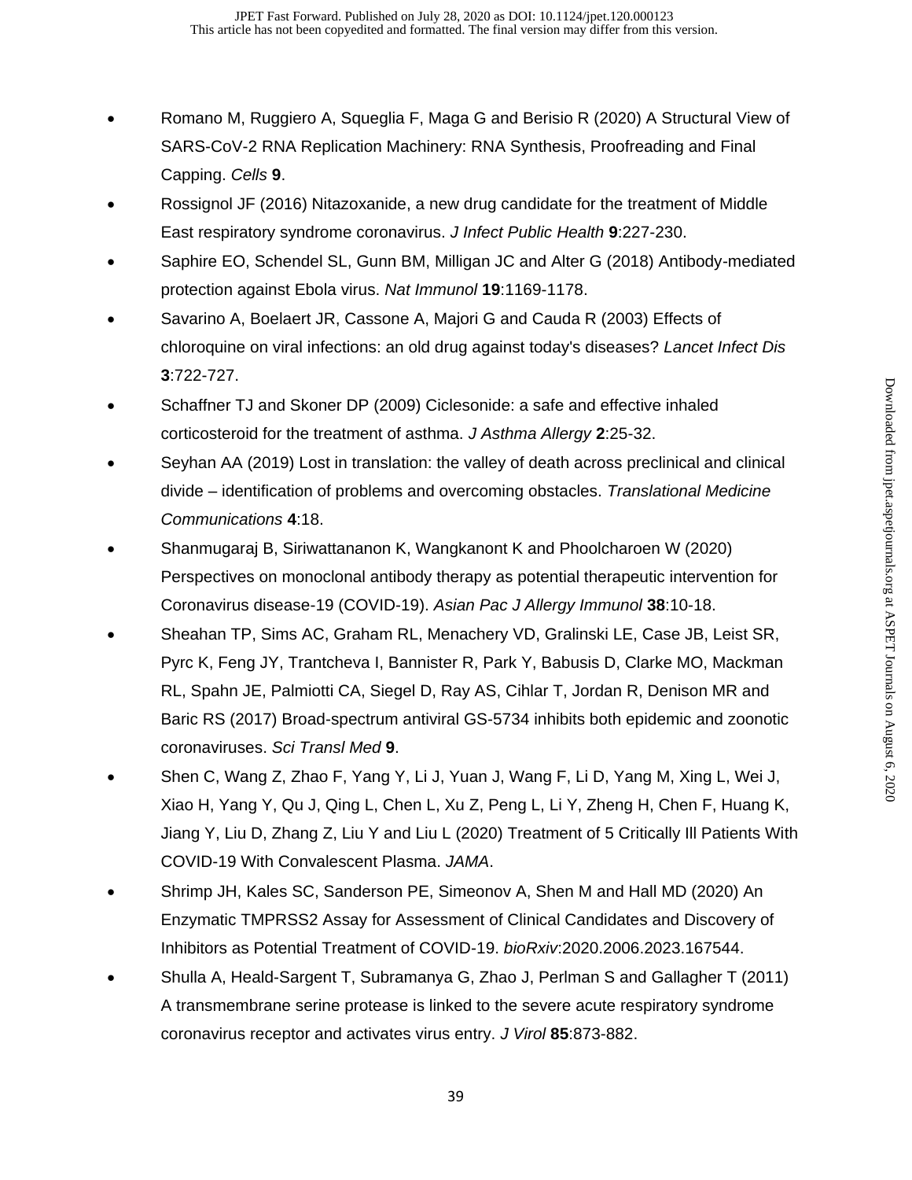- Romano M, Ruggiero A, Squeglia F, Maga G and Berisio R (2020) A Structural View of SARS-CoV-2 RNA Replication Machinery: RNA Synthesis, Proofreading and Final Capping. *Cells* **9**.
- Rossignol JF (2016) Nitazoxanide, a new drug candidate for the treatment of Middle East respiratory syndrome coronavirus. *J Infect Public Health* **9**:227-230.
- Saphire EO, Schendel SL, Gunn BM, Milligan JC and Alter G (2018) Antibody-mediated protection against Ebola virus. *Nat Immunol* **19**:1169-1178.
- Savarino A, Boelaert JR, Cassone A, Majori G and Cauda R (2003) Effects of chloroquine on viral infections: an old drug against today's diseases? *Lancet Infect Dis* **3**:722-727.
- Schaffner TJ and Skoner DP (2009) Ciclesonide: a safe and effective inhaled corticosteroid for the treatment of asthma. *J Asthma Allergy* **2**:25-32.
- Seyhan AA (2019) Lost in translation: the valley of death across preclinical and clinical divide – identification of problems and overcoming obstacles. *Translational Medicine Communications* **4**:18.
- Shanmugaraj B, Siriwattananon K, Wangkanont K and Phoolcharoen W (2020) Perspectives on monoclonal antibody therapy as potential therapeutic intervention for Coronavirus disease-19 (COVID-19). *Asian Pac J Allergy Immunol* **38**:10-18.
- Sheahan TP, Sims AC, Graham RL, Menachery VD, Gralinski LE, Case JB, Leist SR, Pyrc K, Feng JY, Trantcheva I, Bannister R, Park Y, Babusis D, Clarke MO, Mackman RL, Spahn JE, Palmiotti CA, Siegel D, Ray AS, Cihlar T, Jordan R, Denison MR and Baric RS (2017) Broad-spectrum antiviral GS-5734 inhibits both epidemic and zoonotic coronaviruses. *Sci Transl Med* **9**.
- Shen C, Wang Z, Zhao F, Yang Y, Li J, Yuan J, Wang F, Li D, Yang M, Xing L, Wei J, Xiao H, Yang Y, Qu J, Qing L, Chen L, Xu Z, Peng L, Li Y, Zheng H, Chen F, Huang K, Jiang Y, Liu D, Zhang Z, Liu Y and Liu L (2020) Treatment of 5 Critically Ill Patients With COVID-19 With Convalescent Plasma. *JAMA*.
- Shrimp JH, Kales SC, Sanderson PE, Simeonov A, Shen M and Hall MD (2020) An Enzymatic TMPRSS2 Assay for Assessment of Clinical Candidates and Discovery of Inhibitors as Potential Treatment of COVID-19. *bioRxiv*:2020.2006.2023.167544.
- Shulla A, Heald-Sargent T, Subramanya G, Zhao J, Perlman S and Gallagher T (2011) A transmembrane serine protease is linked to the severe acute respiratory syndrome coronavirus receptor and activates virus entry. *J Virol* **85**:873-882.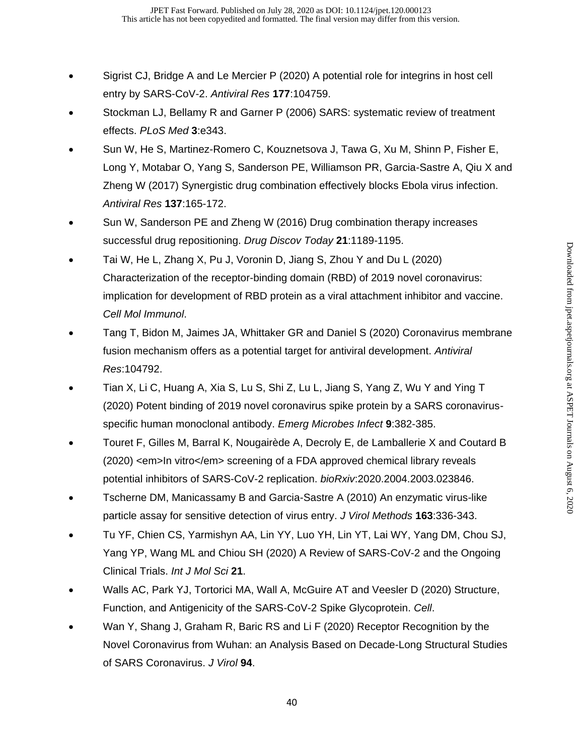- Sigrist CJ, Bridge A and Le Mercier P (2020) A potential role for integrins in host cell entry by SARS-CoV-2. *Antiviral Res* **177**:104759.
- Stockman LJ, Bellamy R and Garner P (2006) SARS: systematic review of treatment effects. *PLoS Med* **3**:e343.
- Sun W, He S, Martinez-Romero C, Kouznetsova J, Tawa G, Xu M, Shinn P, Fisher E, Long Y, Motabar O, Yang S, Sanderson PE, Williamson PR, Garcia-Sastre A, Qiu X and Zheng W (2017) Synergistic drug combination effectively blocks Ebola virus infection. *Antiviral Res* **137**:165-172.
- Sun W, Sanderson PE and Zheng W (2016) Drug combination therapy increases successful drug repositioning. *Drug Discov Today* **21**:1189-1195.
- Tai W, He L, Zhang X, Pu J, Voronin D, Jiang S, Zhou Y and Du L (2020) Characterization of the receptor-binding domain (RBD) of 2019 novel coronavirus: implication for development of RBD protein as a viral attachment inhibitor and vaccine. *Cell Mol Immunol*.
- Tang T, Bidon M, Jaimes JA, Whittaker GR and Daniel S (2020) Coronavirus membrane fusion mechanism offers as a potential target for antiviral development. *Antiviral Res*:104792.
- Tian X, Li C, Huang A, Xia S, Lu S, Shi Z, Lu L, Jiang S, Yang Z, Wu Y and Ying T (2020) Potent binding of 2019 novel coronavirus spike protein by a SARS coronavirus-specific human monoclonal antibody. *Emerg Microbes Infect* **9**:382-385.
- Touret F, Gilles M, Barral K, Nougairède A, Decroly E, de Lamballerie X and Coutard B (2020) <em>In vitro</em> screening of a FDA approved chemical library reveals potential inhibitors of SARS-CoV-2 replication. *bioRxiv*:2020.2004.2003.023846.
- Tscherne DM, Manicassamy B and Garcia-Sastre A (2010) An enzymatic virus-like particle assay for sensitive detection of virus entry. *J Virol Methods* **163**:336-343.
- Tu YF, Chien CS, Yarmishyn AA, Lin YY, Luo YH, Lin YT, Lai WY, Yang DM, Chou SJ, Yang YP, Wang ML and Chiou SH (2020) A Review of SARS-CoV-2 and the Ongoing Clinical Trials. *Int J Mol Sci* **21**.
- Walls AC, Park YJ, Tortorici MA, Wall A, McGuire AT and Veesler D (2020) Structure, Function, and Antigenicity of the SARS-CoV-2 Spike Glycoprotein. *Cell*.
- Wan Y, Shang J, Graham R, Baric RS and Li F (2020) Receptor Recognition by the Novel Coronavirus from Wuhan: an Analysis Based on Decade-Long Structural Studies of SARS Coronavirus. *J Virol* **94**.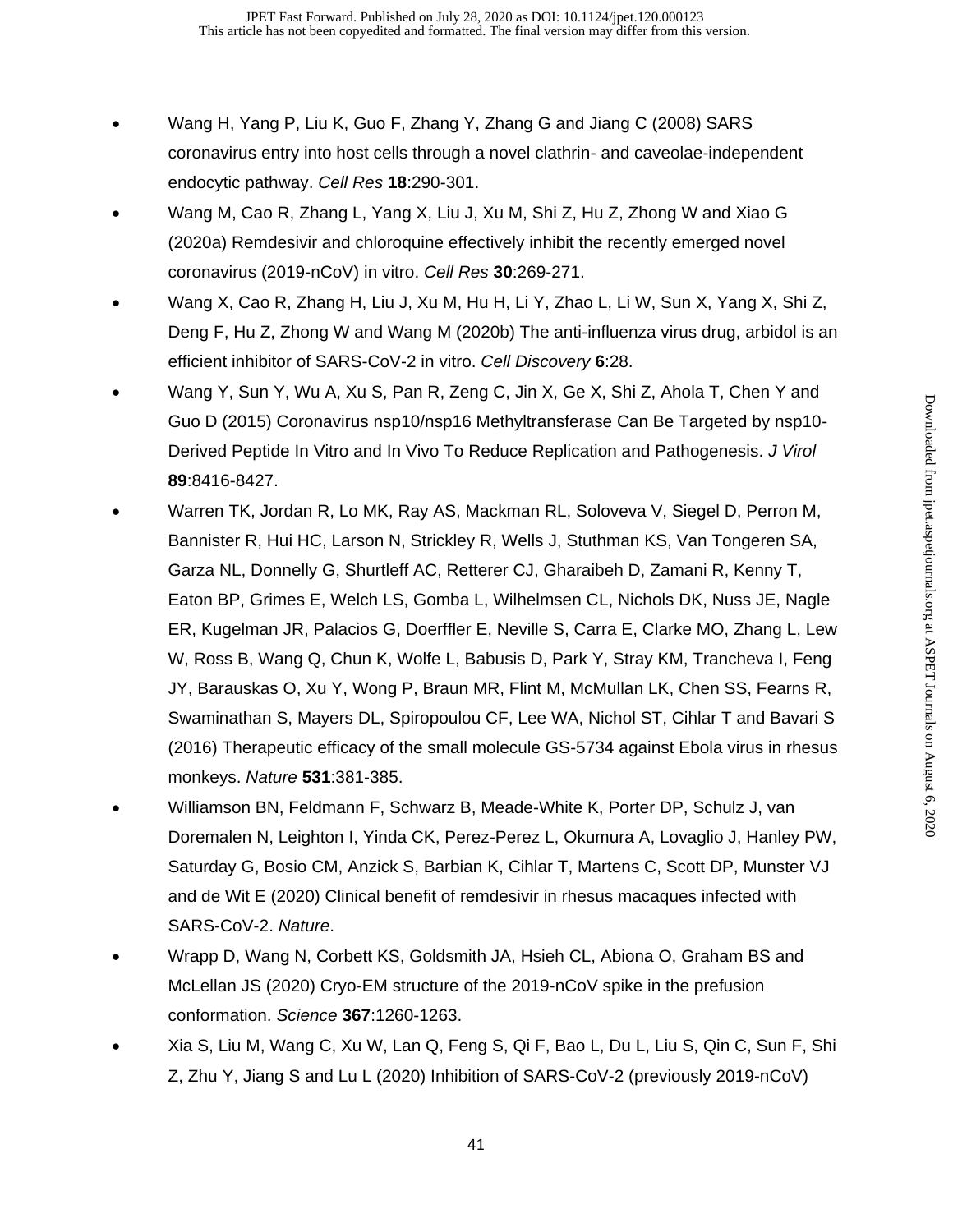- Wang H, Yang P, Liu K, Guo F, Zhang Y, Zhang G and Jiang C (2008) SARS coronavirus entry into host cells through a novel clathrin- and caveolae-independent endocytic pathway. *Cell Res* **18**:290-301.
- Wang M, Cao R, Zhang L, Yang X, Liu J, Xu M, Shi Z, Hu Z, Zhong W and Xiao G (2020a) Remdesivir and chloroquine effectively inhibit the recently emerged novel coronavirus (2019-nCoV) in vitro. *Cell Res* **30**:269-271.
- Wang X, Cao R, Zhang H, Liu J, Xu M, Hu H, Li Y, Zhao L, Li W, Sun X, Yang X, Shi Z, Deng F, Hu Z, Zhong W and Wang M (2020b) The anti-influenza virus drug, arbidol is an efficient inhibitor of SARS-CoV-2 in vitro. *Cell Discovery* **6**:28.
- Wang Y, Sun Y, Wu A, Xu S, Pan R, Zeng C, Jin X, Ge X, Shi Z, Ahola T, Chen Y and Guo D (2015) Coronavirus nsp10/nsp16 Methyltransferase Can Be Targeted by nsp10-Derived Peptide In Vitro and In Vivo To Reduce Replication and Pathogenesis. *J Virol* **89**:8416-8427.
- Warren TK, Jordan R, Lo MK, Ray AS, Mackman RL, Soloveva V, Siegel D, Perron M, Bannister R, Hui HC, Larson N, Strickley R, Wells J, Stuthman KS, Van Tongeren SA, Garza NL, Donnelly G, Shurtleff AC, Retterer CJ, Gharaibeh D, Zamani R, Kenny T, Eaton BP, Grimes E, Welch LS, Gomba L, Wilhelmsen CL, Nichols DK, Nuss JE, Nagle ER, Kugelman JR, Palacios G, Doerffler E, Neville S, Carra E, Clarke MO, Zhang L, Lew W, Ross B, Wang Q, Chun K, Wolfe L, Babusis D, Park Y, Stray KM, Trancheva I, Feng JY, Barauskas O, Xu Y, Wong P, Braun MR, Flint M, McMullan LK, Chen SS, Fearns R, Swaminathan S, Mayers DL, Spiropoulou CF, Lee WA, Nichol ST, Cihlar T and Bavari S (2016) Therapeutic efficacy of the small molecule GS-5734 against Ebola virus in rhesus monkeys. *Nature* **531**:381-385.
- Williamson BN, Feldmann F, Schwarz B, Meade-White K, Porter DP, Schulz J, van Doremalen N, Leighton I, Yinda CK, Perez-Perez L, Okumura A, Lovaglio J, Hanley PW, Saturday G, Bosio CM, Anzick S, Barbian K, Cihlar T, Martens C, Scott DP, Munster VJ and de Wit E (2020) Clinical benefit of remdesivir in rhesus macaques infected with SARS-CoV-2. *Nature*.
- Wrapp D, Wang N, Corbett KS, Goldsmith JA, Hsieh CL, Abiona O, Graham BS and McLellan JS (2020) Cryo-EM structure of the 2019-nCoV spike in the prefusion conformation. *Science* **367**:1260-1263.
- Xia S, Liu M, Wang C, Xu W, Lan Q, Feng S, Qi F, Bao L, Du L, Liu S, Qin C, Sun F, Shi Z, Zhu Y, Jiang S and Lu L (2020) Inhibition of SARS-CoV-2 (previously 2019-nCoV)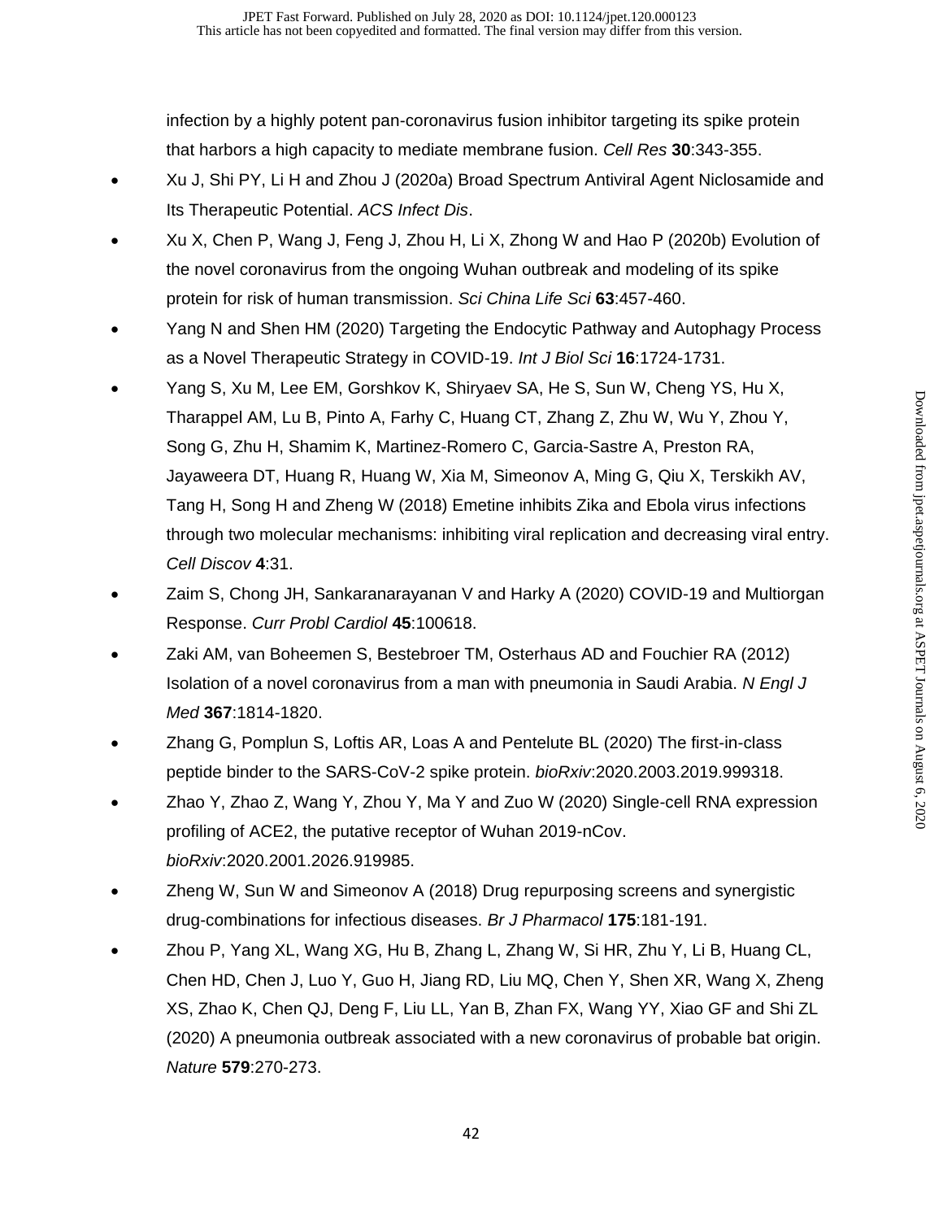infection by a highly potent pan-coronavirus fusion inhibitor targeting its spike protein that harbors a high capacity to mediate membrane fusion. *Cell Res* **30**:343-355.

- Xu J, Shi PY, Li H and Zhou J (2020a) Broad Spectrum Antiviral Agent Niclosamide and Its Therapeutic Potential. *ACS Infect Dis*.
- Xu X, Chen P, Wang J, Feng J, Zhou H, Li X, Zhong W and Hao P (2020b) Evolution of the novel coronavirus from the ongoing Wuhan outbreak and modeling of its spike protein for risk of human transmission. *Sci China Life Sci* **63**:457-460.
- Yang N and Shen HM (2020) Targeting the Endocytic Pathway and Autophagy Process as a Novel Therapeutic Strategy in COVID-19. *Int J Biol Sci* **16**:1724-1731.
- Yang S, Xu M, Lee EM, Gorshkov K, Shiryaev SA, He S, Sun W, Cheng YS, Hu X, Tharappel AM, Lu B, Pinto A, Farhy C, Huang CT, Zhang Z, Zhu W, Wu Y, Zhou Y, Song G, Zhu H, Shamim K, Martinez-Romero C, Garcia-Sastre A, Preston RA, Jayaweera DT, Huang R, Huang W, Xia M, Simeonov A, Ming G, Qiu X, Terskikh AV, Tang H, Song H and Zheng W (2018) Emetine inhibits Zika and Ebola virus infections through two molecular mechanisms: inhibiting viral replication and decreasing viral entry. *Cell Discov* **4**:31.
- Zaim S, Chong JH, Sankaranarayanan V and Harky A (2020) COVID-19 and Multiorgan Response. *Curr Probl Cardiol* **45**:100618.
- Zaki AM, van Boheemen S, Bestebroer TM, Osterhaus AD and Fouchier RA (2012) Isolation of a novel coronavirus from a man with pneumonia in Saudi Arabia. *N Engl J Med* **367**:1814-1820.
- Zhang G, Pomplun S, Loftis AR, Loas A and Pentelute BL (2020) The first-in-class peptide binder to the SARS-CoV-2 spike protein. *bioRxiv*:2020.2003.2019.999318.
- Zhao Y, Zhao Z, Wang Y, Zhou Y, Ma Y and Zuo W (2020) Single-cell RNA expression profiling of ACE2, the putative receptor of Wuhan 2019-nCov. *bioRxiv*:2020.2001.2026.919985.
- Zheng W, Sun W and Simeonov A (2018) Drug repurposing screens and synergistic drug-combinations for infectious diseases. *Br J Pharmacol* **175**:181-191.
- Zhou P, Yang XL, Wang XG, Hu B, Zhang L, Zhang W, Si HR, Zhu Y, Li B, Huang CL, Chen HD, Chen J, Luo Y, Guo H, Jiang RD, Liu MQ, Chen Y, Shen XR, Wang X, Zheng XS, Zhao K, Chen QJ, Deng F, Liu LL, Yan B, Zhan FX, Wang YY, Xiao GF and Shi ZL (2020) A pneumonia outbreak associated with a new coronavirus of probable bat origin. *Nature* **579**:270-273.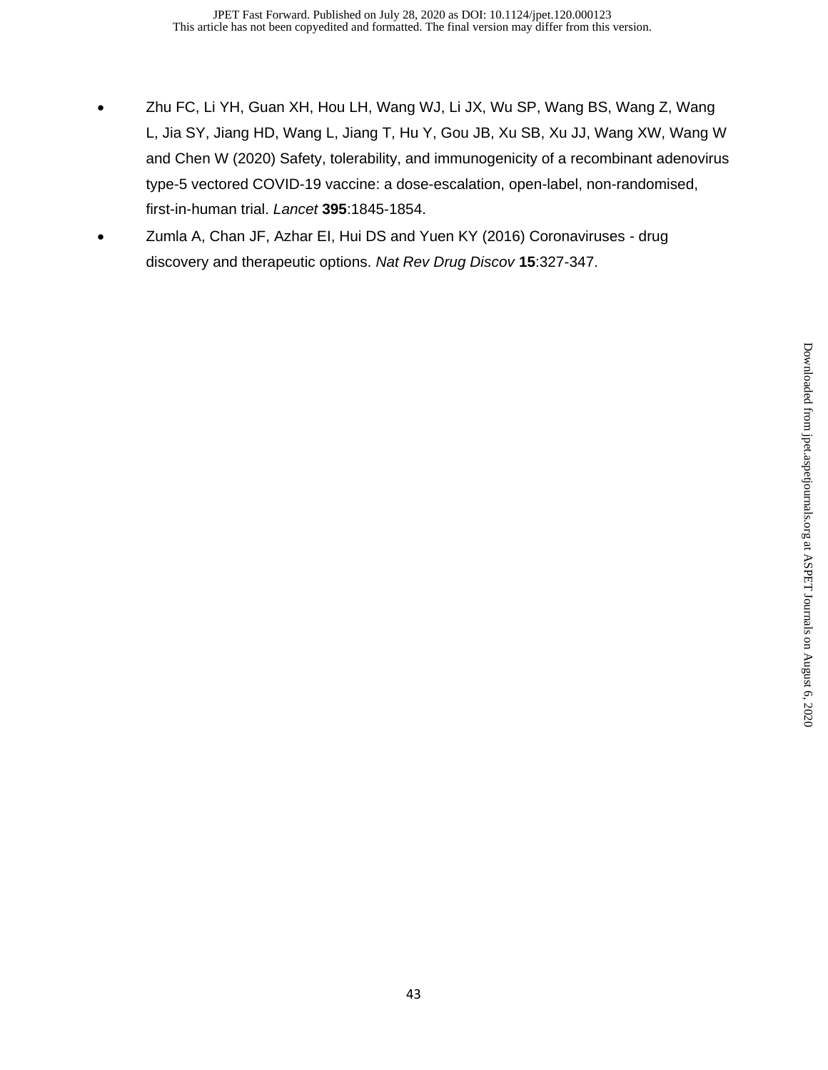- Zhu FC, Li YH, Guan XH, Hou LH, Wang WJ, Li JX, Wu SP, Wang BS, Wang Z, Wang L, Jia SY, Jiang HD, Wang L, Jiang T, Hu Y, Gou JB, Xu SB, Xu JJ, Wang XW, Wang W and Chen W (2020) Safety, tolerability, and immunogenicity of a recombinant adenovirus type-5 vectored COVID-19 vaccine: a dose-escalation, open-label, non-randomised, first-in-human trial. *Lancet* **395**:1845-1854.
- Zumla A, Chan JF, Azhar EI, Hui DS and Yuen KY (2016) Coronaviruses - drug discovery and therapeutic options. *Nat Rev Drug Discov* **15**:327-347.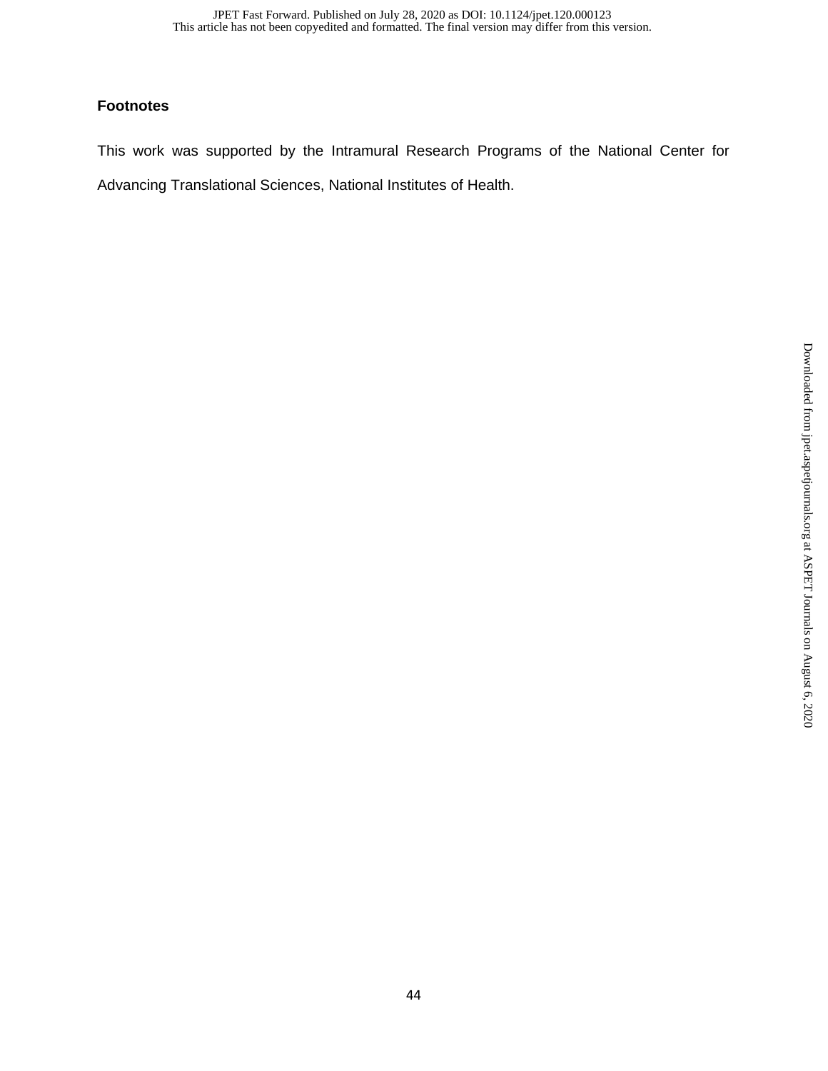**Footnotes**

This work was supported by the Intramural Research Programs of the National Center for Advancing Translational Sciences, National Institutes of Health.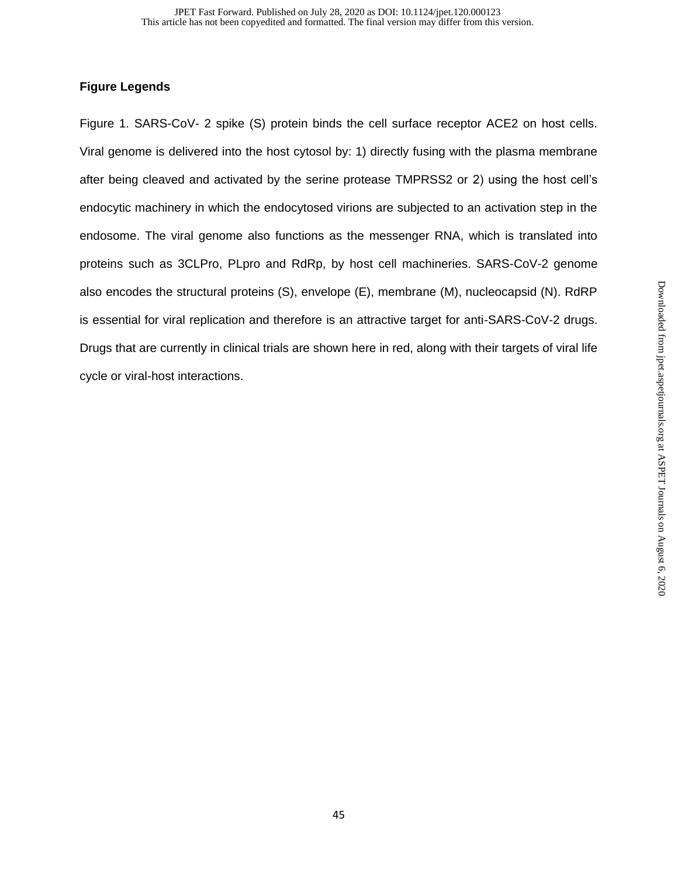**Figure Legends**

Figure 1. SARS-CoV- 2 spike (S) protein binds the cell surface receptor ACE2 on host cells. Viral genome is delivered into the host cytosol by: 1) directly fusing with the plasma membrane after being cleaved and activated by the serine protease TMPRSS2 or 2) using the host cell's endocytic machinery in which the endocytosed virions are subjected to an activation step in the endosome. The viral genome also functions as the messenger RNA, which is translated into proteins such as 3CLPro, PLpro and RdRp, by host cell machineries. SARS-CoV-2 genome also encodes the structural proteins (S), envelope (E), membrane (M), nucleocapsid (N). RdRP is essential for viral replication and therefore is an attractive target for anti-SARS-CoV-2 drugs. Drugs that are currently in clinical trials are shown here in red, along with their targets of viral life cycle or viral-host interactions.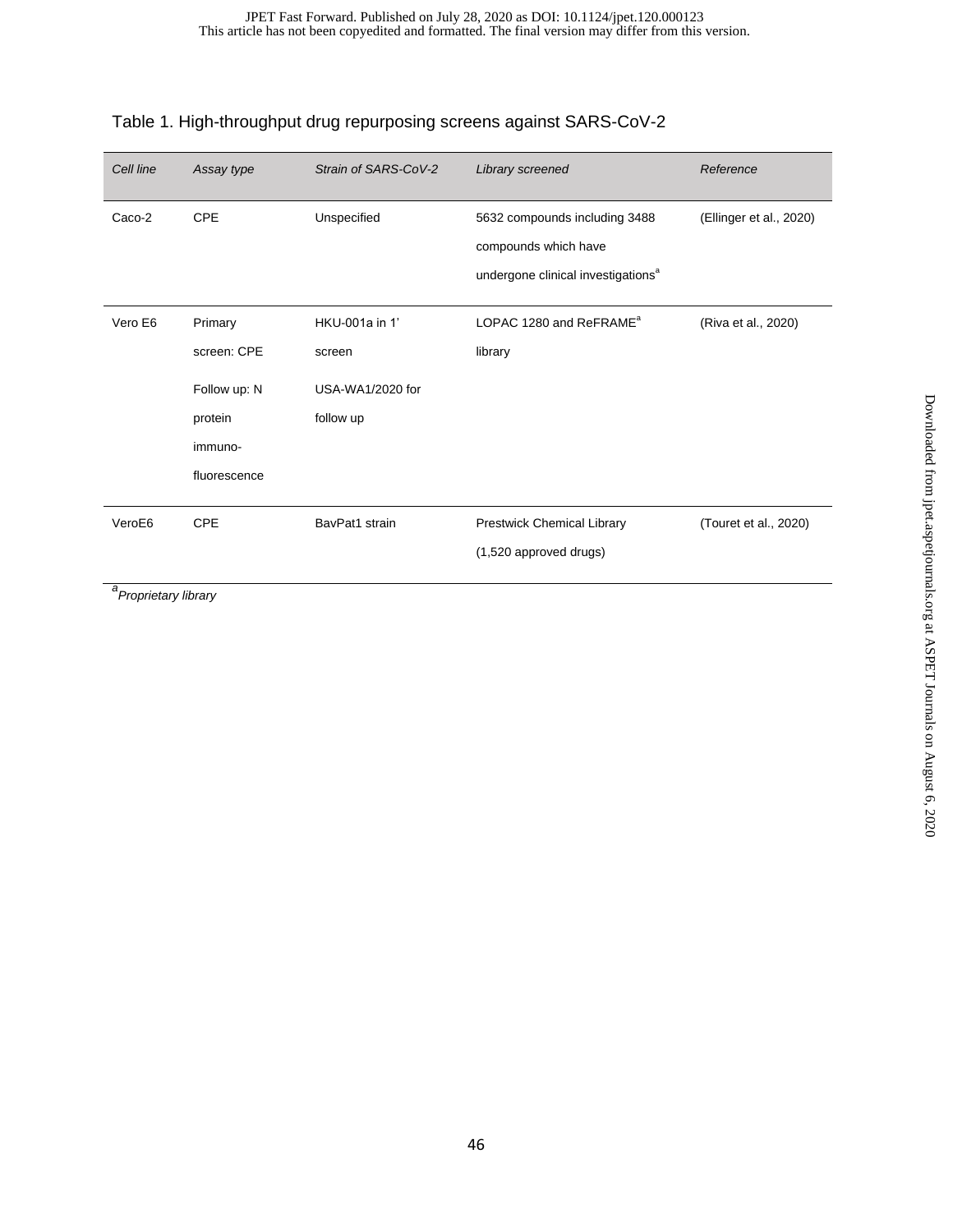Table 1. High-throughput drug repurposing screens against SARS-CoV-2

| *Cell line* | *Assay type* | *Strain of SARS-CoV-2* | *Library screened* | *Reference* |
|---|---|---|---|---|
| Caco-2 | CPE | Unspecified | 5632 compounds including 3488 compounds which have undergone clinical investigations[a] | (Ellinger et al., 2020) |
| Vero E6 | Primary screen: CPE<br>Follow up: N protein immuno-fluorescence | HKU-001a in 1' screen<br>USA-WA1/2020 for follow up | LOPAC 1280 and ReFRAME[a] library | (Riva et al., 2020) |
| VeroE6 | CPE | BavPat1 strain | Prestwick Chemical Library (1,520 approved drugs) | (Touret et al., 2020) |

[a]*Proprietary library*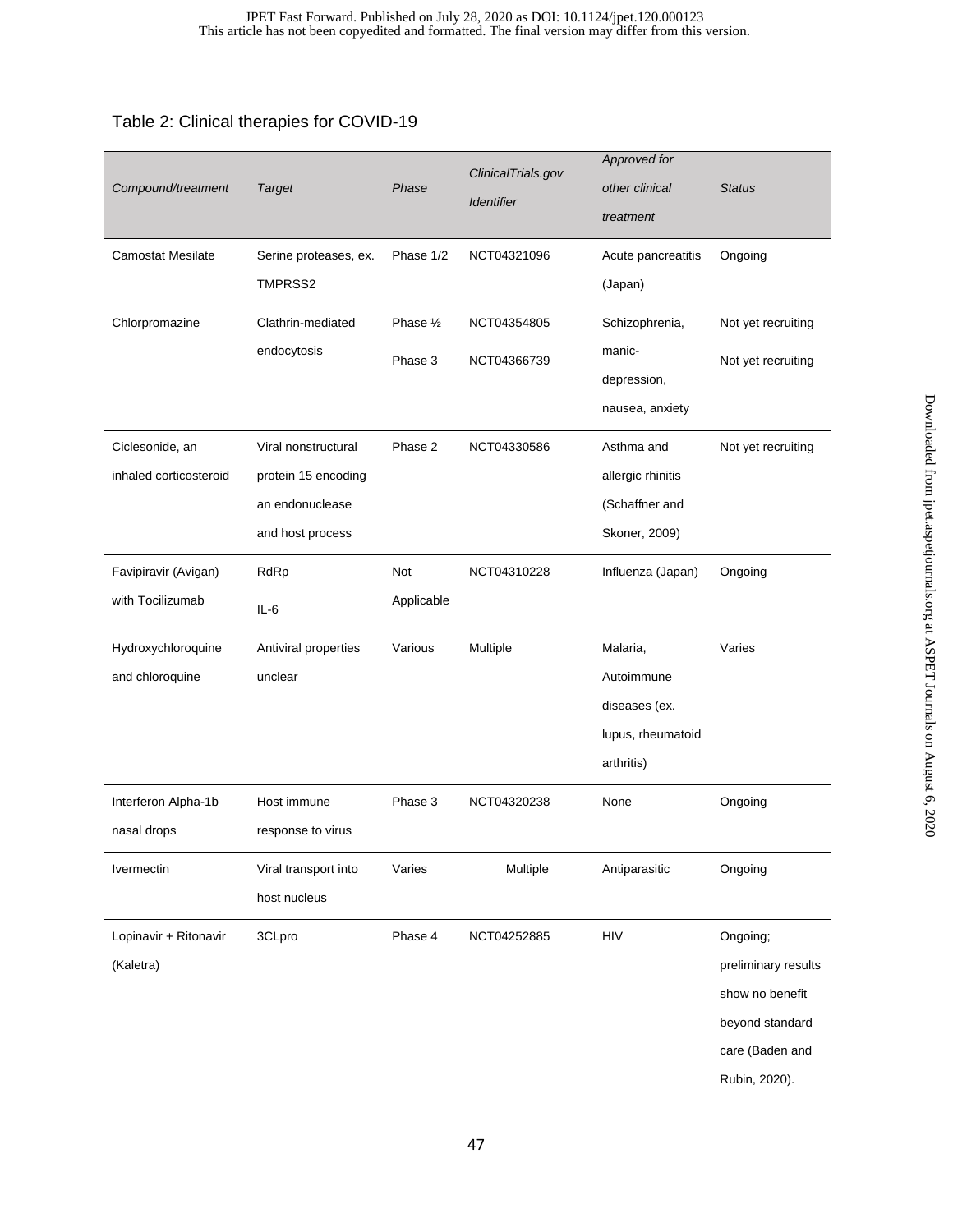Table 2: Clinical therapies for COVID-19

| *Compound/treatment* | *Target* | *Phase* | *ClinicalTrials.gov Identifier* | *Approved for other clinical treatment* | *Status* |
|---|---|---|---|---|---|
| Camostat Mesilate | Serine proteases, ex. TMPRSS2 | Phase 1/2 | NCT04321096 | Acute pancreatitis (Japan) | Ongoing |
| Chlorpromazine | Clathrin-mediated endocytosis | Phase ½<br>Phase 3 | NCT04354805<br>NCT04366739 | Schizophrenia, manic-depression, nausea, anxiety | Not yet recruiting<br>Not yet recruiting |
| Ciclesonide, an inhaled corticosteroid | Viral nonstructural protein 15 encoding an endonuclease and host process | Phase 2 | NCT04330586 | Asthma and allergic rhinitis (Schaffner and Skoner, 2009) | Not yet recruiting |
| Favipiravir (Avigan) with Tocilizumab | RdRp<br>IL-6 | Not Applicable | NCT04310228 | Influenza (Japan) | Ongoing |
| Hydroxychloroquine and chloroquine | Antiviral properties unclear | Various | Multiple | Malaria, Autoimmune diseases (ex. lupus, rheumatoid arthritis) | Varies |
| Interferon Alpha-1b nasal drops | Host immune response to virus | Phase 3 | NCT04320238 | None | Ongoing |
| Ivermectin | Viral transport into host nucleus | Varies | Multiple | Antiparasitic | Ongoing |
| Lopinavir + Ritonavir (Kaletra) | 3CLpro | Phase 4 | NCT04252885 | HIV | Ongoing; preliminary results show no benefit beyond standard care (Baden and Rubin, 2020). |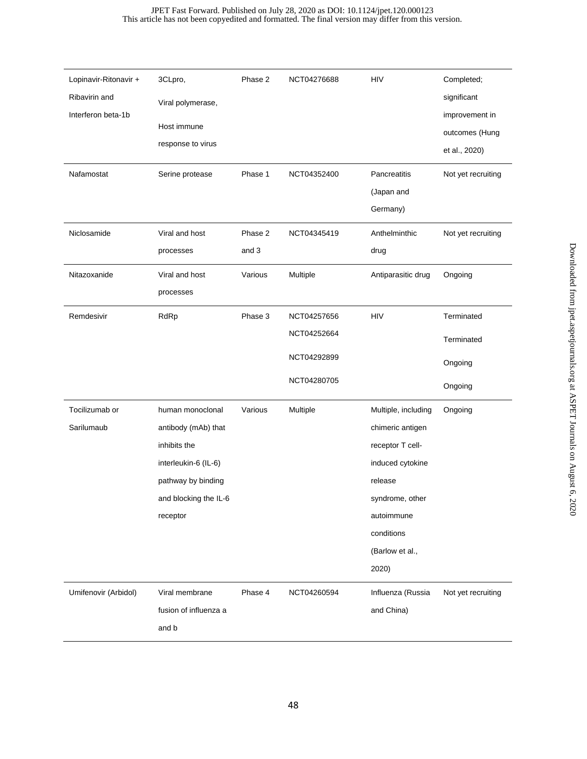| Lopinavir-Ritonavir + Ribavirin and Interferon beta-1b | 3CLpro, Viral polymerase, Host immune response to virus | Phase 2 | NCT04276688 | HIV | Completed; significant improvement in outcomes (Hung et al., 2020) |
|---|---|---|---|---|---|
| Nafamostat | Serine protease | Phase 1 | NCT04352400 | Pancreatitis (Japan and Germany) | Not yet recruiting |
| Niclosamide | Viral and host processes | Phase 2 and 3 | NCT04345419 | Anthelminthic drug | Not yet recruiting |
| Nitazoxanide | Viral and host processes | Various | Multiple | Antiparasitic drug | Ongoing |
| Remdesivir | RdRp | Phase 3 | NCT04257656<br>NCT04252664<br>NCT04292899<br>NCT04280705 | HIV | Terminated<br>Terminated<br>Ongoing<br>Ongoing |
| Tocilizumab or Sarilumaub | human monoclonal antibody (mAb) that inhibits the interleukin-6 (IL-6) pathway by binding and blocking the IL-6 receptor | Various | Multiple | Multiple, including chimeric antigen receptor T cell-induced cytokine release syndrome, other autoimmune conditions (Barlow et al., 2020) | Ongoing |
| Umifenovir (Arbidol) | Viral membrane fusion of influenza a and b | Phase 4 | NCT04260594 | Influenza (Russia and China) | Not yet recruiting |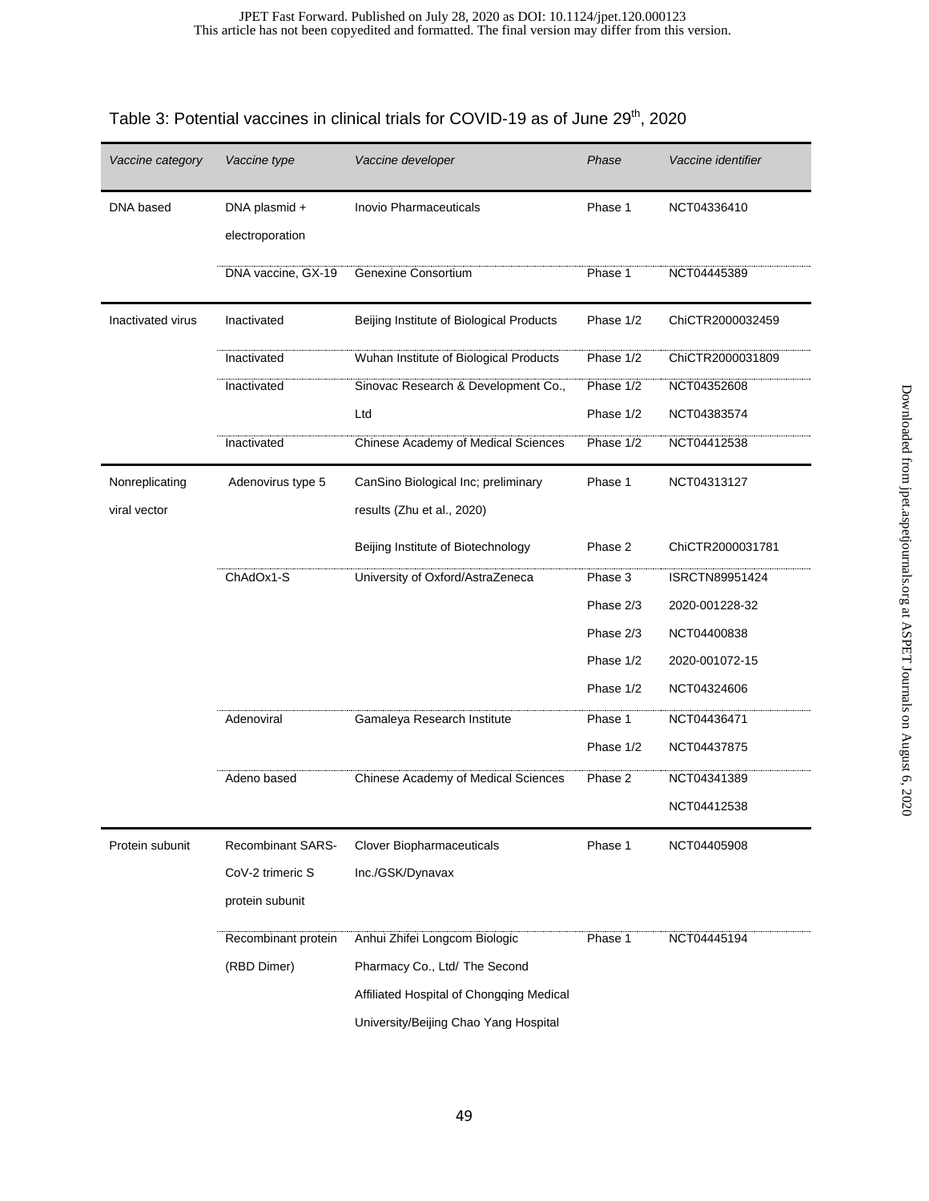Table 3: Potential vaccines in clinical trials for COVID-19 as of June 29th, 2020

| *Vaccine category* | *Vaccine type* | *Vaccine developer* | *Phase* | *Vaccine identifier* |
|---|---|---|---|---|
| DNA based | DNA plasmid + electroporation | Inovio Pharmaceuticals | Phase 1 | NCT04336410 |
| | DNA vaccine, GX-19 | Genexine Consortium | Phase 1 | NCT04445389 |
| Inactivated virus | Inactivated | Beijing Institute of Biological Products | Phase 1/2 | ChiCTR2000032459 |
| | Inactivated | Wuhan Institute of Biological Products | Phase 1/2 | ChiCTR2000031809 |
| | Inactivated | Sinovac Research & Development Co., Ltd | Phase 1/2 | NCT04352608 |
| | | | Phase 1/2 | NCT04383574 |
| | Inactivated | Chinese Academy of Medical Sciences | Phase 1/2 | NCT04412538 |
| Nonreplicating viral vector | Adenovirus type 5 | CanSino Biological Inc; preliminary results (Zhu et al., 2020) | Phase 1 | NCT04313127 |
| | | Beijing Institute of Biotechnology | Phase 2 | ChiCTR2000031781 |
| | ChAdOx1-S | University of Oxford/AstraZeneca | Phase 3 | ISRCTN89951424 |
| | | | Phase 2/3 | 2020-001228-32 |
| | | | Phase 2/3 | NCT04400838 |
| | | | Phase 1/2 | 2020-001072-15 |
| | | | Phase 1/2 | NCT04324606 |
| | Adenoviral | Gamaleya Research Institute | Phase 1 | NCT04436471 |
| | | | Phase 1/2 | NCT04437875 |
| | Adeno based | Chinese Academy of Medical Sciences | Phase 2 | NCT04341389 |
| | | | | NCT04412538 |
| Protein subunit | Recombinant SARS-CoV-2 trimeric S protein subunit | Clover Biopharmaceuticals Inc./GSK/Dynavax | Phase 1 | NCT04405908 |
| | Recombinant protein (RBD Dimer) | Anhui Zhifei Longcom Biologic Pharmacy Co., Ltd/ The Second Affiliated Hospital of Chongqing Medical University/Beijing Chao Yang Hospital | Phase 1 | NCT04445194 |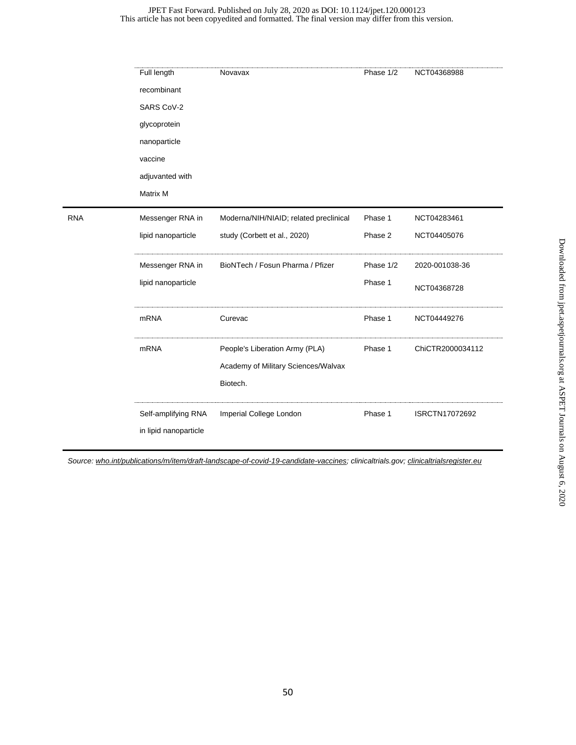| | | | | |
|---|---|---|---|---|
| | Full length recombinant SARS CoV-2 glycoprotein nanoparticle vaccine adjuvanted with Matrix M | Novavax | Phase 1/2 | NCT04368988 |
| RNA | Messenger RNA in lipid nanoparticle | Moderna/NIH/NIAID; related preclinical study (Corbett et al., 2020) | Phase 1<br>Phase 2 | NCT04283461<br>NCT04405076 |
| | Messenger RNA in lipid nanoparticle | BioNTech / Fosun Pharma / Pfizer | Phase 1/2<br>Phase 1 | 2020-001038-36<br>NCT04368728 |
| | mRNA | Curevac | Phase 1 | NCT04449276 |
| | mRNA | People's Liberation Army (PLA) Academy of Military Sciences/Walvax Biotech. | Phase 1 | ChiCTR2000034112 |
| | Self-amplifying RNA in lipid nanoparticle | Imperial College London | Phase 1 | ISRCTN17072692 |

*Source: who.int/publications/m/item/draft-landscape-of-covid-19-candidate-vaccines; clinicaltrials.gov; clinicaltrialsregister.eu*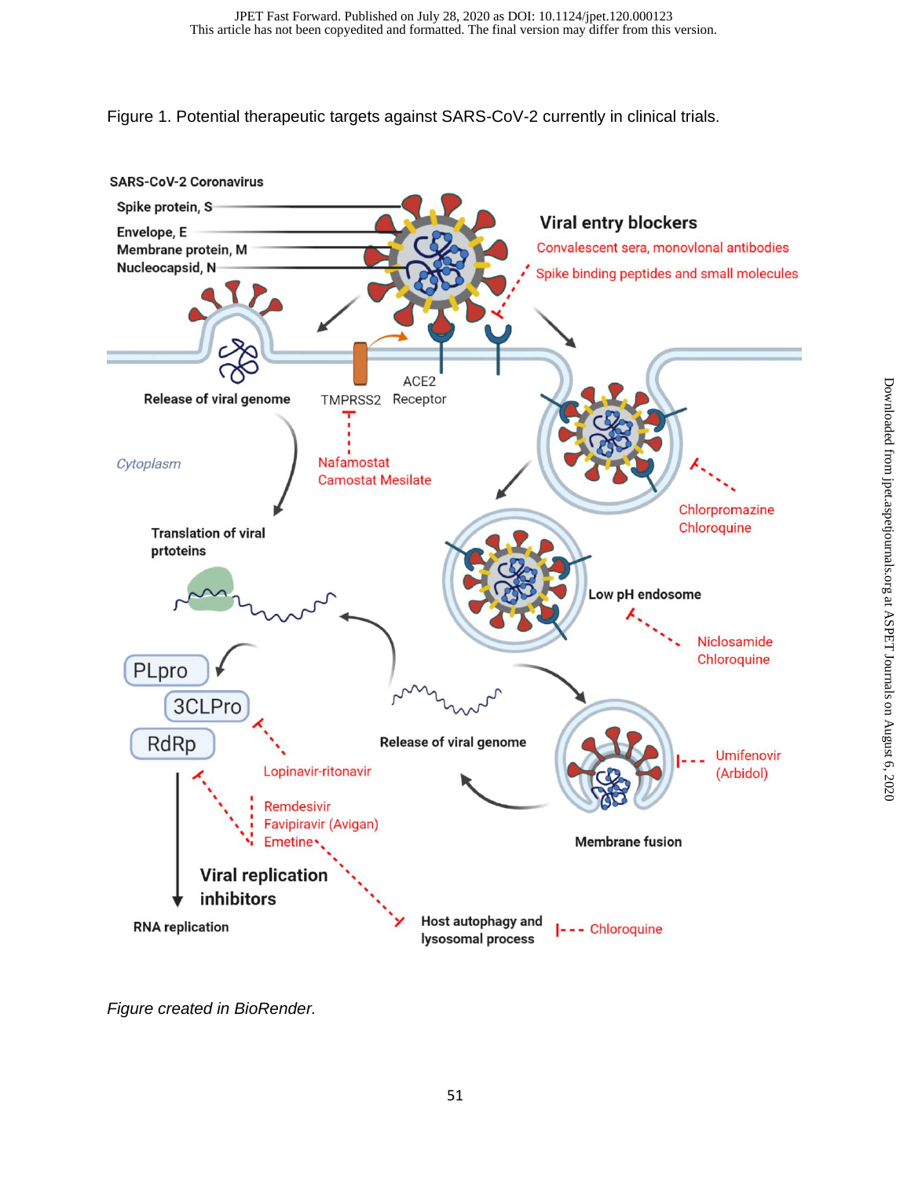Figure 1. Potential therapeutic targets against SARS-CoV-2 currently in clinical trials.

SARS-CoV-2 Coronavirus

Spike protein, S

Envelope, E

Membrane protein, M

Nucleocapsid, N

Viral entry blockers

Convalescent sera, monovlonal antibodies

Spike binding peptides and small molecules

Release of viral genome

TMPRSS2

ACE2 Receptor

Cytoplasm

Nafamostat

Camostat Mesilate

Chlorpromazine

Chloroquine

Translation of viral prtoteins

Low pH endosome

Niclosamide

Chloroquine

PLpro

3CLPro

RdRp

Lopinavir-ritonavir

Release of viral genome

Umifenovir (Arbidol)

Remdesivir

Favipiravir (Avigan)

Emetine

Membrane fusion

Viral replication inhibitors

RNA replication

Host autophagy and lysosomal process

Chloroquine

*Figure created in BioRender.*